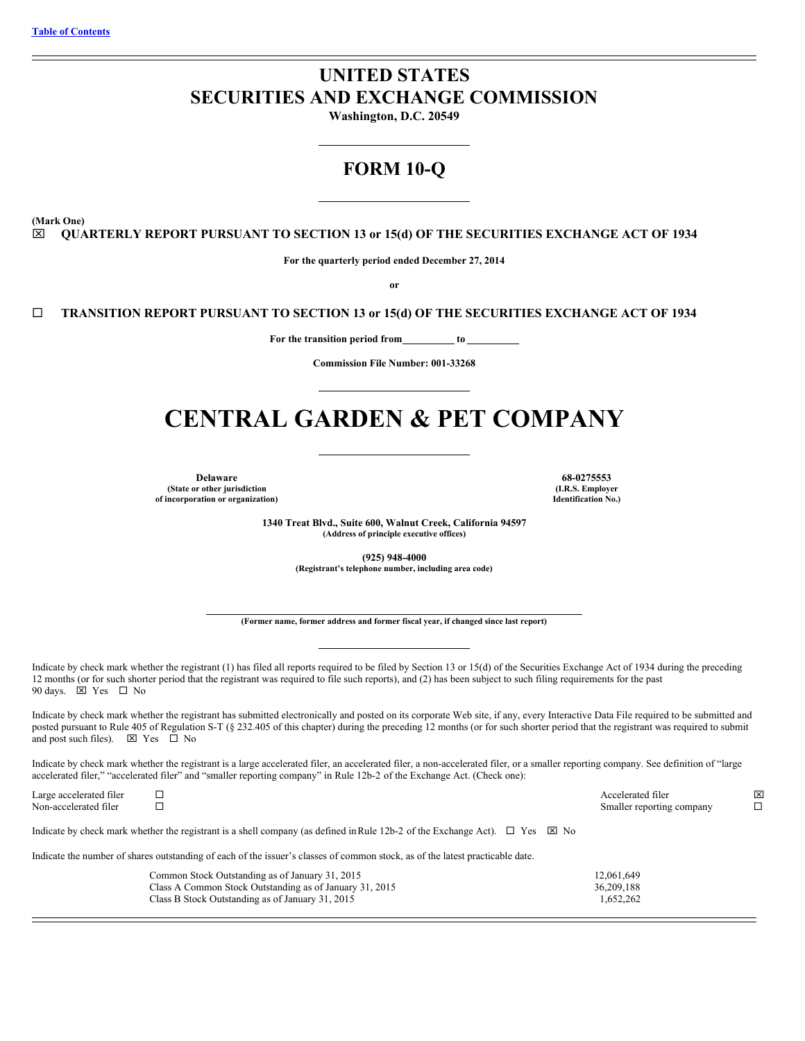Table of Contents

# UNITED STATES
# SECURITIES AND EXCHANGE COMMISSION

**Washington, D.C. 20549**

## FORM 10-Q

**(Mark One)**

☒ **QUARTERLY REPORT PURSUANT TO SECTION 13 or 15(d) OF THE SECURITIES EXCHANGE ACT OF 1934**

**For the quarterly period ended December 27, 2014**

**or**

☐ **TRANSITION REPORT PURSUANT TO SECTION 13 or 15(d) OF THE SECURITIES EXCHANGE ACT OF 1934**

**For the transition period from\_\_\_\_\_\_\_\_\_\_ to \_\_\_\_\_\_\_\_\_\_**

**Commission File Number: 001-33268**

# CENTRAL GARDEN & PET COMPANY

| | |
|---|---|
| **Delaware** | **68-0275553** |
| **(State or other jurisdiction of incorporation or organization)** | **(I.R.S. Employer Identification No.)** |

**1340 Treat Blvd., Suite 600, Walnut Creek, California 94597**
**(Address of principle executive offices)**

**(925) 948-4000**
**(Registrant's telephone number, including area code)**

**(Former name, former address and former fiscal year, if changed since last report)**

Indicate by check mark whether the registrant (1) has filed all reports required to be filed by Section 13 or 15(d) of the Securities Exchange Act of 1934 during the preceding 12 months (or for such shorter period that the registrant was required to file such reports), and (2) has been subject to such filing requirements for the past 90 days. ☒ Yes ☐ No

Indicate by check mark whether the registrant has submitted electronically and posted on its corporate Web site, if any, every Interactive Data File required to be submitted and posted pursuant to Rule 405 of Regulation S-T (§ 232.405 of this chapter) during the preceding 12 months (or for such shorter period that the registrant was required to submit and post such files). ☒ Yes ☐ No

Indicate by check mark whether the registrant is a large accelerated filer, an accelerated filer, a non-accelerated filer, or a smaller reporting company. See definition of "large accelerated filer," "accelerated filer" and "smaller reporting company" in Rule 12b-2 of the Exchange Act. (Check one):

| | | | |
|---|---|---|---|
| Large accelerated filer | ☐ | Accelerated filer | ☒ |
| Non-accelerated filer | ☐ | Smaller reporting company | ☐ |

Indicate by check mark whether the registrant is a shell company (as defined in Rule 12b-2 of the Exchange Act). ☐ Yes ☒ No

Indicate the number of shares outstanding of each of the issuer's classes of common stock, as of the latest practicable date.

| | |
|---|---|
| Common Stock Outstanding as of January 31, 2015 | 12,061,649 |
| Class A Common Stock Outstanding as of January 31, 2015 | 36,209,188 |
| Class B Stock Outstanding as of January 31, 2015 | 1,652,262 |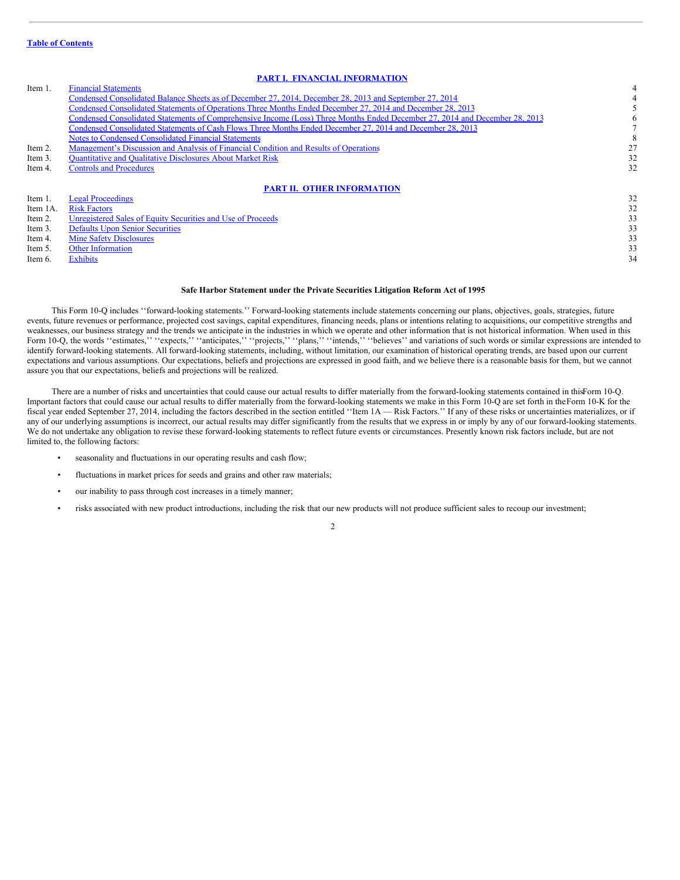**Table of Contents**

**PART I. FINANCIAL INFORMATION**

| | | |
|---|---|---|
| Item 1. | Financial Statements | 4 |
| | Condensed Consolidated Balance Sheets as of December 27, 2014, December 28, 2013 and September 27, 2014 | 4 |
| | Condensed Consolidated Statements of Operations Three Months Ended December 27, 2014 and December 28, 2013 | 5 |
| | Condensed Consolidated Statements of Comprehensive Income (Loss) Three Months Ended December 27, 2014 and December 28, 2013 | 6 |
| | Condensed Consolidated Statements of Cash Flows Three Months Ended December 27, 2014 and December 28, 2013 | 7 |
| | Notes to Condensed Consolidated Financial Statements | 8 |
| Item 2. | Management's Discussion and Analysis of Financial Condition and Results of Operations | 27 |
| Item 3. | Quantitative and Qualitative Disclosures About Market Risk | 32 |
| Item 4. | Controls and Procedures | 32 |

**PART II. OTHER INFORMATION**

| | | |
|---|---|---|
| Item 1. | Legal Proceedings | 32 |
| Item 1A. | Risk Factors | 32 |
| Item 2. | Unregistered Sales of Equity Securities and Use of Proceeds | 33 |
| Item 3. | Defaults Upon Senior Securities | 33 |
| Item 4. | Mine Safety Disclosures | 33 |
| Item 5. | Other Information | 33 |
| Item 6. | Exhibits | 34 |

**Safe Harbor Statement under the Private Securities Litigation Reform Act of 1995**

This Form 10-Q includes ''forward-looking statements.'' Forward-looking statements include statements concerning our plans, objectives, goals, strategies, future events, future revenues or performance, projected cost savings, capital expenditures, financing needs, plans or intentions relating to acquisitions, our competitive strengths and weaknesses, our business strategy and the trends we anticipate in the industries in which we operate and other information that is not historical information. When used in this Form 10-Q, the words ''estimates,'' ''expects,'' ''anticipates,'' ''projects,'' ''plans,'' ''intends,'' ''believes'' and variations of such words or similar expressions are intended to identify forward-looking statements. All forward-looking statements, including, without limitation, our examination of historical operating trends, are based upon our current expectations and various assumptions. Our expectations, beliefs and projections are expressed in good faith, and we believe there is a reasonable basis for them, but we cannot assure you that our expectations, beliefs and projections will be realized.

There are a number of risks and uncertainties that could cause our actual results to differ materially from the forward-looking statements contained in this Form 10-Q. Important factors that could cause our actual results to differ materially from the forward-looking statements we make in this Form 10-Q are set forth in the Form 10-K for the fiscal year ended September 27, 2014, including the factors described in the section entitled ''Item 1A — Risk Factors.'' If any of these risks or uncertainties materializes, or if any of our underlying assumptions is incorrect, our actual results may differ significantly from the results that we express in or imply by any of our forward-looking statements. We do not undertake any obligation to revise these forward-looking statements to reflect future events or circumstances. Presently known risk factors include, but are not limited to, the following factors:

- seasonality and fluctuations in our operating results and cash flow;
- fluctuations in market prices for seeds and grains and other raw materials;
- our inability to pass through cost increases in a timely manner;
- risks associated with new product introductions, including the risk that our new products will not produce sufficient sales to recoup our investment;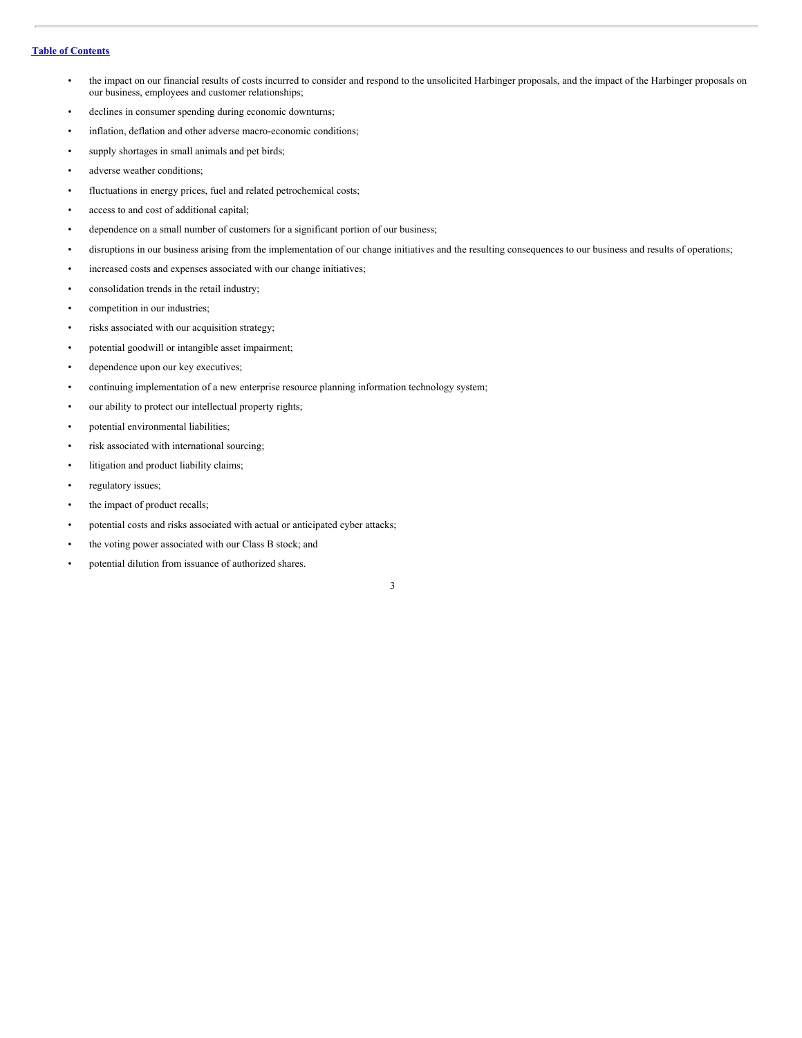- the impact on our financial results of costs incurred to consider and respond to the unsolicited Harbinger proposals, and the impact of the Harbinger proposals on our business, employees and customer relationships;
- declines in consumer spending during economic downturns;
- inflation, deflation and other adverse macro-economic conditions;
- supply shortages in small animals and pet birds;
- adverse weather conditions;
- fluctuations in energy prices, fuel and related petrochemical costs;
- access to and cost of additional capital;
- dependence on a small number of customers for a significant portion of our business;
- disruptions in our business arising from the implementation of our change initiatives and the resulting consequences to our business and results of operations;
- increased costs and expenses associated with our change initiatives;
- consolidation trends in the retail industry;
- competition in our industries;
- risks associated with our acquisition strategy;
- potential goodwill or intangible asset impairment;
- dependence upon our key executives;
- continuing implementation of a new enterprise resource planning information technology system;
- our ability to protect our intellectual property rights;
- potential environmental liabilities;
- risk associated with international sourcing;
- litigation and product liability claims;
- regulatory issues;
- the impact of product recalls;
- potential costs and risks associated with actual or anticipated cyber attacks;
- the voting power associated with our Class B stock; and
- potential dilution from issuance of authorized shares.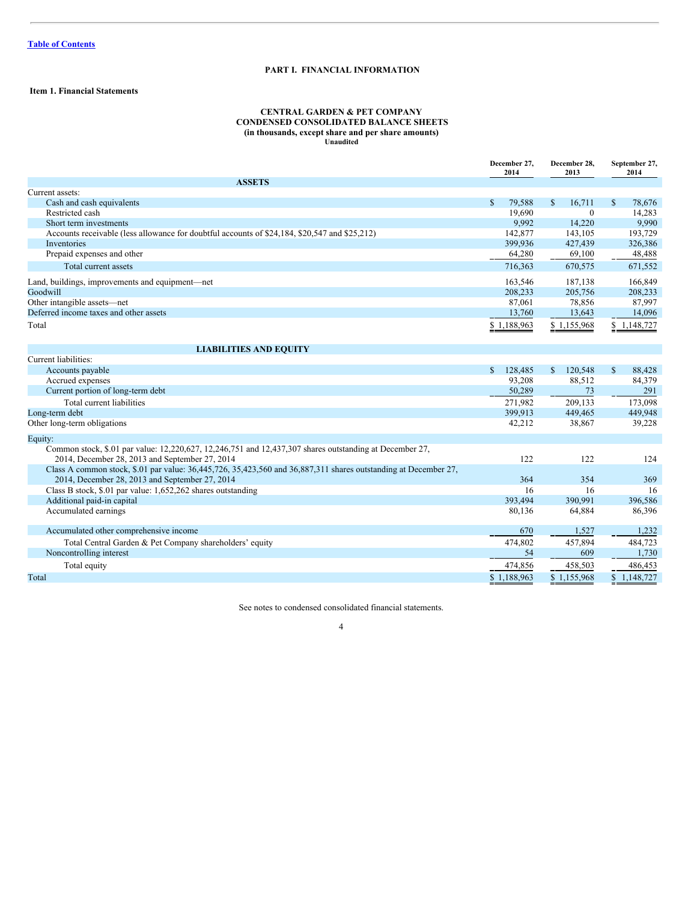Table of Contents

## PART I. FINANCIAL INFORMATION

### Item 1. Financial Statements

**CENTRAL GARDEN & PET COMPANY**
**CONDENSED CONSOLIDATED BALANCE SHEETS**
**(in thousands, except share and per share amounts)**
**Unaudited**

| | December 27, 2014 | December 28, 2013 | September 27, 2014 |
|---|---|---|---|
| **ASSETS** | | | |
| Current assets: | | | |
| Cash and cash equivalents | $ 79,588 | $ 16,711 | $ 78,676 |
| Restricted cash | 19,690 | 0 | 14,283 |
| Short term investments | 9,992 | 14,220 | 9,990 |
| Accounts receivable (less allowance for doubtful accounts of $24,184, $20,547 and $25,212) | 142,877 | 143,105 | 193,729 |
| Inventories | 399,936 | 427,439 | 326,386 |
| Prepaid expenses and other | 64,280 | 69,100 | 48,488 |
| Total current assets | 716,363 | 670,575 | 671,552 |
| Land, buildings, improvements and equipment—net | 163,546 | 187,138 | 166,849 |
| Goodwill | 208,233 | 205,756 | 208,233 |
| Other intangible assets—net | 87,061 | 78,856 | 87,997 |
| Deferred income taxes and other assets | 13,760 | 13,643 | 14,096 |
| Total | $ 1,188,963 | $ 1,155,968 | $ 1,148,727 |
| **LIABILITIES AND EQUITY** | | | |
| Current liabilities: | | | |
| Accounts payable | $ 128,485 | $ 120,548 | $ 88,428 |
| Accrued expenses | 93,208 | 88,512 | 84,379 |
| Current portion of long-term debt | 50,289 | 73 | 291 |
| Total current liabilities | 271,982 | 209,133 | 173,098 |
| Long-term debt | 399,913 | 449,465 | 449,948 |
| Other long-term obligations | 42,212 | 38,867 | 39,228 |
| Equity: | | | |
| Common stock, $.01 par value: 12,220,627, 12,246,751 and 12,437,307 shares outstanding at December 27, 2014, December 28, 2013 and September 27, 2014 | 122 | 122 | 124 |
| Class A common stock, $.01 par value: 36,445,726, 35,423,560 and 36,887,311 shares outstanding at December 27, 2014, December 28, 2013 and September 27, 2014 | 364 | 354 | 369 |
| Class B stock, $.01 par value: 1,652,262 shares outstanding | 16 | 16 | 16 |
| Additional paid-in capital | 393,494 | 390,991 | 396,586 |
| Accumulated earnings | 80,136 | 64,884 | 86,396 |
| Accumulated other comprehensive income | 670 | 1,527 | 1,232 |
| Total Central Garden & Pet Company shareholders' equity | 474,802 | 457,894 | 484,723 |
| Noncontrolling interest | 54 | 609 | 1,730 |
| Total equity | 474,856 | 458,503 | 486,453 |
| Total | $ 1,188,963 | $ 1,155,968 | $ 1,148,727 |

See notes to condensed consolidated financial statements.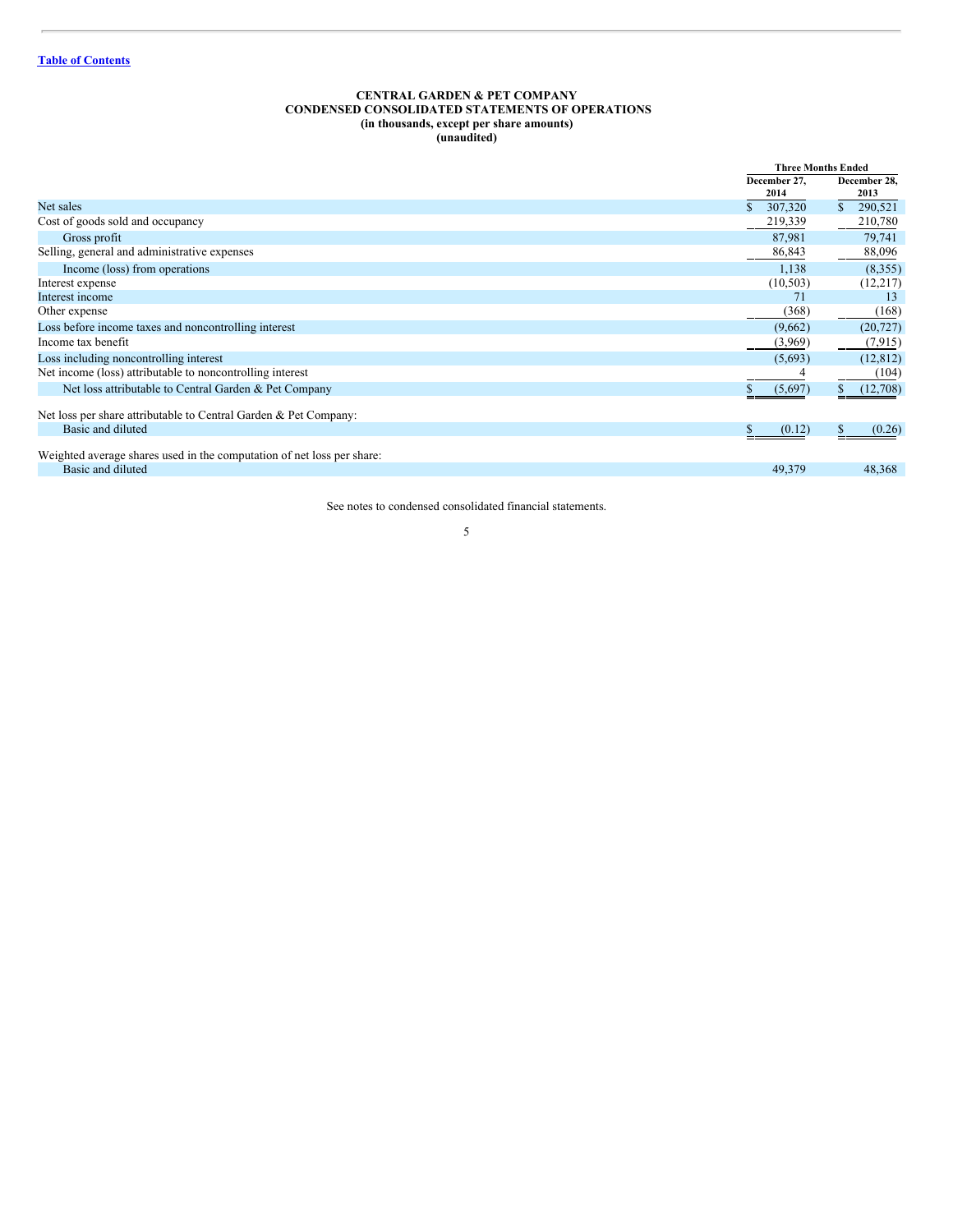[Table of Contents](#)

# CENTRAL GARDEN & PET COMPANY
## CONDENSED CONSOLIDATED STATEMENTS OF OPERATIONS
### (in thousands, except per share amounts)
### (unaudited)

| | Three Months Ended | |
|---|---|---|
| | December 27, 2014 | December 28, 2013 |
| Net sales | $ 307,320 | $ 290,521 |
| Cost of goods sold and occupancy | 219,339 | 210,780 |
| Gross profit | 87,981 | 79,741 |
| Selling, general and administrative expenses | 86,843 | 88,096 |
| Income (loss) from operations | 1,138 | (8,355) |
| Interest expense | (10,503) | (12,217) |
| Interest income | 71 | 13 |
| Other expense | (368) | (168) |
| Loss before income taxes and noncontrolling interest | (9,662) | (20,727) |
| Income tax benefit | (3,969) | (7,915) |
| Loss including noncontrolling interest | (5,693) | (12,812) |
| Net income (loss) attributable to noncontrolling interest | 4 | (104) |
| Net loss attributable to Central Garden & Pet Company | $ (5,697) | $ (12,708) |
| Net loss per share attributable to Central Garden & Pet Company: | | |
| Basic and diluted | $ (0.12) | $ (0.26) |
| Weighted average shares used in the computation of net loss per share: | | |
| Basic and diluted | 49,379 | 48,368 |

See notes to condensed consolidated financial statements.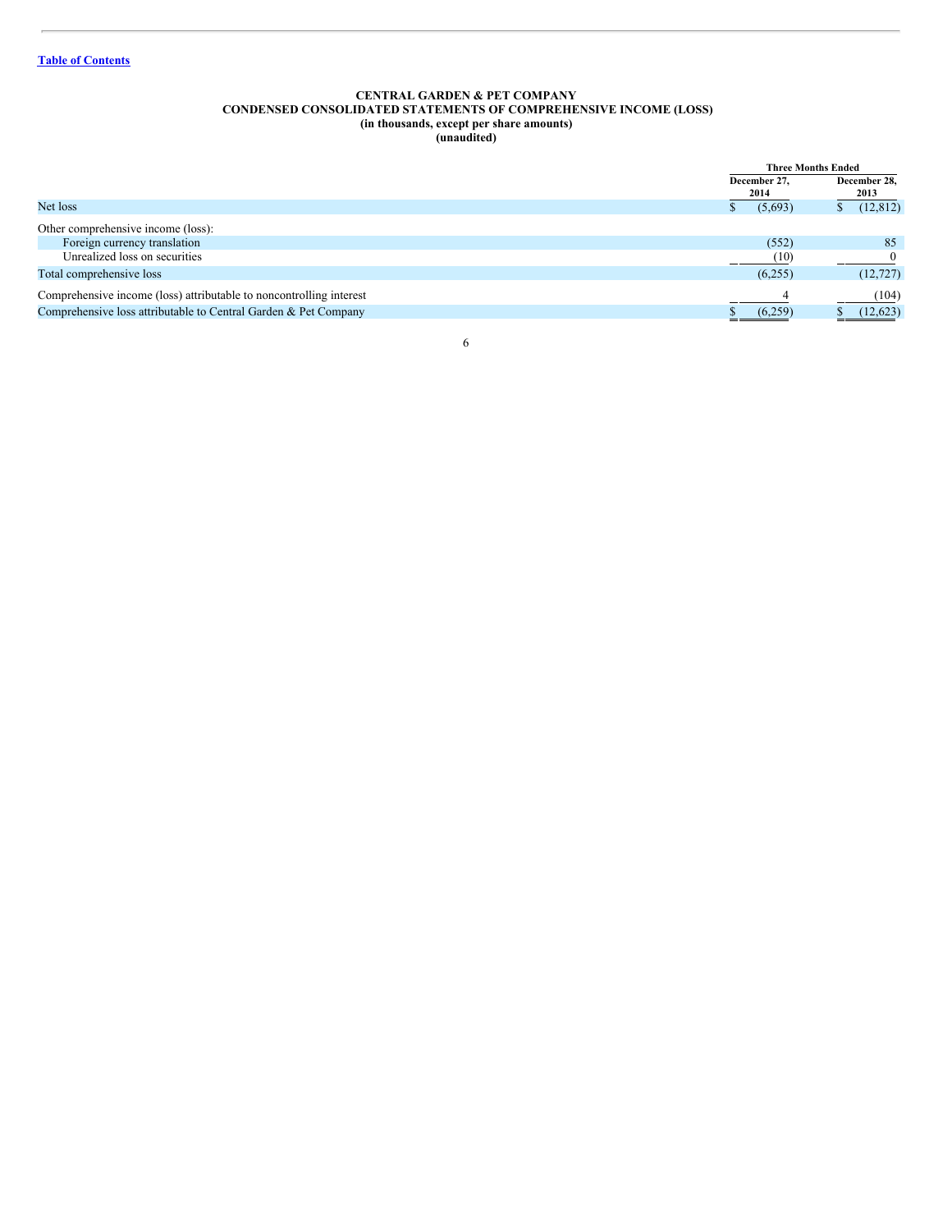**CENTRAL GARDEN & PET COMPANY**
**CONDENSED CONSOLIDATED STATEMENTS OF COMPREHENSIVE INCOME (LOSS)**
**(in thousands, except per share amounts)**
**(unaudited)**

| | Three Months Ended | |
|---|---|---|
| | December 27, 2014 | December 28, 2013 |
| Net loss | $ (5,693) | $ (12,812) |
| Other comprehensive income (loss): | | |
| Foreign currency translation | (552) | 85 |
| Unrealized loss on securities | (10) | 0 |
| Total comprehensive loss | (6,255) | (12,727) |
| Comprehensive income (loss) attributable to noncontrolling interest | 4 | (104) |
| Comprehensive loss attributable to Central Garden & Pet Company | $ (6,259) | $ (12,623) |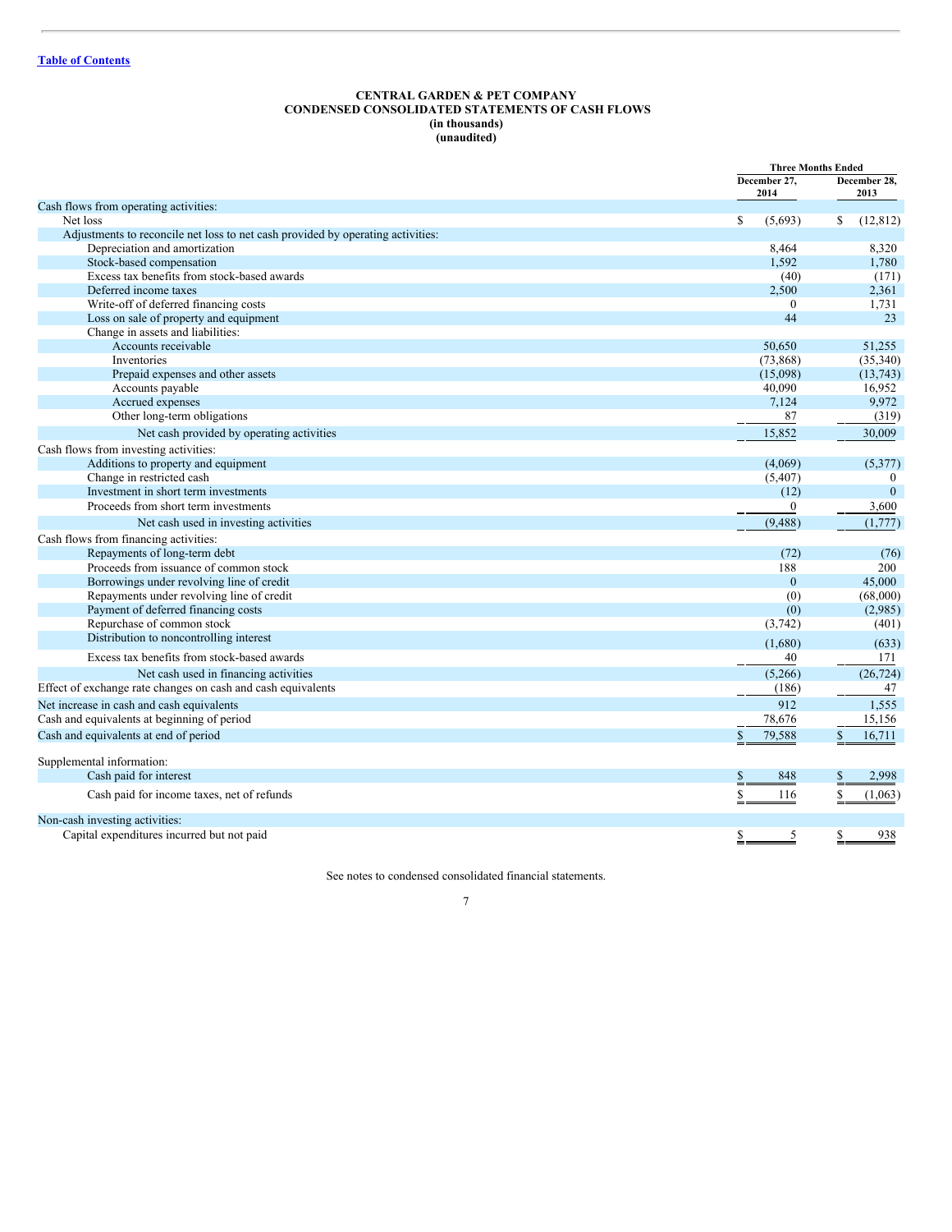Table of Contents

**CENTRAL GARDEN & PET COMPANY**
**CONDENSED CONSOLIDATED STATEMENTS OF CASH FLOWS**
**(in thousands)**
**(unaudited)**

| | Three Months Ended | |
|---|---|---|
| | December 27, 2014 | December 28, 2013 |
| Cash flows from operating activities: | | |
| Net loss | $ (5,693) | $ (12,812) |
| Adjustments to reconcile net loss to net cash provided by operating activities: | | |
| Depreciation and amortization | 8,464 | 8,320 |
| Stock-based compensation | 1,592 | 1,780 |
| Excess tax benefits from stock-based awards | (40) | (171) |
| Deferred income taxes | 2,500 | 2,361 |
| Write-off of deferred financing costs | 0 | 1,731 |
| Loss on sale of property and equipment | 44 | 23 |
| Change in assets and liabilities: | | |
| Accounts receivable | 50,650 | 51,255 |
| Inventories | (73,868) | (35,340) |
| Prepaid expenses and other assets | (15,098) | (13,743) |
| Accounts payable | 40,090 | 16,952 |
| Accrued expenses | 7,124 | 9,972 |
| Other long-term obligations | 87 | (319) |
| Net cash provided by operating activities | 15,852 | 30,009 |
| Cash flows from investing activities: | | |
| Additions to property and equipment | (4,069) | (5,377) |
| Change in restricted cash | (5,407) | 0 |
| Investment in short term investments | (12) | 0 |
| Proceeds from short term investments | 0 | 3,600 |
| Net cash used in investing activities | (9,488) | (1,777) |
| Cash flows from financing activities: | | |
| Repayments of long-term debt | (72) | (76) |
| Proceeds from issuance of common stock | 188 | 200 |
| Borrowings under revolving line of credit | 0 | 45,000 |
| Repayments under revolving line of credit | (0) | (68,000) |
| Payment of deferred financing costs | (0) | (2,985) |
| Repurchase of common stock | (3,742) | (401) |
| Distribution to noncontrolling interest | (1,680) | (633) |
| Excess tax benefits from stock-based awards | 40 | 171 |
| Net cash used in financing activities | (5,266) | (26,724) |
| Effect of exchange rate changes on cash and cash equivalents | (186) | 47 |
| Net increase in cash and cash equivalents | 912 | 1,555 |
| Cash and equivalents at beginning of period | 78,676 | 15,156 |
| Cash and equivalents at end of period | $ 79,588 | $ 16,711 |
| Supplemental information: | | |
| Cash paid for interest | $ 848 | $ 2,998 |
| Cash paid for income taxes, net of refunds | $ 116 | $ (1,063) |
| Non-cash investing activities: | | |
| Capital expenditures incurred but not paid | $ 5 | $ 938 |

See notes to condensed consolidated financial statements.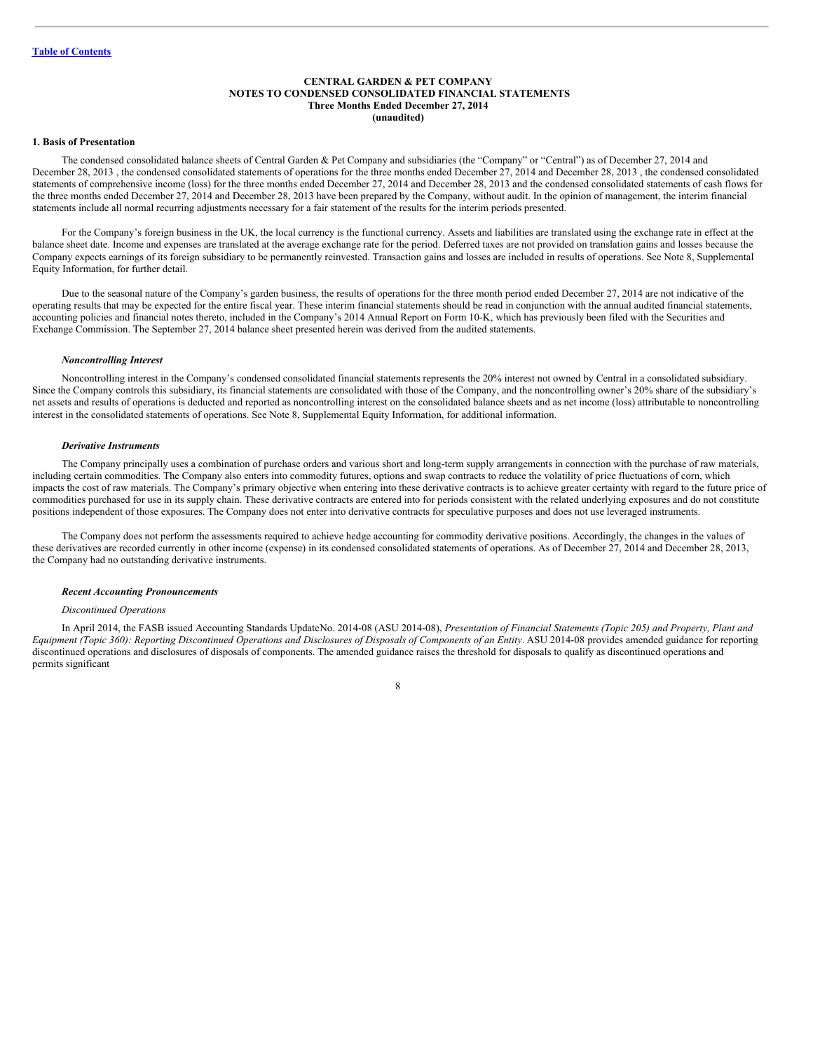[Table of Contents](#)

**CENTRAL GARDEN & PET COMPANY**
**NOTES TO CONDENSED CONSOLIDATED FINANCIAL STATEMENTS**
**Three Months Ended December 27, 2014**
**(unaudited)**

### 1. Basis of Presentation

The condensed consolidated balance sheets of Central Garden & Pet Company and subsidiaries (the "Company" or "Central") as of December 27, 2014 and December 28, 2013 , the condensed consolidated statements of operations for the three months ended December 27, 2014 and December 28, 2013 , the condensed consolidated statements of comprehensive income (loss) for the three months ended December 27, 2014 and December 28, 2013 and the condensed consolidated statements of cash flows for the three months ended December 27, 2014 and December 28, 2013 have been prepared by the Company, without audit. In the opinion of management, the interim financial statements include all normal recurring adjustments necessary for a fair statement of the results for the interim periods presented.

For the Company's foreign business in the UK, the local currency is the functional currency. Assets and liabilities are translated using the exchange rate in effect at the balance sheet date. Income and expenses are translated at the average exchange rate for the period. Deferred taxes are not provided on translation gains and losses because the Company expects earnings of its foreign subsidiary to be permanently reinvested. Transaction gains and losses are included in results of operations. See Note 8, Supplemental Equity Information, for further detail.

Due to the seasonal nature of the Company's garden business, the results of operations for the three month period ended December 27, 2014 are not indicative of the operating results that may be expected for the entire fiscal year. These interim financial statements should be read in conjunction with the annual audited financial statements, accounting policies and financial notes thereto, included in the Company's 2014 Annual Report on Form 10-K, which has previously been filed with the Securities and Exchange Commission. The September 27, 2014 balance sheet presented herein was derived from the audited statements.

#### *Noncontrolling Interest*

Noncontrolling interest in the Company's condensed consolidated financial statements represents the 20% interest not owned by Central in a consolidated subsidiary. Since the Company controls this subsidiary, its financial statements are consolidated with those of the Company, and the noncontrolling owner's 20% share of the subsidiary's net assets and results of operations is deducted and reported as noncontrolling interest on the consolidated balance sheets and as net income (loss) attributable to noncontrolling interest in the consolidated statements of operations. See Note 8, Supplemental Equity Information, for additional information.

#### *Derivative Instruments*

The Company principally uses a combination of purchase orders and various short and long-term supply arrangements in connection with the purchase of raw materials, including certain commodities. The Company also enters into commodity futures, options and swap contracts to reduce the volatility of price fluctuations of corn, which impacts the cost of raw materials. The Company's primary objective when entering into these derivative contracts is to achieve greater certainty with regard to the future price of commodities purchased for use in its supply chain. These derivative contracts are entered into for periods consistent with the related underlying exposures and do not constitute positions independent of those exposures. The Company does not enter into derivative contracts for speculative purposes and does not use leveraged instruments.

The Company does not perform the assessments required to achieve hedge accounting for commodity derivative positions. Accordingly, the changes in the values of these derivatives are recorded currently in other income (expense) in its condensed consolidated statements of operations. As of December 27, 2014 and December 28, 2013, the Company had no outstanding derivative instruments.

#### *Recent Accounting Pronouncements*

*Discontinued Operations*

In April 2014, the FASB issued Accounting Standards UpdateNo. 2014-08 (ASU 2014-08), *Presentation of Financial Statements (Topic 205) and Property, Plant and Equipment (Topic 360): Reporting Discontinued Operations and Disclosures of Disposals of Components of an Entity*. ASU 2014-08 provides amended guidance for reporting discontinued operations and disclosures of disposals of components. The amended guidance raises the threshold for disposals to qualify as discontinued operations and permits significant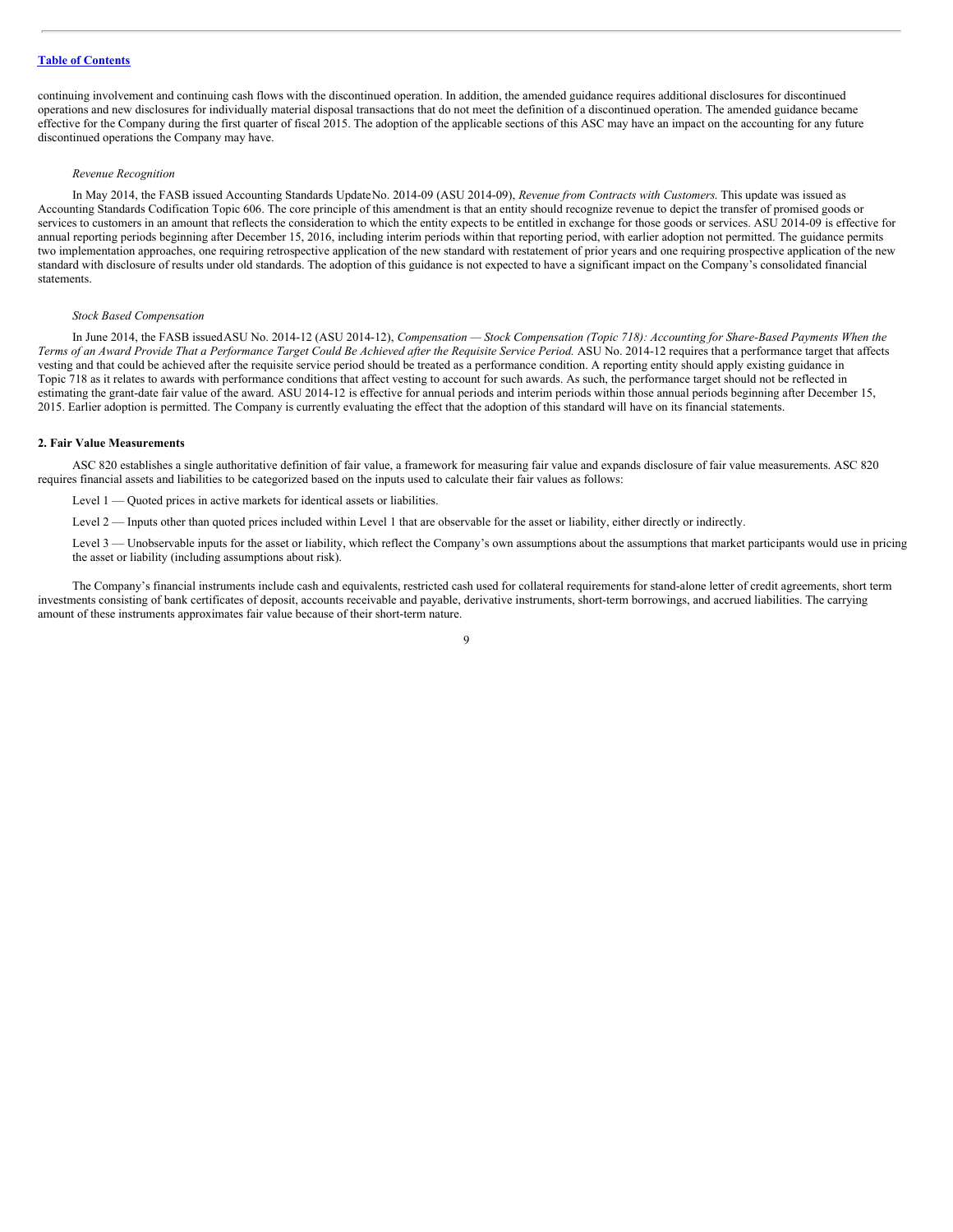continuing involvement and continuing cash flows with the discontinued operation. In addition, the amended guidance requires additional disclosures for discontinued operations and new disclosures for individually material disposal transactions that do not meet the definition of a discontinued operation. The amended guidance became effective for the Company during the first quarter of fiscal 2015. The adoption of the applicable sections of this ASC may have an impact on the accounting for any future discontinued operations the Company may have.

*Revenue Recognition*

In May 2014, the FASB issued Accounting Standards Update No. 2014-09 (ASU 2014-09), *Revenue from Contracts with Customers.* This update was issued as Accounting Standards Codification Topic 606. The core principle of this amendment is that an entity should recognize revenue to depict the transfer of promised goods or services to customers in an amount that reflects the consideration to which the entity expects to be entitled in exchange for those goods or services. ASU 2014-09 is effective for annual reporting periods beginning after December 15, 2016, including interim periods within that reporting period, with earlier adoption not permitted. The guidance permits two implementation approaches, one requiring retrospective application of the new standard with restatement of prior years and one requiring prospective application of the new standard with disclosure of results under old standards. The adoption of this guidance is not expected to have a significant impact on the Company's consolidated financial statements.

*Stock Based Compensation*

In June 2014, the FASB issued ASU No. 2014-12 (ASU 2014-12), *Compensation — Stock Compensation (Topic 718): Accounting for Share-Based Payments When the Terms of an Award Provide That a Performance Target Could Be Achieved after the Requisite Service Period.* ASU No. 2014-12 requires that a performance target that affects vesting and that could be achieved after the requisite service period should be treated as a performance condition. A reporting entity should apply existing guidance in Topic 718 as it relates to awards with performance conditions that affect vesting to account for such awards. As such, the performance target should not be reflected in estimating the grant-date fair value of the award. ASU 2014-12 is effective for annual periods and interim periods within those annual periods beginning after December 15, 2015. Earlier adoption is permitted. The Company is currently evaluating the effect that the adoption of this standard will have on its financial statements.

**2. Fair Value Measurements**

ASC 820 establishes a single authoritative definition of fair value, a framework for measuring fair value and expands disclosure of fair value measurements. ASC 820 requires financial assets and liabilities to be categorized based on the inputs used to calculate their fair values as follows:

Level 1 — Quoted prices in active markets for identical assets or liabilities.

Level 2 — Inputs other than quoted prices included within Level 1 that are observable for the asset or liability, either directly or indirectly.

Level 3 — Unobservable inputs for the asset or liability, which reflect the Company's own assumptions about the assumptions that market participants would use in pricing the asset or liability (including assumptions about risk).

The Company's financial instruments include cash and equivalents, restricted cash used for collateral requirements for stand-alone letter of credit agreements, short term investments consisting of bank certificates of deposit, accounts receivable and payable, derivative instruments, short-term borrowings, and accrued liabilities. The carrying amount of these instruments approximates fair value because of their short-term nature.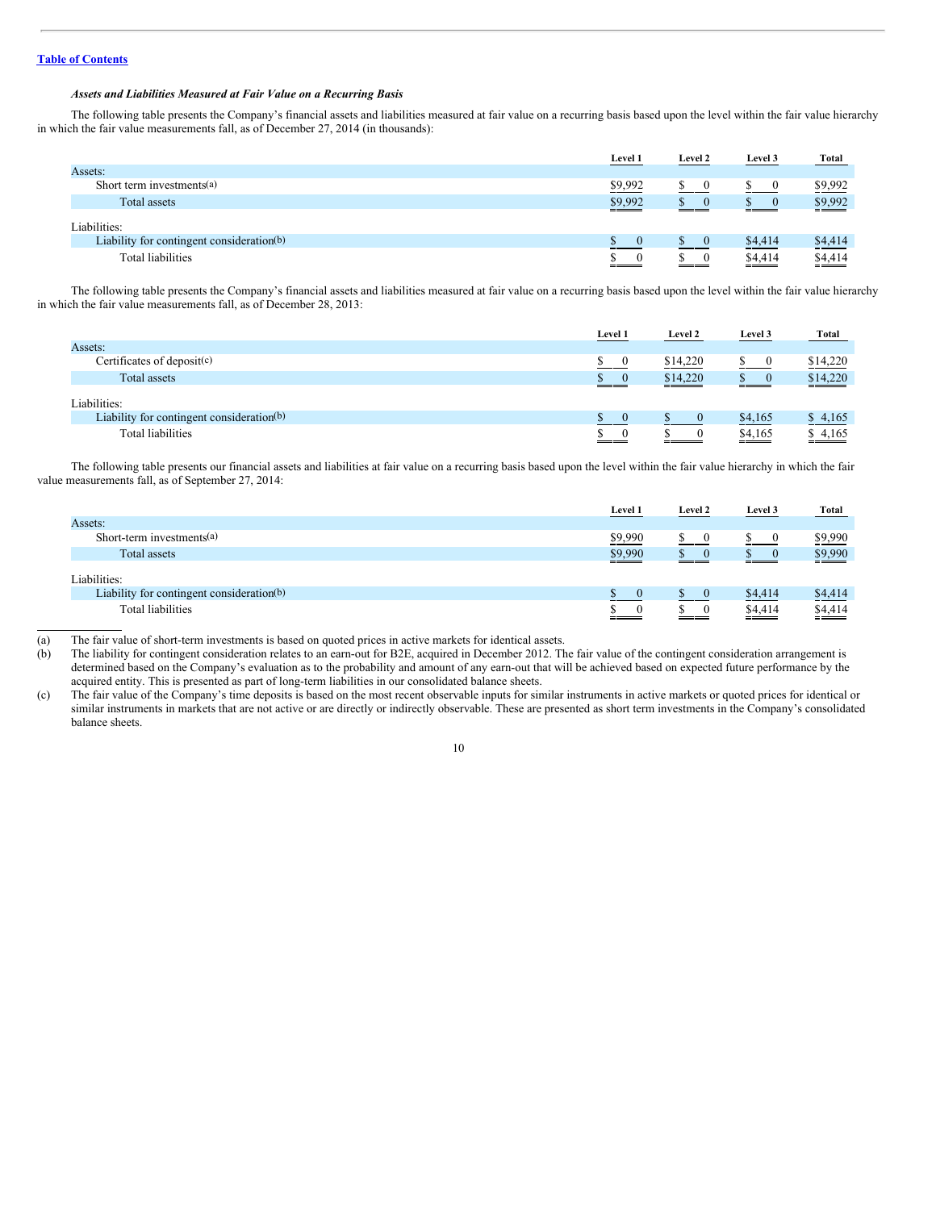[Table of Contents](#)

***Assets and Liabilities Measured at Fair Value on a Recurring Basis***

The following table presents the Company's financial assets and liabilities measured at fair value on a recurring basis based upon the level within the fair value hierarchy in which the fair value measurements fall, as of December 27, 2014 (in thousands):

| | Level 1 | Level 2 | Level 3 | Total |
|---|---|---|---|---|
| Assets: | | | | |
| Short term investments[(a)] | $9,992 | $ 0 | $ 0 | $9,992 |
| Total assets | $9,992 | $ 0 | $ 0 | $9,992 |
| Liabilities: | | | | |
| Liability for contingent consideration[(b)] | $ 0 | $ 0 | $4,414 | $4,414 |
| Total liabilities | $ 0 | $ 0 | $4,414 | $4,414 |

The following table presents the Company's financial assets and liabilities measured at fair value on a recurring basis based upon the level within the fair value hierarchy in which the fair value measurements fall, as of December 28, 2013:

| | Level 1 | Level 2 | Level 3 | Total |
|---|---|---|---|---|
| Assets: | | | | |
| Certificates of deposit[(c)] | $ 0 | $14,220 | $ 0 | $14,220 |
| Total assets | $ 0 | $14,220 | $ 0 | $14,220 |
| Liabilities: | | | | |
| Liability for contingent consideration[(b)] | $ 0 | $ 0 | $4,165 | $ 4,165 |
| Total liabilities | $ 0 | $ 0 | $4,165 | $ 4,165 |

The following table presents our financial assets and liabilities at fair value on a recurring basis based upon the level within the fair value hierarchy in which the fair value measurements fall, as of September 27, 2014:

| | Level 1 | Level 2 | Level 3 | Total |
|---|---|---|---|---|
| Assets: | | | | |
| Short-term investments[(a)] | $9,990 | $ 0 | $ 0 | $9,990 |
| Total assets | $9,990 | $ 0 | $ 0 | $9,990 |
| Liabilities: | | | | |
| Liability for contingent consideration[(b)] | $ 0 | $ 0 | $4,414 | $4,414 |
| Total liabilities | $ 0 | $ 0 | $4,414 | $4,414 |

(a) The fair value of short-term investments is based on quoted prices in active markets for identical assets.

(b) The liability for contingent consideration relates to an earn-out for B2E, acquired in December 2012. The fair value of the contingent consideration arrangement is determined based on the Company's evaluation as to the probability and amount of any earn-out that will be achieved based on expected future performance by the acquired entity. This is presented as part of long-term liabilities in our consolidated balance sheets.

(c) The fair value of the Company's time deposits is based on the most recent observable inputs for similar instruments in active markets or quoted prices for identical or similar instruments in markets that are not active or are directly or indirectly observable. These are presented as short term investments in the Company's consolidated balance sheets.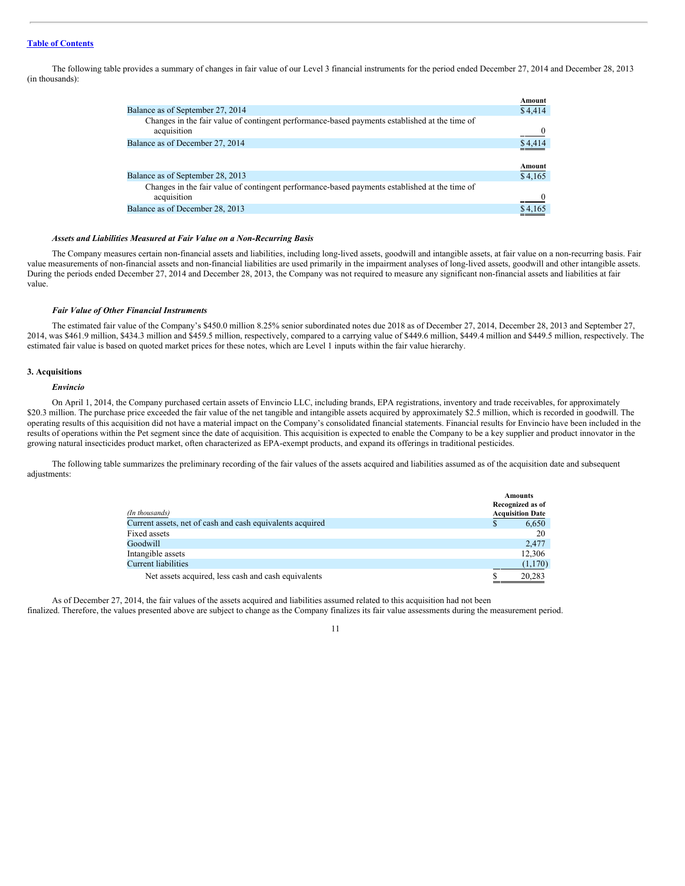The following table provides a summary of changes in fair value of our Level 3 financial instruments for the period ended December 27, 2014 and December 28, 2013 (in thousands):

| | Amount |
|---|---|
| Balance as of September 27, 2014 | $4,414 |
| Changes in the fair value of contingent performance-based payments established at the time of acquisition | 0 |
| Balance as of December 27, 2014 | $4,414 |

| | Amount |
|---|---|
| Balance as of September 28, 2013 | $4,165 |
| Changes in the fair value of contingent performance-based payments established at the time of acquisition | 0 |
| Balance as of December 28, 2013 | $4,165 |

***Assets and Liabilities Measured at Fair Value on a Non-Recurring Basis***

The Company measures certain non-financial assets and liabilities, including long-lived assets, goodwill and intangible assets, at fair value on a non-recurring basis. Fair value measurements of non-financial assets and non-financial liabilities are used primarily in the impairment analyses of long-lived assets, goodwill and other intangible assets. During the periods ended December 27, 2014 and December 28, 2013, the Company was not required to measure any significant non-financial assets and liabilities at fair value.

***Fair Value of Other Financial Instruments***

The estimated fair value of the Company's $450.0 million 8.25% senior subordinated notes due 2018 as of December 27, 2014, December 28, 2013 and September 27, 2014, was $461.9 million, $434.3 million and $459.5 million, respectively, compared to a carrying value of $449.6 million, $449.4 million and $449.5 million, respectively. The estimated fair value is based on quoted market prices for these notes, which are Level 1 inputs within the fair value hierarchy.

**3. Acquisitions**

***Envincio***

On April 1, 2014, the Company purchased certain assets of Envincio LLC, including brands, EPA registrations, inventory and trade receivables, for approximately $20.3 million. The purchase price exceeded the fair value of the net tangible and intangible assets acquired by approximately $2.5 million, which is recorded in goodwill. The operating results of this acquisition did not have a material impact on the Company's consolidated financial statements. Financial results for Envincio have been included in the results of operations within the Pet segment since the date of acquisition. This acquisition is expected to enable the Company to be a key supplier and product innovator in the growing natural insecticides product market, often characterized as EPA-exempt products, and expand its offerings in traditional pesticides.

The following table summarizes the preliminary recording of the fair values of the assets acquired and liabilities assumed as of the acquisition date and subsequent adjustments:

| *(In thousands)* | Amounts Recognized as of Acquisition Date |
|---|---|
| Current assets, net of cash and cash equivalents acquired | $ 6,650 |
| Fixed assets | 20 |
| Goodwill | 2,477 |
| Intangible assets | 12,306 |
| Current liabilities | (1,170) |
| Net assets acquired, less cash and cash equivalents | $ 20,283 |

As of December 27, 2014, the fair values of the assets acquired and liabilities assumed related to this acquisition had not been finalized. Therefore, the values presented above are subject to change as the Company finalizes its fair value assessments during the measurement period.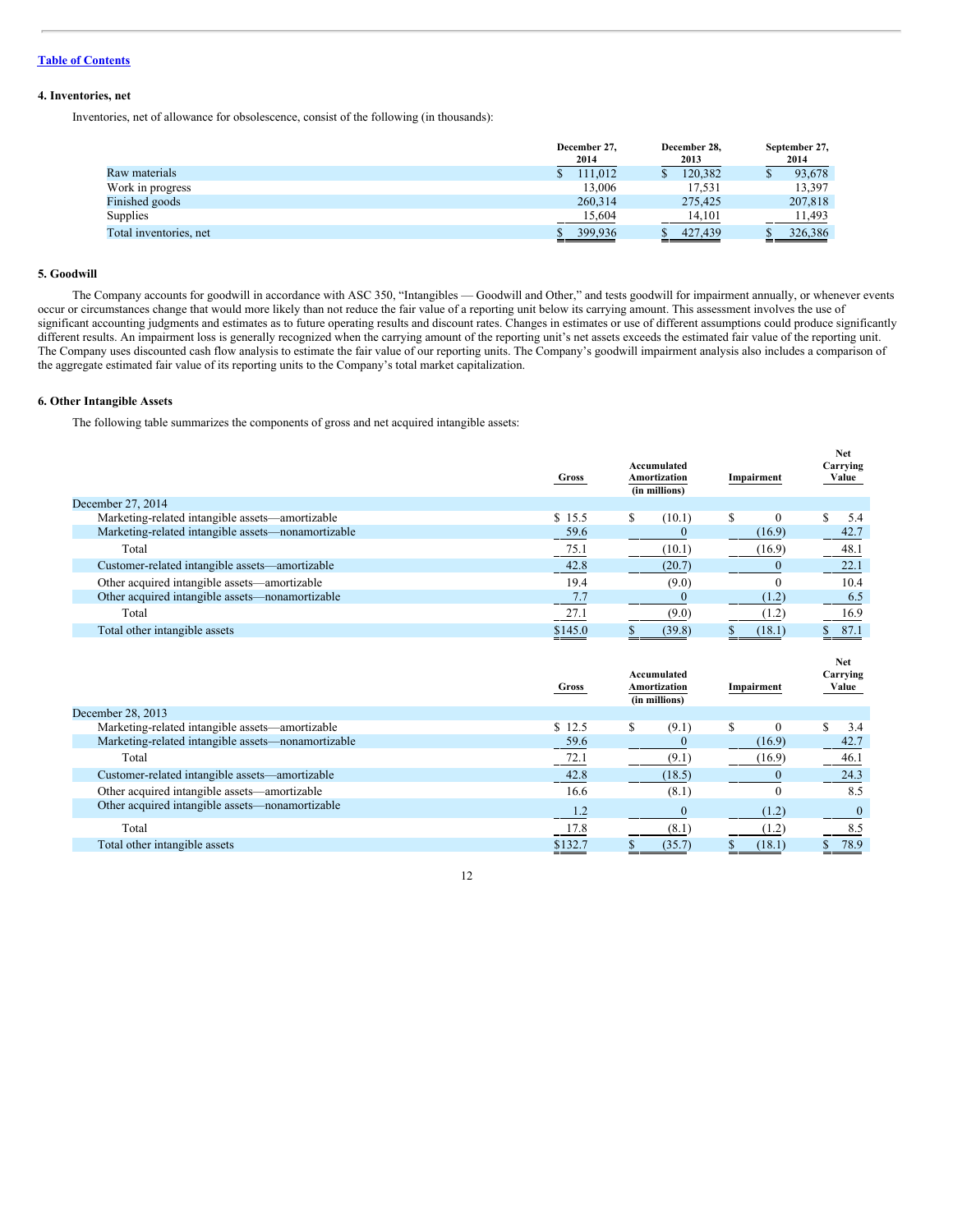[Table of Contents](#)

### 4. Inventories, net

Inventories, net of allowance for obsolescence, consist of the following (in thousands):

| | December 27, 2014 | December 28, 2013 | September 27, 2014 |
|---|---|---|---|
| Raw materials | $ 111,012 | $ 120,382 | $ 93,678 |
| Work in progress | 13,006 | 17,531 | 13,397 |
| Finished goods | 260,314 | 275,425 | 207,818 |
| Supplies | 15,604 | 14,101 | 11,493 |
| Total inventories, net | $ 399,936 | $ 427,439 | $ 326,386 |

### 5. Goodwill

The Company accounts for goodwill in accordance with ASC 350, "Intangibles — Goodwill and Other," and tests goodwill for impairment annually, or whenever events occur or circumstances change that would more likely than not reduce the fair value of a reporting unit below its carrying amount. This assessment involves the use of significant accounting judgments and estimates as to future operating results and discount rates. Changes in estimates or use of different assumptions could produce significantly different results. An impairment loss is generally recognized when the carrying amount of the reporting unit's net assets exceeds the estimated fair value of the reporting unit. The Company uses discounted cash flow analysis to estimate the fair value of our reporting units. The Company's goodwill impairment analysis also includes a comparison of the aggregate estimated fair value of its reporting units to the Company's total market capitalization.

### 6. Other Intangible Assets

The following table summarizes the components of gross and net acquired intangible assets:

| | Gross | Accumulated Amortization (in millions) | Impairment | Net Carrying Value |
|---|---|---|---|---|
| December 27, 2014 | | | | |
| Marketing-related intangible assets—amortizable | $ 15.5 | $ (10.1) | $ 0 | $ 5.4 |
| Marketing-related intangible assets—nonamortizable | 59.6 | 0 | (16.9) | 42.7 |
| Total | 75.1 | (10.1) | (16.9) | 48.1 |
| Customer-related intangible assets—amortizable | 42.8 | (20.7) | 0 | 22.1 |
| Other acquired intangible assets—amortizable | 19.4 | (9.0) | 0 | 10.4 |
| Other acquired intangible assets—nonamortizable | 7.7 | 0 | (1.2) | 6.5 |
| Total | 27.1 | (9.0) | (1.2) | 16.9 |
| Total other intangible assets | $145.0 | $ (39.8) | $ (18.1) | $ 87.1 |

| | Gross | Accumulated Amortization (in millions) | Impairment | Net Carrying Value |
|---|---|---|---|---|
| December 28, 2013 | | | | |
| Marketing-related intangible assets—amortizable | $ 12.5 | $ (9.1) | $ 0 | $ 3.4 |
| Marketing-related intangible assets—nonamortizable | 59.6 | 0 | (16.9) | 42.7 |
| Total | 72.1 | (9.1) | (16.9) | 46.1 |
| Customer-related intangible assets—amortizable | 42.8 | (18.5) | 0 | 24.3 |
| Other acquired intangible assets—amortizable | 16.6 | (8.1) | 0 | 8.5 |
| Other acquired intangible assets—nonamortizable | 1.2 | 0 | (1.2) | 0 |
| Total | 17.8 | (8.1) | (1.2) | 8.5 |
| Total other intangible assets | $132.7 | $ (35.7) | $ (18.1) | $ 78.9 |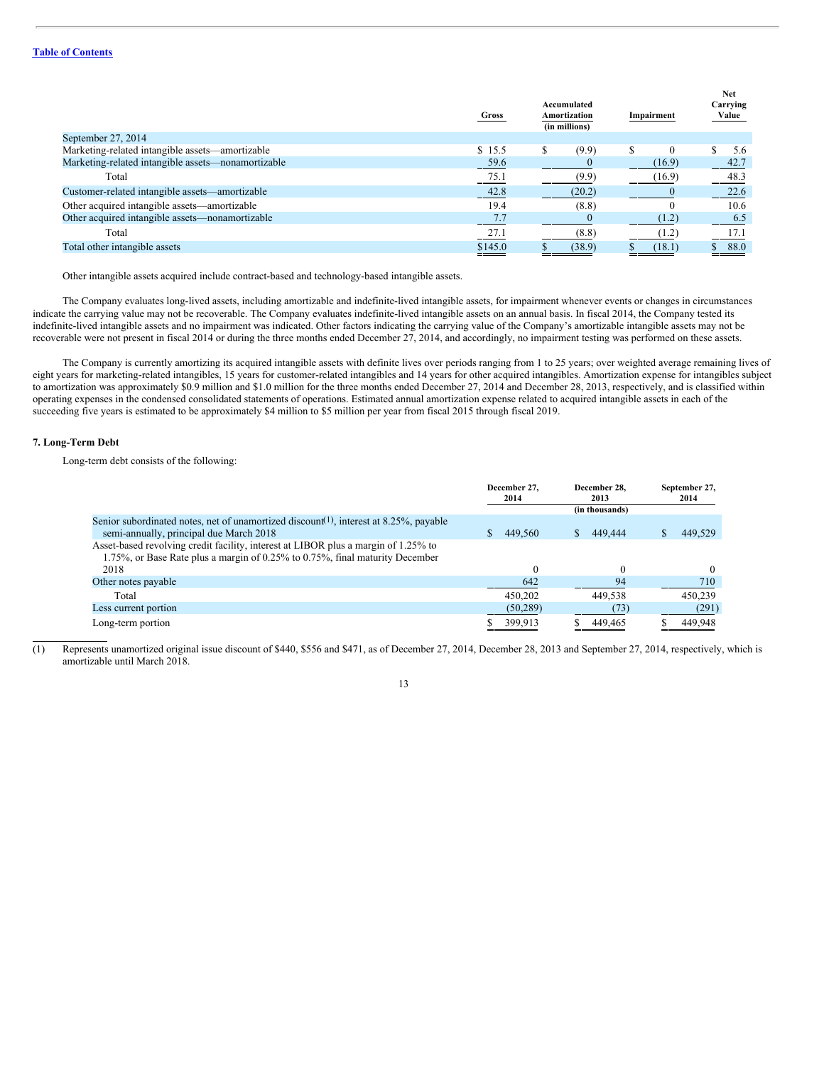| | Gross | Accumulated Amortization | Impairment | Net Carrying Value |
|---|---|---|---|---|
| | | (in millions) | | |
| September 27, 2014 | | | | |
| Marketing-related intangible assets—amortizable | $ 15.5 | $ (9.9) | $ 0 | $ 5.6 |
| Marketing-related intangible assets—nonamortizable | 59.6 | 0 | (16.9) | 42.7 |
| Total | 75.1 | (9.9) | (16.9) | 48.3 |
| Customer-related intangible assets—amortizable | 42.8 | (20.2) | 0 | 22.6 |
| Other acquired intangible assets—amortizable | 19.4 | (8.8) | 0 | 10.6 |
| Other acquired intangible assets—nonamortizable | 7.7 | 0 | (1.2) | 6.5 |
| Total | 27.1 | (8.8) | (1.2) | 17.1 |
| Total other intangible assets | $145.0 | $ (38.9) | $ (18.1) | $ 88.0 |

Other intangible assets acquired include contract-based and technology-based intangible assets.

The Company evaluates long-lived assets, including amortizable and indefinite-lived intangible assets, for impairment whenever events or changes in circumstances indicate the carrying value may not be recoverable. The Company evaluates indefinite-lived intangible assets on an annual basis. In fiscal 2014, the Company tested its indefinite-lived intangible assets and no impairment was indicated. Other factors indicating the carrying value of the Company's amortizable intangible assets may not be recoverable were not present in fiscal 2014 or during the three months ended December 27, 2014, and accordingly, no impairment testing was performed on these assets.

The Company is currently amortizing its acquired intangible assets with definite lives over periods ranging from 1 to 25 years; over weighted average remaining lives of eight years for marketing-related intangibles, 15 years for customer-related intangibles and 14 years for other acquired intangibles. Amortization expense for intangibles subject to amortization was approximately $0.9 million and $1.0 million for the three months ended December 27, 2014 and December 28, 2013, respectively, and is classified within operating expenses in the condensed consolidated statements of operations. Estimated annual amortization expense related to acquired intangible assets in each of the succeeding five years is estimated to be approximately $4 million to $5 million per year from fiscal 2015 through fiscal 2019.

## 7. Long-Term Debt

Long-term debt consists of the following:

| | December 27, 2014 | December 28, 2013 | September 27, 2014 |
|---|---|---|---|
| | | (in thousands) | |
| Senior subordinated notes, net of unamortized discount[(1)], interest at 8.25%, payable semi-annually, principal due March 2018 | $ 449,560 | $ 449,444 | $ 449,529 |
| Asset-based revolving credit facility, interest at LIBOR plus a margin of 1.25% to 1.75%, or Base Rate plus a margin of 0.25% to 0.75%, final maturity December 2018 | 0 | 0 | 0 |
| Other notes payable | 642 | 94 | 710 |
| Total | 450,202 | 449,538 | 450,239 |
| Less current portion | (50,289) | (73) | (291) |
| Long-term portion | $ 399,913 | $ 449,465 | $ 449,948 |

(1) Represents unamortized original issue discount of $440, $556 and $471, as of December 27, 2014, December 28, 2013 and September 27, 2014, respectively, which is amortizable until March 2018.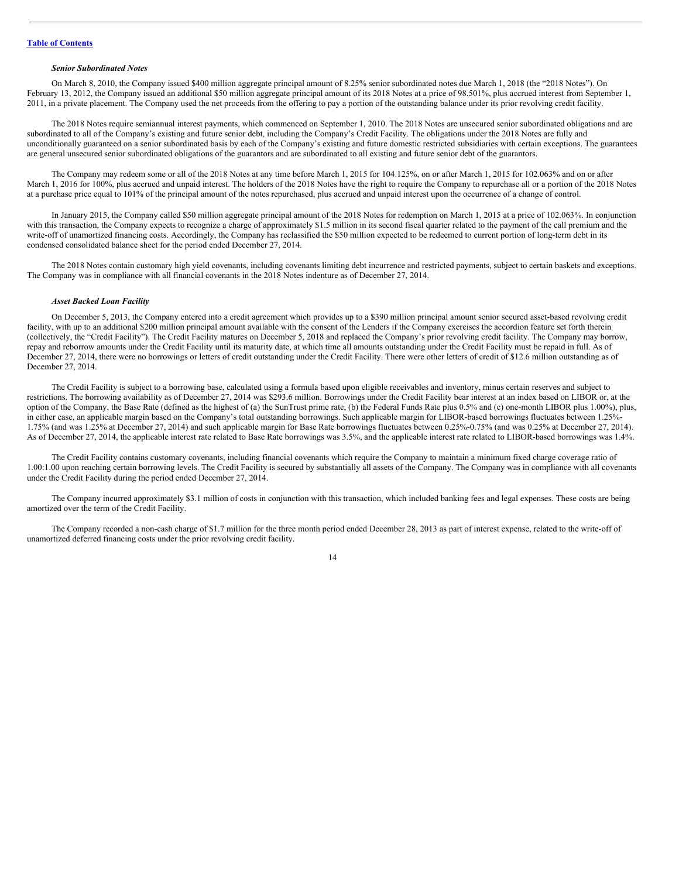[Table of Contents](#)

***Senior Subordinated Notes***

On March 8, 2010, the Company issued $400 million aggregate principal amount of 8.25% senior subordinated notes due March 1, 2018 (the "2018 Notes"). On February 13, 2012, the Company issued an additional $50 million aggregate principal amount of its 2018 Notes at a price of 98.501%, plus accrued interest from September 1, 2011, in a private placement. The Company used the net proceeds from the offering to pay a portion of the outstanding balance under its prior revolving credit facility.

The 2018 Notes require semiannual interest payments, which commenced on September 1, 2010. The 2018 Notes are unsecured senior subordinated obligations and are subordinated to all of the Company's existing and future senior debt, including the Company's Credit Facility. The obligations under the 2018 Notes are fully and unconditionally guaranteed on a senior subordinated basis by each of the Company's existing and future domestic restricted subsidiaries with certain exceptions. The guarantees are general unsecured senior subordinated obligations of the guarantors and are subordinated to all existing and future senior debt of the guarantors.

The Company may redeem some or all of the 2018 Notes at any time before March 1, 2015 for 104.125%, on or after March 1, 2015 for 102.063% and on or after March 1, 2016 for 100%, plus accrued and unpaid interest. The holders of the 2018 Notes have the right to require the Company to repurchase all or a portion of the 2018 Notes at a purchase price equal to 101% of the principal amount of the notes repurchased, plus accrued and unpaid interest upon the occurrence of a change of control.

In January 2015, the Company called $50 million aggregate principal amount of the 2018 Notes for redemption on March 1, 2015 at a price of 102.063%. In conjunction with this transaction, the Company expects to recognize a charge of approximately $1.5 million in its second fiscal quarter related to the payment of the call premium and the write-off of unamortized financing costs. Accordingly, the Company has reclassified the $50 million expected to be redeemed to current portion of long-term debt in its condensed consolidated balance sheet for the period ended December 27, 2014.

The 2018 Notes contain customary high yield covenants, including covenants limiting debt incurrence and restricted payments, subject to certain baskets and exceptions. The Company was in compliance with all financial covenants in the 2018 Notes indenture as of December 27, 2014.

***Asset Backed Loan Facility***

On December 5, 2013, the Company entered into a credit agreement which provides up to a $390 million principal amount senior secured asset-based revolving credit facility, with up to an additional $200 million principal amount available with the consent of the Lenders if the Company exercises the accordion feature set forth therein (collectively, the "Credit Facility"). The Credit Facility matures on December 5, 2018 and replaced the Company's prior revolving credit facility. The Company may borrow, repay and reborrow amounts under the Credit Facility until its maturity date, at which time all amounts outstanding under the Credit Facility must be repaid in full. As of December 27, 2014, there were no borrowings or letters of credit outstanding under the Credit Facility. There were other letters of credit of $12.6 million outstanding as of December 27, 2014.

The Credit Facility is subject to a borrowing base, calculated using a formula based upon eligible receivables and inventory, minus certain reserves and subject to restrictions. The borrowing availability as of December 27, 2014 was $293.6 million. Borrowings under the Credit Facility bear interest at an index based on LIBOR or, at the option of the Company, the Base Rate (defined as the highest of (a) the SunTrust prime rate, (b) the Federal Funds Rate plus 0.5% and (c) one-month LIBOR plus 1.00%), plus, in either case, an applicable margin based on the Company's total outstanding borrowings. Such applicable margin for LIBOR-based borrowings fluctuates between 1.25%-1.75% (and was 1.25% at December 27, 2014) and such applicable margin for Base Rate borrowings fluctuates between 0.25%-0.75% (and was 0.25% at December 27, 2014). As of December 27, 2014, the applicable interest rate related to Base Rate borrowings was 3.5%, and the applicable interest rate related to LIBOR-based borrowings was 1.4%.

The Credit Facility contains customary covenants, including financial covenants which require the Company to maintain a minimum fixed charge coverage ratio of 1.00:1.00 upon reaching certain borrowing levels. The Credit Facility is secured by substantially all assets of the Company. The Company was in compliance with all covenants under the Credit Facility during the period ended December 27, 2014.

The Company incurred approximately $3.1 million of costs in conjunction with this transaction, which included banking fees and legal expenses. These costs are being amortized over the term of the Credit Facility.

The Company recorded a non-cash charge of $1.7 million for the three month period ended December 28, 2013 as part of interest expense, related to the write-off of unamortized deferred financing costs under the prior revolving credit facility.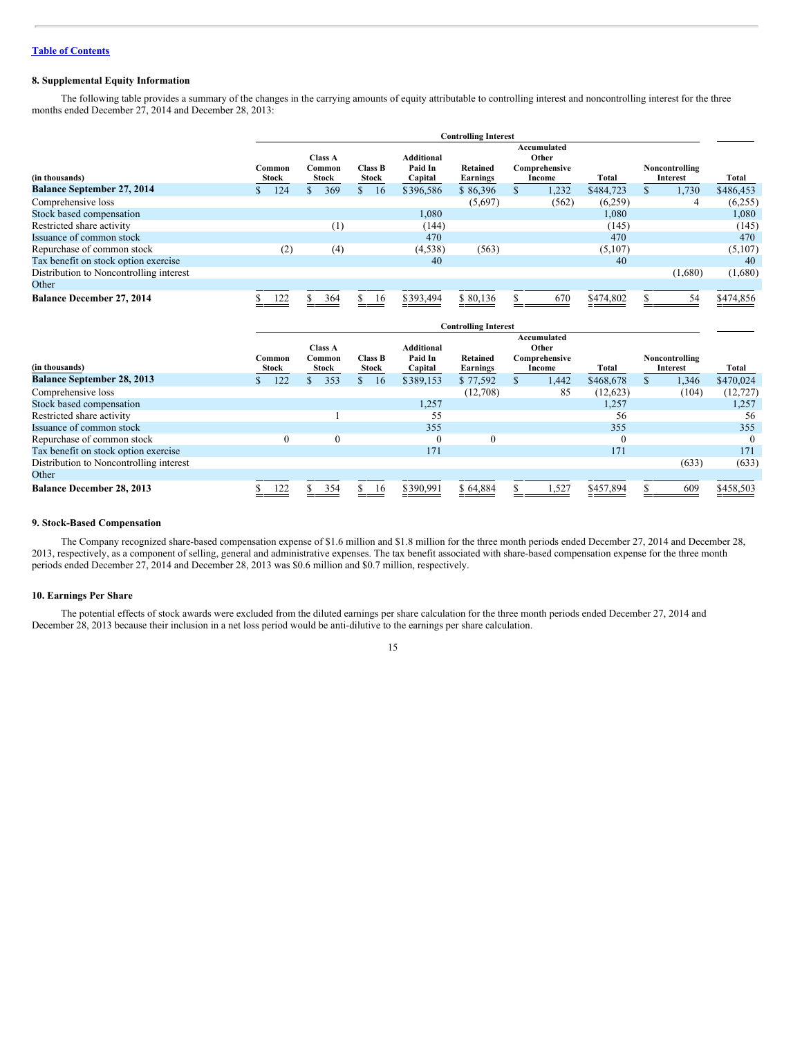Table of Contents

## 8. Supplemental Equity Information

The following table provides a summary of the changes in the carrying amounts of equity attributable to controlling interest and noncontrolling interest for the three months ended December 27, 2014 and December 28, 2013:

| | Controlling Interest | | | | | | | | |
|---|---|---|---|---|---|---|---|---|---|
| (in thousands) | Common Stock | Class A Common Stock | Class B Stock | Additional Paid In Capital | Retained Earnings | Accumulated Other Comprehensive Income | Total | Noncontrolling Interest | Total |
| **Balance September 27, 2014** | $ 124 | $ 369 | $ 16 | $396,586 | $ 86,396 | $ 1,232 | $484,723 | $ 1,730 | $486,453 |
| Comprehensive loss | | | | | (5,697) | (562) | (6,259) | 4 | (6,255) |
| Stock based compensation | | | | 1,080 | | | 1,080 | | 1,080 |
| Restricted share activity | | (1) | | (144) | | | (145) | | (145) |
| Issuance of common stock | | | | 470 | | | 470 | | 470 |
| Repurchase of common stock | (2) | (4) | | (4,538) | (563) | | (5,107) | | (5,107) |
| Tax benefit on stock option exercise | | | | 40 | | | 40 | | 40 |
| Distribution to Noncontrolling interest | | | | | | | | (1,680) | (1,680) |
| Other | | | | | | | | | |
| **Balance December 27, 2014** | $ 122 | $ 364 | $ 16 | $393,494 | $ 80,136 | $ 670 | $474,802 | $ 54 | $474,856 |

| | Controlling Interest | | | | | | | | |
|---|---|---|---|---|---|---|---|---|---|
| (in thousands) | Common Stock | Class A Common Stock | Class B Stock | Additional Paid In Capital | Retained Earnings | Accumulated Other Comprehensive Income | Total | Noncontrolling Interest | Total |
| **Balance September 28, 2013** | $ 122 | $ 353 | $ 16 | $389,153 | $ 77,592 | $ 1,442 | $468,678 | $ 1,346 | $470,024 |
| Comprehensive loss | | | | | (12,708) | 85 | (12,623) | (104) | (12,727) |
| Stock based compensation | | | | 1,257 | | | 1,257 | | 1,257 |
| Restricted share activity | | 1 | | 55 | | | 56 | | 56 |
| Issuance of common stock | | | | 355 | | | 355 | | 355 |
| Repurchase of common stock | 0 | 0 | | 0 | 0 | | 0 | | 0 |
| Tax benefit on stock option exercise | | | | 171 | | | 171 | | 171 |
| Distribution to Noncontrolling interest | | | | | | | | (633) | (633) |
| Other | | | | | | | | | |
| **Balance December 28, 2013** | $ 122 | $ 354 | $ 16 | $390,991 | $ 64,884 | $ 1,527 | $457,894 | $ 609 | $458,503 |

## 9. Stock-Based Compensation

The Company recognized share-based compensation expense of $1.6 million and $1.8 million for the three month periods ended December 27, 2014 and December 28, 2013, respectively, as a component of selling, general and administrative expenses. The tax benefit associated with share-based compensation expense for the three month periods ended December 27, 2014 and December 28, 2013 was $0.6 million and $0.7 million, respectively.

## 10. Earnings Per Share

The potential effects of stock awards were excluded from the diluted earnings per share calculation for the three month periods ended December 27, 2014 and December 28, 2013 because their inclusion in a net loss period would be anti-dilutive to the earnings per share calculation.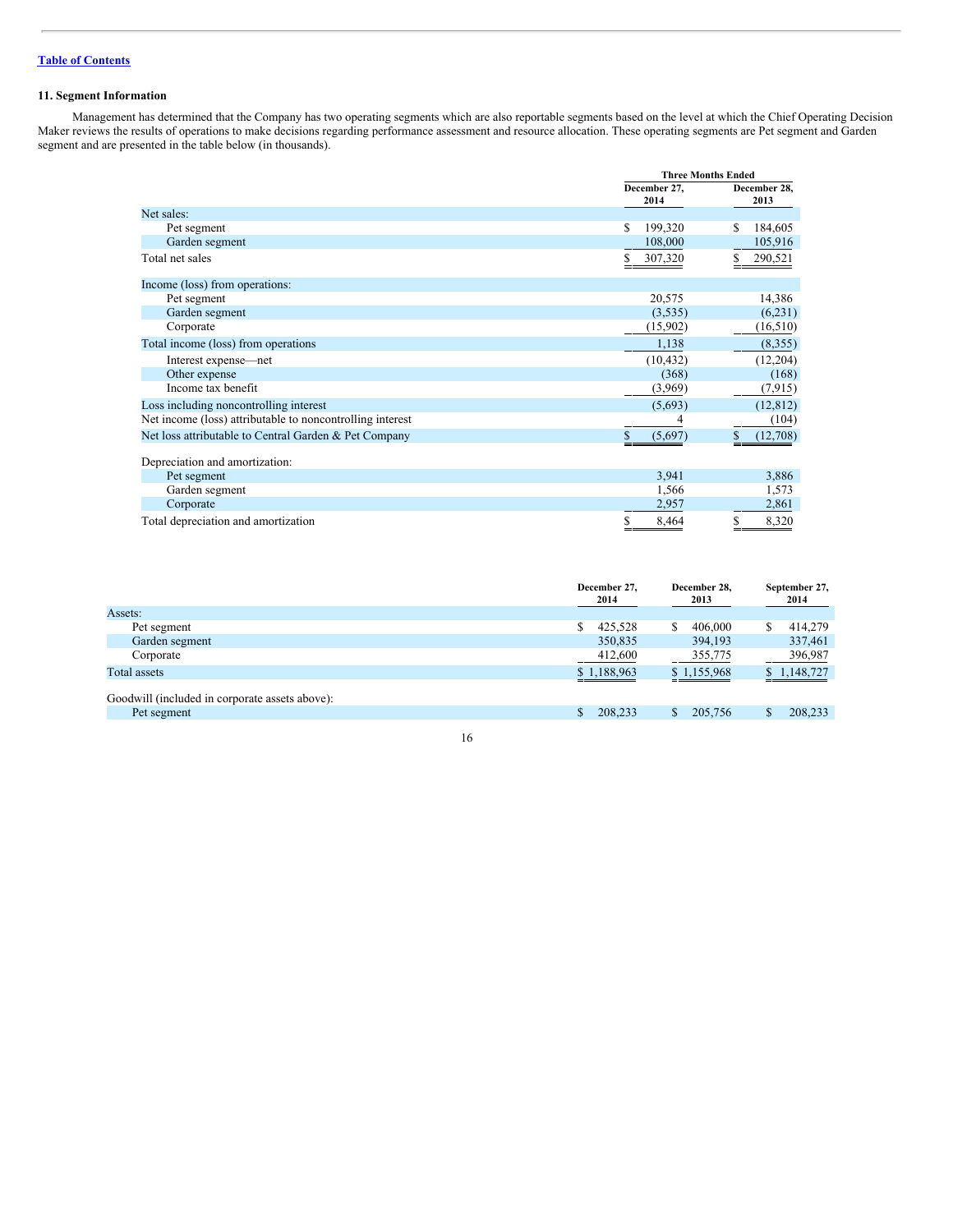[Table of Contents](#)

### 11. Segment Information

Management has determined that the Company has two operating segments which are also reportable segments based on the level at which the Chief Operating Decision Maker reviews the results of operations to make decisions regarding performance assessment and resource allocation. These operating segments are Pet segment and Garden segment and are presented in the table below (in thousands).

| | Three Months Ended | |
|---|---|---|
| | December 27, 2014 | December 28, 2013 |
| Net sales: | | |
| Pet segment | $ 199,320 | $ 184,605 |
| Garden segment | 108,000 | 105,916 |
| Total net sales | $ 307,320 | $ 290,521 |
| Income (loss) from operations: | | |
| Pet segment | 20,575 | 14,386 |
| Garden segment | (3,535) | (6,231) |
| Corporate | (15,902) | (16,510) |
| Total income (loss) from operations | 1,138 | (8,355) |
| Interest expense—net | (10,432) | (12,204) |
| Other expense | (368) | (168) |
| Income tax benefit | (3,969) | (7,915) |
| Loss including noncontrolling interest | (5,693) | (12,812) |
| Net income (loss) attributable to noncontrolling interest | 4 | (104) |
| Net loss attributable to Central Garden & Pet Company | $ (5,697) | $ (12,708) |
| Depreciation and amortization: | | |
| Pet segment | 3,941 | 3,886 |
| Garden segment | 1,566 | 1,573 |
| Corporate | 2,957 | 2,861 |
| Total depreciation and amortization | $ 8,464 | $ 8,320 |

| | December 27, 2014 | December 28, 2013 | September 27, 2014 |
|---|---|---|---|
| Assets: | | | |
| Pet segment | $ 425,528 | $ 406,000 | $ 414,279 |
| Garden segment | 350,835 | 394,193 | 337,461 |
| Corporate | 412,600 | 355,775 | 396,987 |
| Total assets | $ 1,188,963 | $ 1,155,968 | $ 1,148,727 |
| Goodwill (included in corporate assets above): | | | |
| Pet segment | $ 208,233 | $ 205,756 | $ 208,233 |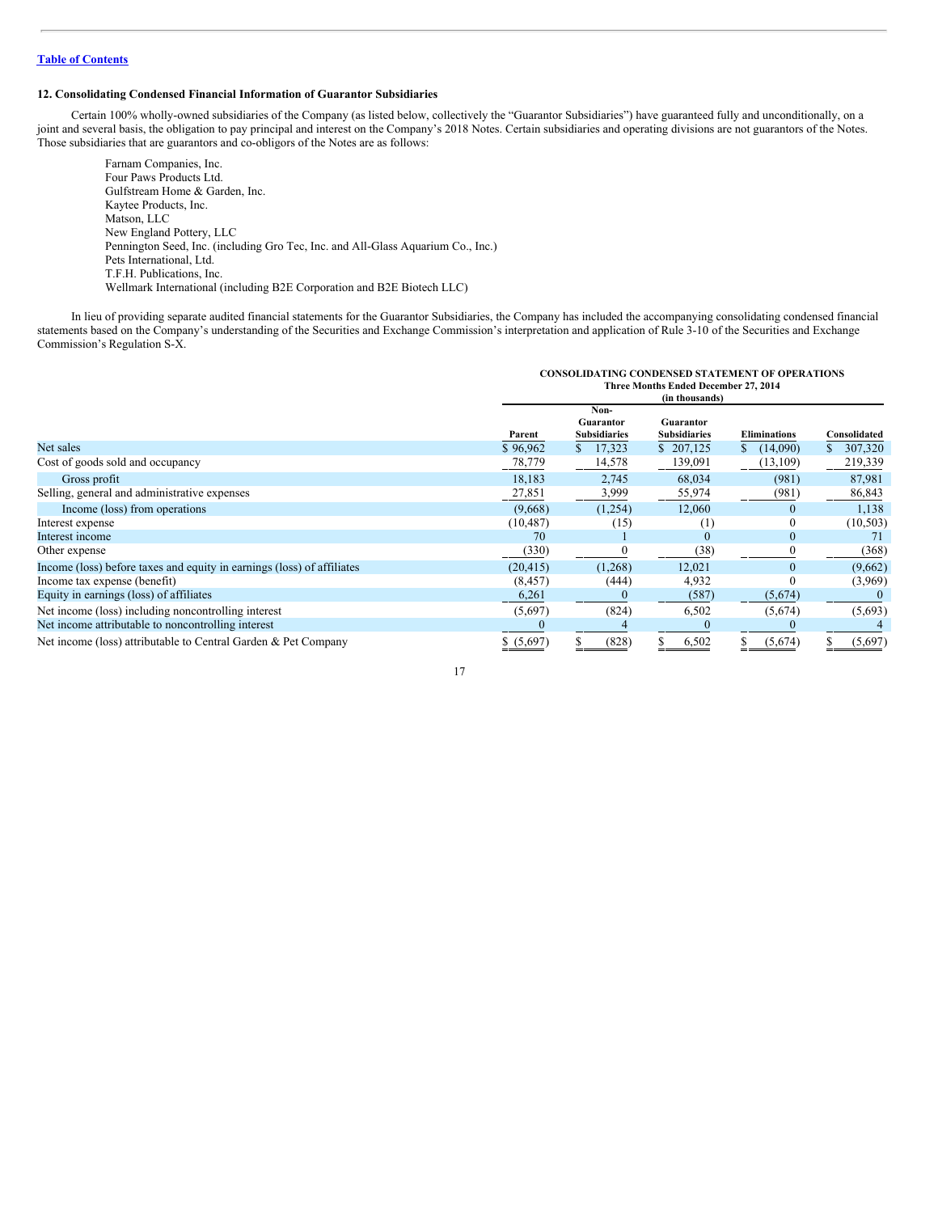## 12. Consolidating Condensed Financial Information of Guarantor Subsidiaries

Certain 100% wholly-owned subsidiaries of the Company (as listed below, collectively the "Guarantor Subsidiaries") have guaranteed fully and unconditionally, on a joint and several basis, the obligation to pay principal and interest on the Company's 2018 Notes. Certain subsidiaries and operating divisions are not guarantors of the Notes. Those subsidiaries that are guarantors and co-obligors of the Notes are as follows:

Farnam Companies, Inc.
Four Paws Products Ltd.
Gulfstream Home & Garden, Inc.
Kaytee Products, Inc.
Matson, LLC
New England Pottery, LLC
Pennington Seed, Inc. (including Gro Tec, Inc. and All-Glass Aquarium Co., Inc.)
Pets International, Ltd.
T.F.H. Publications, Inc.
Wellmark International (including B2E Corporation and B2E Biotech LLC)

In lieu of providing separate audited financial statements for the Guarantor Subsidiaries, the Company has included the accompanying consolidating condensed financial statements based on the Company's understanding of the Securities and Exchange Commission's interpretation and application of Rule 3-10 of the Securities and Exchange Commission's Regulation S-X.

**CONSOLIDATING CONDENSED STATEMENT OF OPERATIONS**
**Three Months Ended December 27, 2014**
**(in thousands)**

| | Parent | Non-Guarantor Subsidiaries | Guarantor Subsidiaries | Eliminations | Consolidated |
|---|---|---|---|---|---|
| Net sales | $ 96,962 | $ 17,323 | $ 207,125 | $ (14,090) | $ 307,320 |
| Cost of goods sold and occupancy | 78,779 | 14,578 | 139,091 | (13,109) | 219,339 |
| Gross profit | 18,183 | 2,745 | 68,034 | (981) | 87,981 |
| Selling, general and administrative expenses | 27,851 | 3,999 | 55,974 | (981) | 86,843 |
| Income (loss) from operations | (9,668) | (1,254) | 12,060 | 0 | 1,138 |
| Interest expense | (10,487) | (15) | (1) | 0 | (10,503) |
| Interest income | 70 | 1 | 0 | 0 | 71 |
| Other expense | (330) | 0 | (38) | 0 | (368) |
| Income (loss) before taxes and equity in earnings (loss) of affiliates | (20,415) | (1,268) | 12,021 | 0 | (9,662) |
| Income tax expense (benefit) | (8,457) | (444) | 4,932 | 0 | (3,969) |
| Equity in earnings (loss) of affiliates | 6,261 | 0 | (587) | (5,674) | 0 |
| Net income (loss) including noncontrolling interest | (5,697) | (824) | 6,502 | (5,674) | (5,693) |
| Net income attributable to noncontrolling interest | 0 | 4 | 0 | 0 | 4 |
| Net income (loss) attributable to Central Garden & Pet Company | $ (5,697) | $ (828) | $ 6,502 | $ (5,674) | $ (5,697) |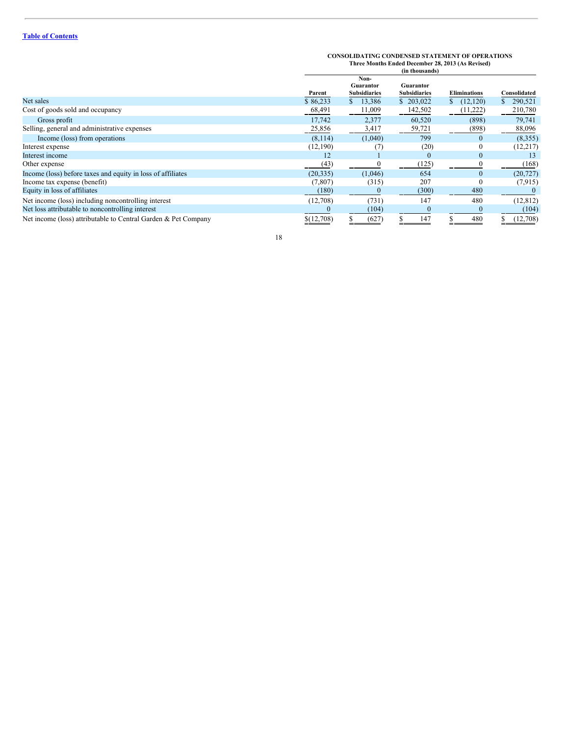[Table of Contents](#)

**CONSOLIDATING CONDENSED STATEMENT OF OPERATIONS**
**Three Months Ended December 28, 2013 (As Revised)**
**(in thousands)**

| | Parent | Non-Guarantor Subsidiaries | Guarantor Subsidiaries | Eliminations | Consolidated |
|---|---|---|---|---|---|
| Net sales | $ 86,233 | $ 13,386 | $ 203,022 | $ (12,120) | $ 290,521 |
| Cost of goods sold and occupancy | 68,491 | 11,009 | 142,502 | (11,222) | 210,780 |
| Gross profit | 17,742 | 2,377 | 60,520 | (898) | 79,741 |
| Selling, general and administrative expenses | 25,856 | 3,417 | 59,721 | (898) | 88,096 |
| Income (loss) from operations | (8,114) | (1,040) | 799 | 0 | (8,355) |
| Interest expense | (12,190) | (7) | (20) | 0 | (12,217) |
| Interest income | 12 | 1 | 0 | 0 | 13 |
| Other expense | (43) | 0 | (125) | 0 | (168) |
| Income (loss) before taxes and equity in loss of affiliates | (20,335) | (1,046) | 654 | 0 | (20,727) |
| Income tax expense (benefit) | (7,807) | (315) | 207 | 0 | (7,915) |
| Equity in loss of affiliates | (180) | 0 | (300) | 480 | 0 |
| Net income (loss) including noncontrolling interest | (12,708) | (731) | 147 | 480 | (12,812) |
| Net loss attributable to noncontrolling interest | 0 | (104) | 0 | 0 | (104) |
| Net income (loss) attributable to Central Garden & Pet Company | $(12,708) | $ (627) | $ 147 | $ 480 | $ (12,708) |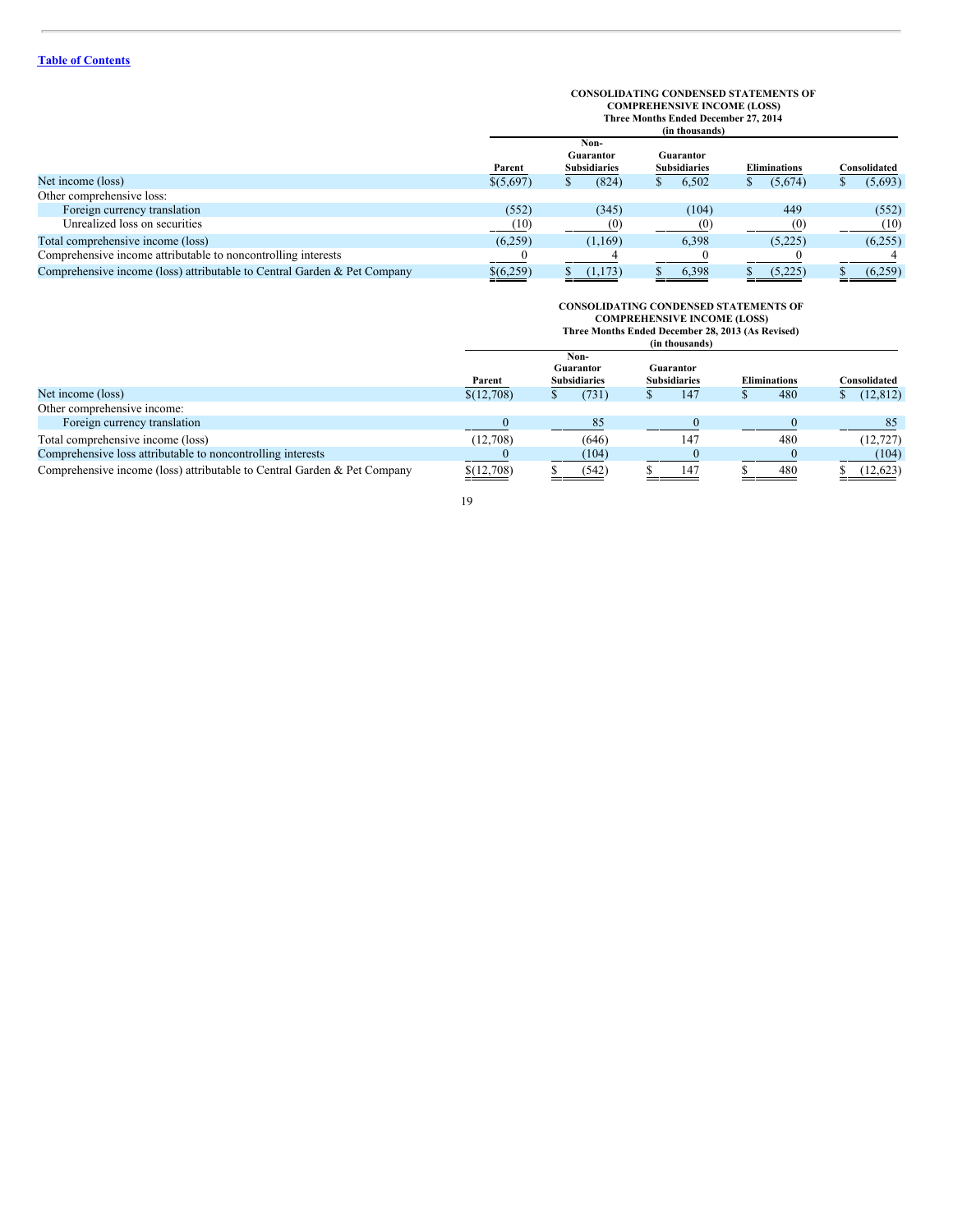**CONSOLIDATING CONDENSED STATEMENTS OF COMPREHENSIVE INCOME (LOSS)**
**Three Months Ended December 27, 2014**
**(in thousands)**

| | Parent | Non-Guarantor Subsidiaries | Guarantor Subsidiaries | Eliminations | Consolidated |
|---|---|---|---|---|---|
| Net income (loss) | $(5,697) | $ (824) | $ 6,502 | $ (5,674) | $ (5,693) |
| Other comprehensive loss: | | | | | |
| Foreign currency translation | (552) | (345) | (104) | 449 | (552) |
| Unrealized loss on securities | (10) | (0) | (0) | (0) | (10) |
| Total comprehensive income (loss) | (6,259) | (1,169) | 6,398 | (5,225) | (6,255) |
| Comprehensive income attributable to noncontrolling interests | 0 | 4 | 0 | 0 | 4 |
| Comprehensive income (loss) attributable to Central Garden & Pet Company | $(6,259) | $ (1,173) | $ 6,398 | $ (5,225) | $ (6,259) |

**CONSOLIDATING CONDENSED STATEMENTS OF COMPREHENSIVE INCOME (LOSS)**
**Three Months Ended December 28, 2013 (As Revised)**
**(in thousands)**

| | Parent | Non-Guarantor Subsidiaries | Guarantor Subsidiaries | Eliminations | Consolidated |
|---|---|---|---|---|---|
| Net income (loss) | $(12,708) | $ (731) | $ 147 | $ 480 | $ (12,812) |
| Other comprehensive income: | | | | | |
| Foreign currency translation | 0 | 85 | 0 | 0 | 85 |
| Total comprehensive income (loss) | (12,708) | (646) | 147 | 480 | (12,727) |
| Comprehensive loss attributable to noncontrolling interests | 0 | (104) | 0 | 0 | (104) |
| Comprehensive income (loss) attributable to Central Garden & Pet Company | $(12,708) | $ (542) | $ 147 | $ 480 | $ (12,623) |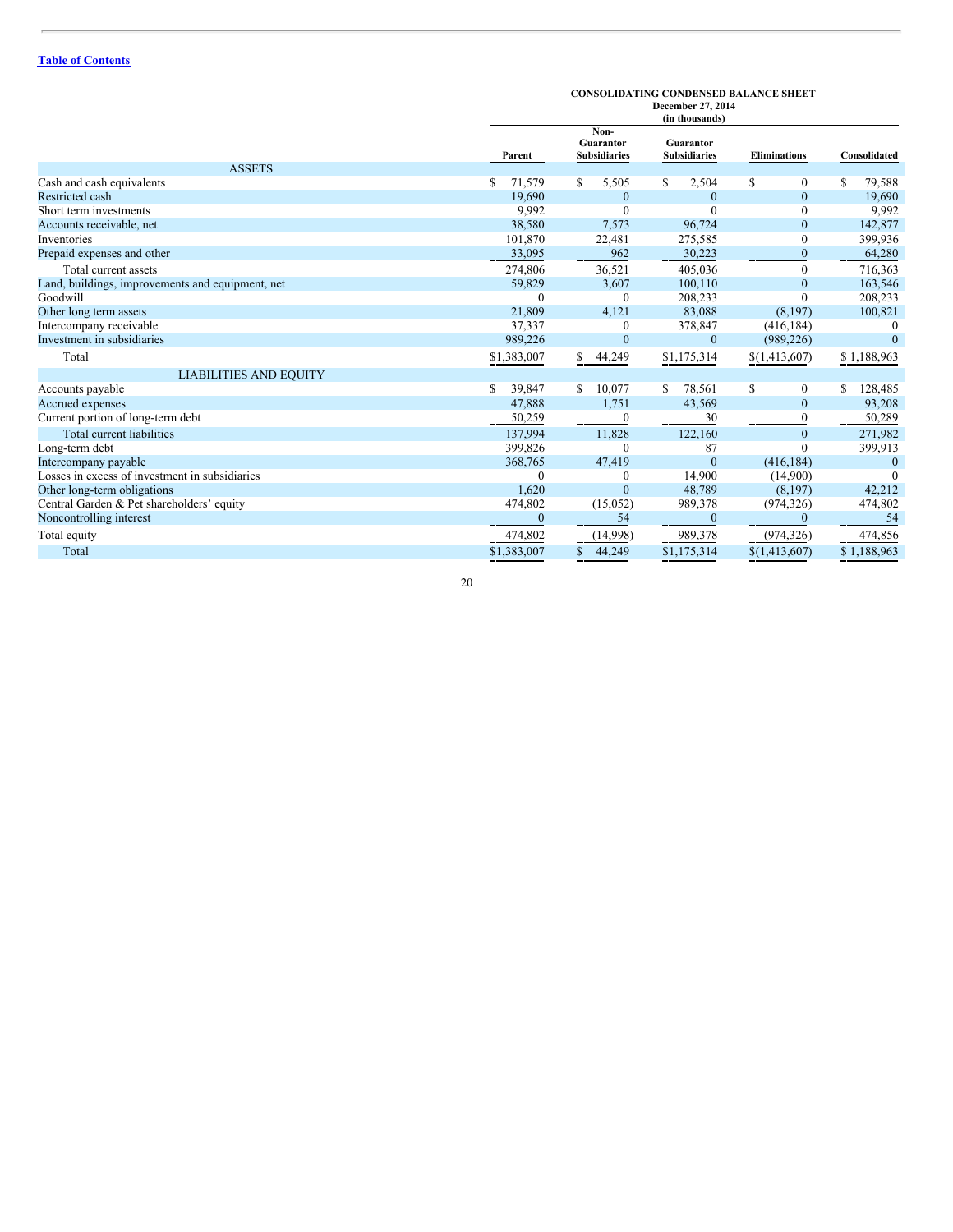[Table of Contents](#)

**CONSOLIDATING CONDENSED BALANCE SHEET**
**December 27, 2014**
**(in thousands)**

| | Parent | Non-Guarantor Subsidiaries | Guarantor Subsidiaries | Eliminations | Consolidated |
|---|---|---|---|---|---|
| **ASSETS** | | | | | |
| Cash and cash equivalents | $ 71,579 | $ 5,505 | $ 2,504 | $ 0 | $ 79,588 |
| Restricted cash | 19,690 | 0 | 0 | 0 | 19,690 |
| Short term investments | 9,992 | 0 | 0 | 0 | 9,992 |
| Accounts receivable, net | 38,580 | 7,573 | 96,724 | 0 | 142,877 |
| Inventories | 101,870 | 22,481 | 275,585 | 0 | 399,936 |
| Prepaid expenses and other | 33,095 | 962 | 30,223 | 0 | 64,280 |
| Total current assets | 274,806 | 36,521 | 405,036 | 0 | 716,363 |
| Land, buildings, improvements and equipment, net | 59,829 | 3,607 | 100,110 | 0 | 163,546 |
| Goodwill | 0 | 0 | 208,233 | 0 | 208,233 |
| Other long term assets | 21,809 | 4,121 | 83,088 | (8,197) | 100,821 |
| Intercompany receivable | 37,337 | 0 | 378,847 | (416,184) | 0 |
| Investment in subsidiaries | 989,226 | 0 | 0 | (989,226) | 0 |
| Total | $1,383,007 | $ 44,249 | $1,175,314 | $(1,413,607) | $ 1,188,963 |
| **LIABILITIES AND EQUITY** | | | | | |
| Accounts payable | $ 39,847 | $ 10,077 | $ 78,561 | $ 0 | $ 128,485 |
| Accrued expenses | 47,888 | 1,751 | 43,569 | 0 | 93,208 |
| Current portion of long-term debt | 50,259 | 0 | 30 | 0 | 50,289 |
| Total current liabilities | 137,994 | 11,828 | 122,160 | 0 | 271,982 |
| Long-term debt | 399,826 | 0 | 87 | 0 | 399,913 |
| Intercompany payable | 368,765 | 47,419 | 0 | (416,184) | 0 |
| Losses in excess of investment in subsidiaries | 0 | 0 | 14,900 | (14,900) | 0 |
| Other long-term obligations | 1,620 | 0 | 48,789 | (8,197) | 42,212 |
| Central Garden & Pet shareholders' equity | 474,802 | (15,052) | 989,378 | (974,326) | 474,802 |
| Noncontrolling interest | 0 | 54 | 0 | 0 | 54 |
| Total equity | 474,802 | (14,998) | 989,378 | (974,326) | 474,856 |
| Total | $1,383,007 | $ 44,249 | $1,175,314 | $(1,413,607) | $ 1,188,963 |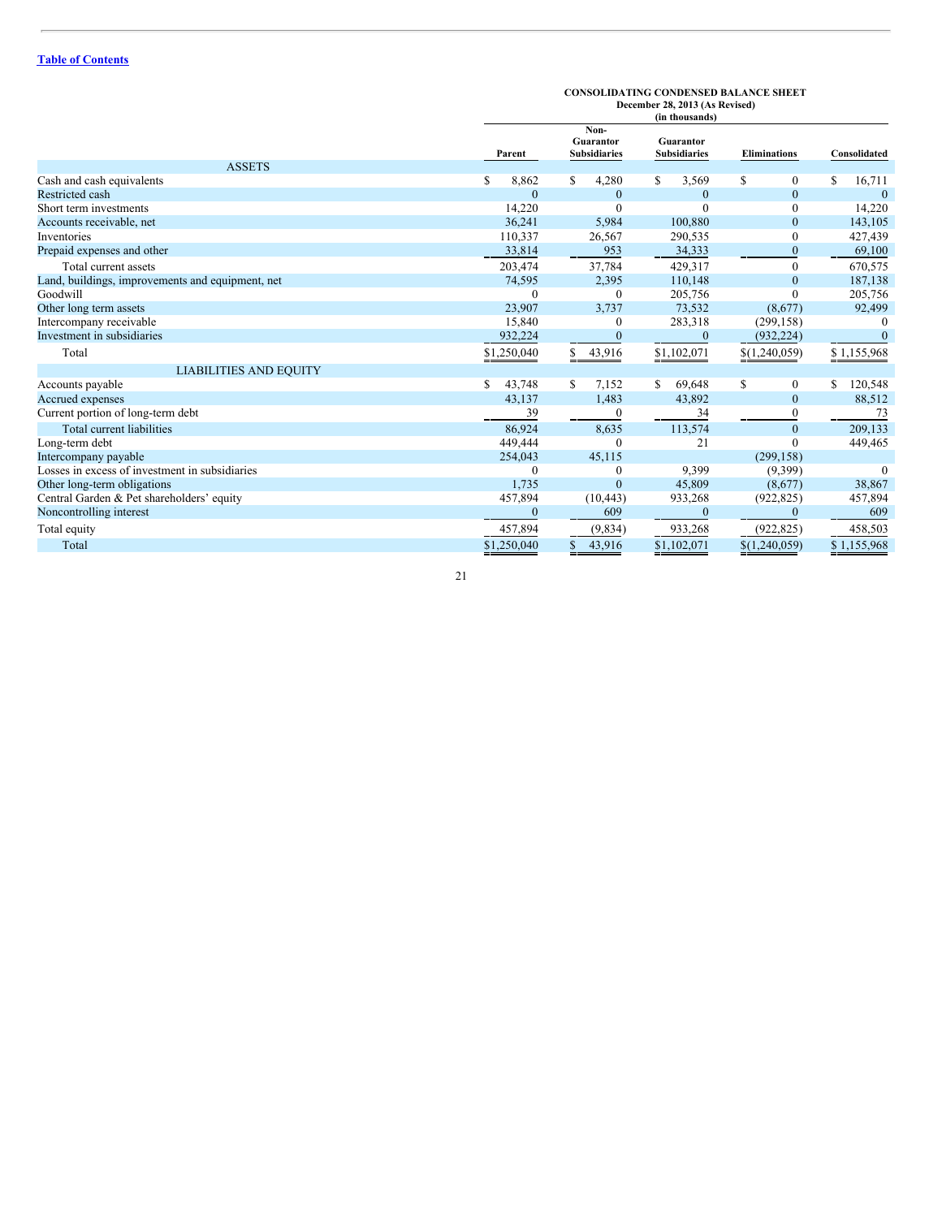**CONSOLIDATING CONDENSED BALANCE SHEET**
**December 28, 2013 (As Revised)**
**(in thousands)**

| | Parent | Non-Guarantor Subsidiaries | Guarantor Subsidiaries | Eliminations | Consolidated |
|---|---|---|---|---|---|
| **ASSETS** | | | | | |
| Cash and cash equivalents | $ 8,862 | $ 4,280 | $ 3,569 | $ 0 | $ 16,711 |
| Restricted cash | 0 | 0 | 0 | 0 | 0 |
| Short term investments | 14,220 | 0 | 0 | 0 | 14,220 |
| Accounts receivable, net | 36,241 | 5,984 | 100,880 | 0 | 143,105 |
| Inventories | 110,337 | 26,567 | 290,535 | 0 | 427,439 |
| Prepaid expenses and other | 33,814 | 953 | 34,333 | 0 | 69,100 |
| Total current assets | 203,474 | 37,784 | 429,317 | 0 | 670,575 |
| Land, buildings, improvements and equipment, net | 74,595 | 2,395 | 110,148 | 0 | 187,138 |
| Goodwill | 0 | 0 | 205,756 | 0 | 205,756 |
| Other long term assets | 23,907 | 3,737 | 73,532 | (8,677) | 92,499 |
| Intercompany receivable | 15,840 | 0 | 283,318 | (299,158) | 0 |
| Investment in subsidiaries | 932,224 | 0 | 0 | (932,224) | 0 |
| Total | $1,250,040 | $ 43,916 | $1,102,071 | $(1,240,059) | $ 1,155,968 |
| **LIABILITIES AND EQUITY** | | | | | |
| Accounts payable | $ 43,748 | $ 7,152 | $ 69,648 | $ 0 | $ 120,548 |
| Accrued expenses | 43,137 | 1,483 | 43,892 | 0 | 88,512 |
| Current portion of long-term debt | 39 | 0 | 34 | 0 | 73 |
| Total current liabilities | 86,924 | 8,635 | 113,574 | 0 | 209,133 |
| Long-term debt | 449,444 | 0 | 21 | 0 | 449,465 |
| Intercompany payable | 254,043 | 45,115 | | (299,158) | |
| Losses in excess of investment in subsidiaries | 0 | 0 | 9,399 | (9,399) | 0 |
| Other long-term obligations | 1,735 | 0 | 45,809 | (8,677) | 38,867 |
| Central Garden & Pet shareholders' equity | 457,894 | (10,443) | 933,268 | (922,825) | 457,894 |
| Noncontrolling interest | 0 | 609 | 0 | 0 | 609 |
| Total equity | 457,894 | (9,834) | 933,268 | (922,825) | 458,503 |
| Total | $1,250,040 | $ 43,916 | $1,102,071 | $(1,240,059) | $ 1,155,968 |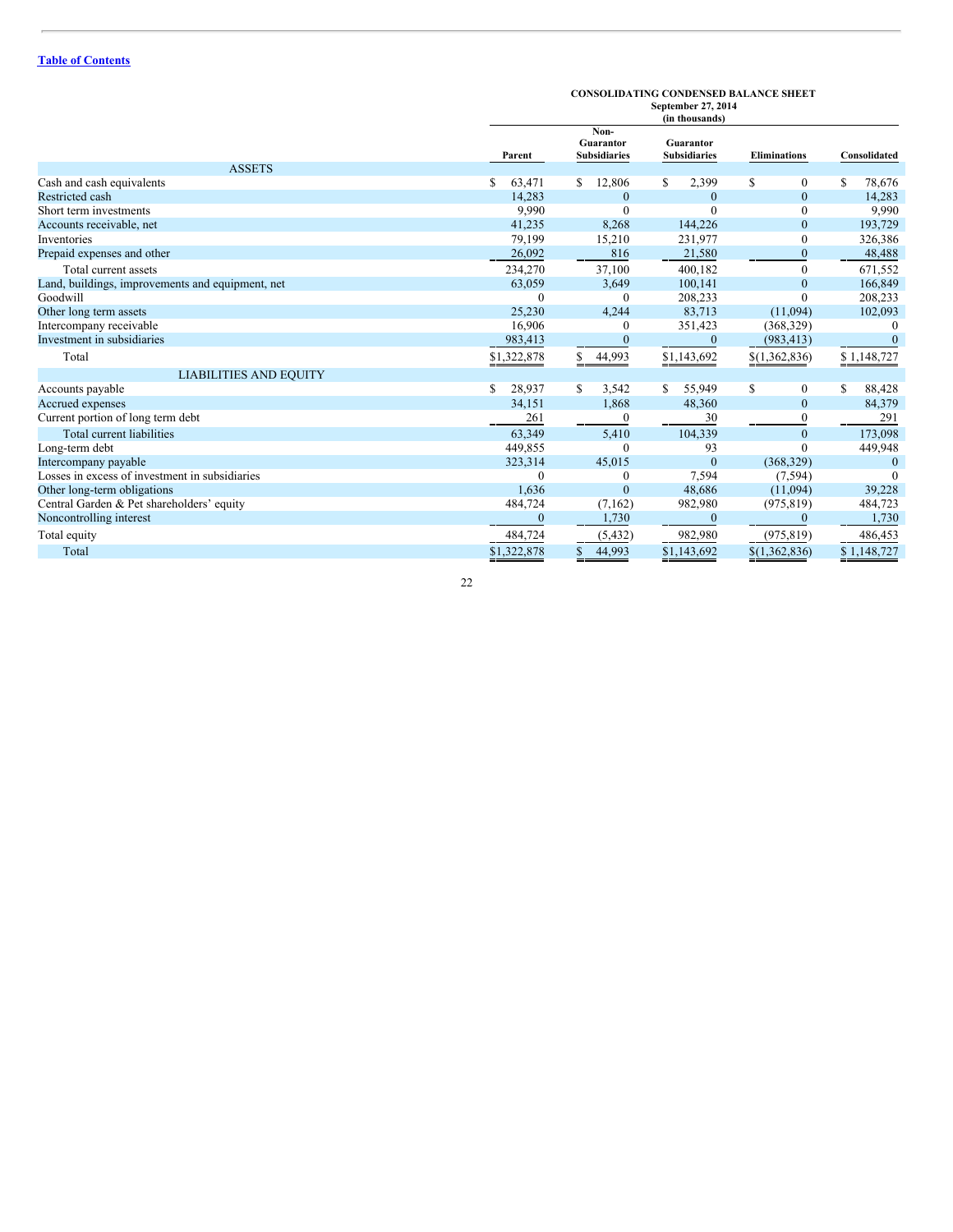[Table of Contents](#)

**CONSOLIDATING CONDENSED BALANCE SHEET**
**September 27, 2014**
**(in thousands)**

| | Parent | Non-Guarantor Subsidiaries | Guarantor Subsidiaries | Eliminations | Consolidated |
|---|---|---|---|---|---|
| **ASSETS** | | | | | |
| Cash and cash equivalents | $ 63,471 | $ 12,806 | $ 2,399 | $ 0 | $ 78,676 |
| Restricted cash | 14,283 | 0 | 0 | 0 | 14,283 |
| Short term investments | 9,990 | 0 | 0 | 0 | 9,990 |
| Accounts receivable, net | 41,235 | 8,268 | 144,226 | 0 | 193,729 |
| Inventories | 79,199 | 15,210 | 231,977 | 0 | 326,386 |
| Prepaid expenses and other | 26,092 | 816 | 21,580 | 0 | 48,488 |
| Total current assets | 234,270 | 37,100 | 400,182 | 0 | 671,552 |
| Land, buildings, improvements and equipment, net | 63,059 | 3,649 | 100,141 | 0 | 166,849 |
| Goodwill | 0 | 0 | 208,233 | 0 | 208,233 |
| Other long term assets | 25,230 | 4,244 | 83,713 | (11,094) | 102,093 |
| Intercompany receivable | 16,906 | 0 | 351,423 | (368,329) | 0 |
| Investment in subsidiaries | 983,413 | 0 | 0 | (983,413) | 0 |
| Total | $1,322,878 | $ 44,993 | $1,143,692 | $(1,362,836) | $ 1,148,727 |
| **LIABILITIES AND EQUITY** | | | | | |
| Accounts payable | $ 28,937 | $ 3,542 | $ 55,949 | $ 0 | $ 88,428 |
| Accrued expenses | 34,151 | 1,868 | 48,360 | 0 | 84,379 |
| Current portion of long term debt | 261 | 0 | 30 | 0 | 291 |
| Total current liabilities | 63,349 | 5,410 | 104,339 | 0 | 173,098 |
| Long-term debt | 449,855 | 0 | 93 | 0 | 449,948 |
| Intercompany payable | 323,314 | 45,015 | 0 | (368,329) | 0 |
| Losses in excess of investment in subsidiaries | 0 | 0 | 7,594 | (7,594) | 0 |
| Other long-term obligations | 1,636 | 0 | 48,686 | (11,094) | 39,228 |
| Central Garden & Pet shareholders' equity | 484,724 | (7,162) | 982,980 | (975,819) | 484,723 |
| Noncontrolling interest | 0 | 1,730 | 0 | 0 | 1,730 |
| Total equity | 484,724 | (5,432) | 982,980 | (975,819) | 486,453 |
| Total | $1,322,878 | $ 44,993 | $1,143,692 | $(1,362,836) | $ 1,148,727 |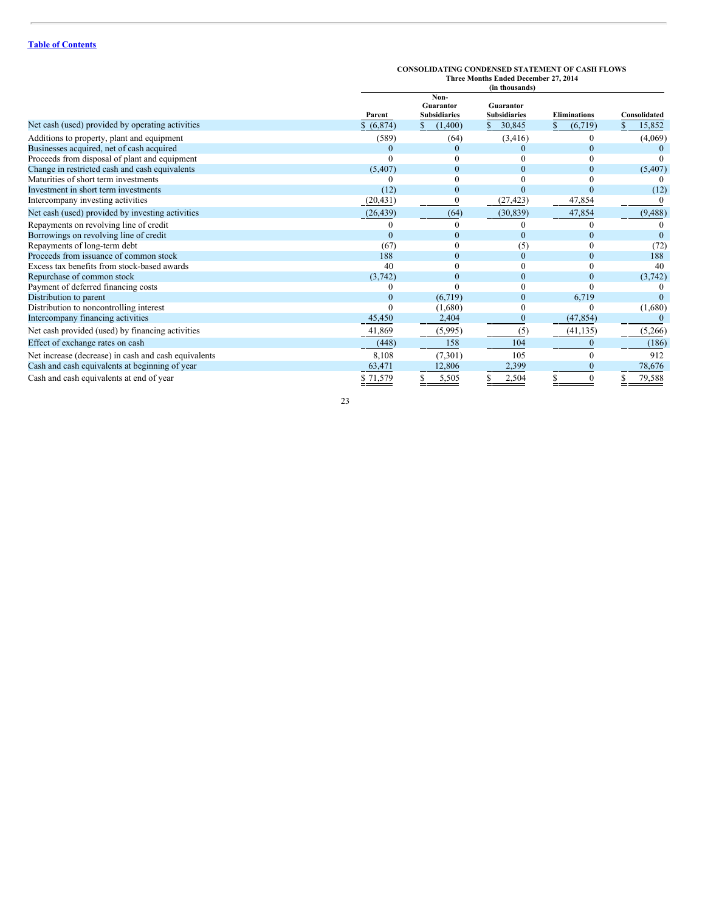**CONSOLIDATING CONDENSED STATEMENT OF CASH FLOWS**
**Three Months Ended December 27, 2014**
**(in thousands)**

| | Parent | Non-Guarantor Subsidiaries | Guarantor Subsidiaries | Eliminations | Consolidated |
|---|---|---|---|---|---|
| Net cash (used) provided by operating activities | $ (6,874) | $ (1,400) | $ 30,845 | $ (6,719) | $ 15,852 |
| Additions to property, plant and equipment | (589) | (64) | (3,416) | 0 | (4,069) |
| Businesses acquired, net of cash acquired | 0 | 0 | 0 | 0 | 0 |
| Proceeds from disposal of plant and equipment | 0 | 0 | 0 | 0 | 0 |
| Change in restricted cash and cash equivalents | (5,407) | 0 | 0 | 0 | (5,407) |
| Maturities of short term investments | 0 | 0 | 0 | 0 | 0 |
| Investment in short term investments | (12) | 0 | 0 | 0 | (12) |
| Intercompany investing activities | (20,431) | 0 | (27,423) | 47,854 | 0 |
| Net cash (used) provided by investing activities | (26,439) | (64) | (30,839) | 47,854 | (9,488) |
| Repayments on revolving line of credit | 0 | 0 | 0 | 0 | 0 |
| Borrowings on revolving line of credit | 0 | 0 | 0 | 0 | 0 |
| Repayments of long-term debt | (67) | 0 | (5) | 0 | (72) |
| Proceeds from issuance of common stock | 188 | 0 | 0 | 0 | 188 |
| Excess tax benefits from stock-based awards | 40 | 0 | 0 | 0 | 40 |
| Repurchase of common stock | (3,742) | 0 | 0 | 0 | (3,742) |
| Payment of deferred financing costs | 0 | 0 | 0 | 0 | 0 |
| Distribution to parent | 0 | (6,719) | 0 | 6,719 | 0 |
| Distribution to noncontrolling interest | 0 | (1,680) | 0 | 0 | (1,680) |
| Intercompany financing activities | 45,450 | 2,404 | 0 | (47,854) | 0 |
| Net cash provided (used) by financing activities | 41,869 | (5,995) | (5) | (41,135) | (5,266) |
| Effect of exchange rates on cash | (448) | 158 | 104 | 0 | (186) |
| Net increase (decrease) in cash and cash equivalents | 8,108 | (7,301) | 105 | 0 | 912 |
| Cash and cash equivalents at beginning of year | 63,471 | 12,806 | 2,399 | 0 | 78,676 |
| Cash and cash equivalents at end of year | $ 71,579 | $ 5,505 | $ 2,504 | $ 0 | $ 79,588 |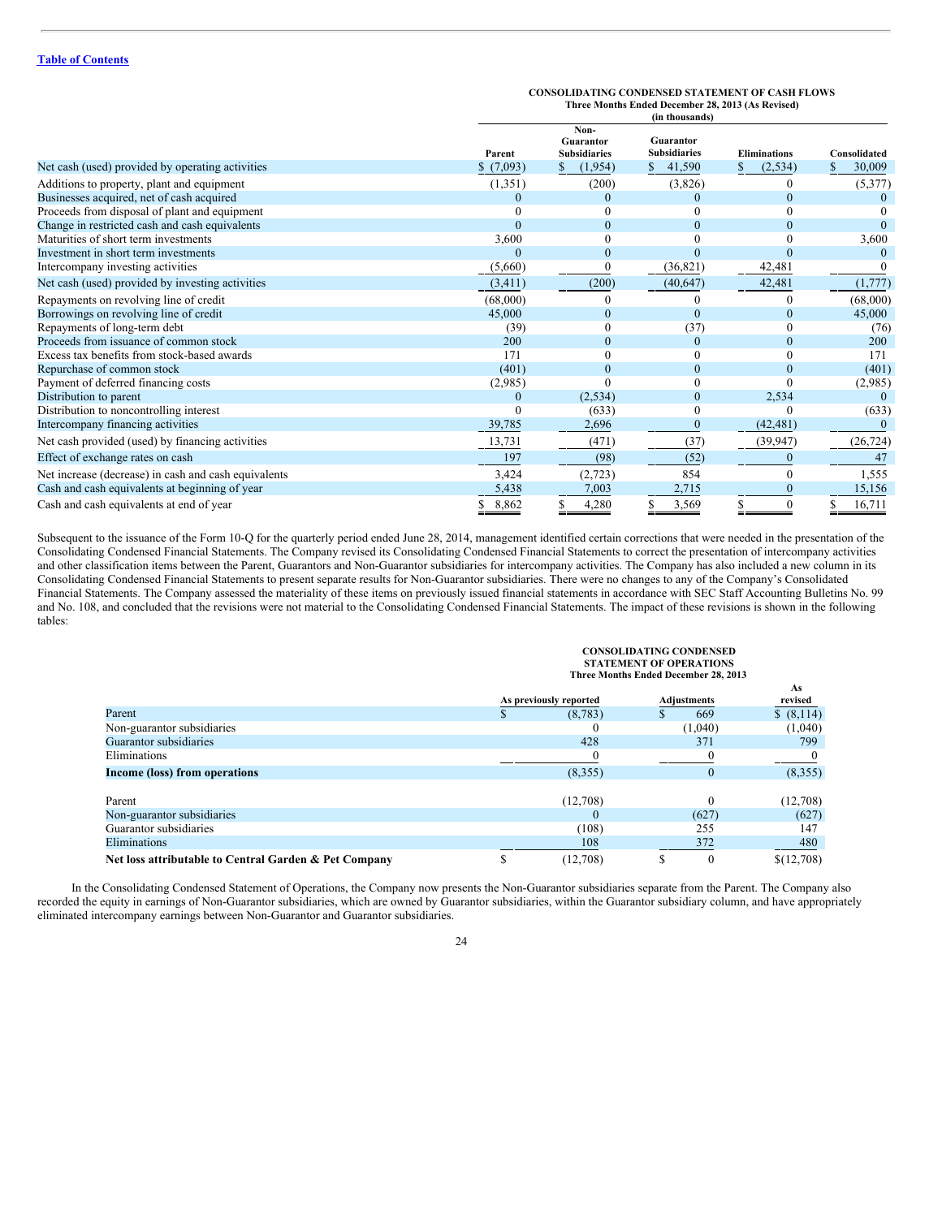[Table of Contents](#)

**CONSOLIDATING CONDENSED STATEMENT OF CASH FLOWS**
**Three Months Ended December 28, 2013 (As Revised)**
**(in thousands)**

| | Parent | Non-Guarantor Subsidiaries | Guarantor Subsidiaries | Eliminations | Consolidated |
|---|---|---|---|---|---|
| Net cash (used) provided by operating activities | $ (7,093) | $ (1,954) | $ 41,590 | $ (2,534) | $ 30,009 |
| Additions to property, plant and equipment | (1,351) | (200) | (3,826) | 0 | (5,377) |
| Businesses acquired, net of cash acquired | 0 | 0 | 0 | 0 | 0 |
| Proceeds from disposal of plant and equipment | 0 | 0 | 0 | 0 | 0 |
| Change in restricted cash and cash equivalents | 0 | 0 | 0 | 0 | 0 |
| Maturities of short term investments | 3,600 | 0 | 0 | 0 | 3,600 |
| Investment in short term investments | 0 | 0 | 0 | 0 | 0 |
| Intercompany investing activities | (5,660) | 0 | (36,821) | 42,481 | 0 |
| Net cash (used) provided by investing activities | (3,411) | (200) | (40,647) | 42,481 | (1,777) |
| Repayments on revolving line of credit | (68,000) | 0 | 0 | 0 | (68,000) |
| Borrowings on revolving line of credit | 45,000 | 0 | 0 | 0 | 45,000 |
| Repayments of long-term debt | (39) | 0 | (37) | 0 | (76) |
| Proceeds from issuance of common stock | 200 | 0 | 0 | 0 | 200 |
| Excess tax benefits from stock-based awards | 171 | 0 | 0 | 0 | 171 |
| Repurchase of common stock | (401) | 0 | 0 | 0 | (401) |
| Payment of deferred financing costs | (2,985) | 0 | 0 | 0 | (2,985) |
| Distribution to parent | 0 | (2,534) | 0 | 2,534 | 0 |
| Distribution to noncontrolling interest | 0 | (633) | 0 | 0 | (633) |
| Intercompany financing activities | 39,785 | 2,696 | 0 | (42,481) | 0 |
| Net cash provided (used) by financing activities | 13,731 | (471) | (37) | (39,947) | (26,724) |
| Effect of exchange rates on cash | 197 | (98) | (52) | 0 | 47 |
| Net increase (decrease) in cash and cash equivalents | 3,424 | (2,723) | 854 | 0 | 1,555 |
| Cash and cash equivalents at beginning of year | 5,438 | 7,003 | 2,715 | 0 | 15,156 |
| Cash and cash equivalents at end of year | $ 8,862 | $ 4,280 | $ 3,569 | $ 0 | $ 16,711 |

Subsequent to the issuance of the Form 10-Q for the quarterly period ended June 28, 2014, management identified certain corrections that were needed in the presentation of the Consolidating Condensed Financial Statements. The Company revised its Consolidating Condensed Financial Statements to correct the presentation of intercompany activities and other classification items between the Parent, Guarantors and Non-Guarantor subsidiaries for intercompany activities. The Company has also included a new column in its Consolidating Condensed Financial Statements to present separate results for Non-Guarantor subsidiaries. There were no changes to any of the Company's Consolidated Financial Statements. The Company assessed the materiality of these items on previously issued financial statements in accordance with SEC Staff Accounting Bulletins No. 99 and No. 108, and concluded that the revisions were not material to the Consolidating Condensed Financial Statements. The impact of these revisions is shown in the following tables:

**CONSOLIDATING CONDENSED STATEMENT OF OPERATIONS**
**Three Months Ended December 28, 2013**

| | As previously reported | Adjustments | As revised |
|---|---|---|---|
| Parent | $ (8,783) | $ 669 | $ (8,114) |
| Non-guarantor subsidiaries | 0 | (1,040) | (1,040) |
| Guarantor subsidiaries | 428 | 371 | 799 |
| Eliminations | 0 | 0 | 0 |
| **Income (loss) from operations** | (8,355) | 0 | (8,355) |
| Parent | (12,708) | 0 | (12,708) |
| Non-guarantor subsidiaries | 0 | (627) | (627) |
| Guarantor subsidiaries | (108) | 255 | 147 |
| Eliminations | 108 | 372 | 480 |
| **Net loss attributable to Central Garden & Pet Company** | $ (12,708) | $ 0 | $(12,708) |

In the Consolidating Condensed Statement of Operations, the Company now presents the Non-Guarantor subsidiaries separate from the Parent. The Company also recorded the equity in earnings of Non-Guarantor subsidiaries, which are owned by Guarantor subsidiaries, within the Guarantor subsidiary column, and have appropriately eliminated intercompany earnings between Non-Guarantor and Guarantor subsidiaries.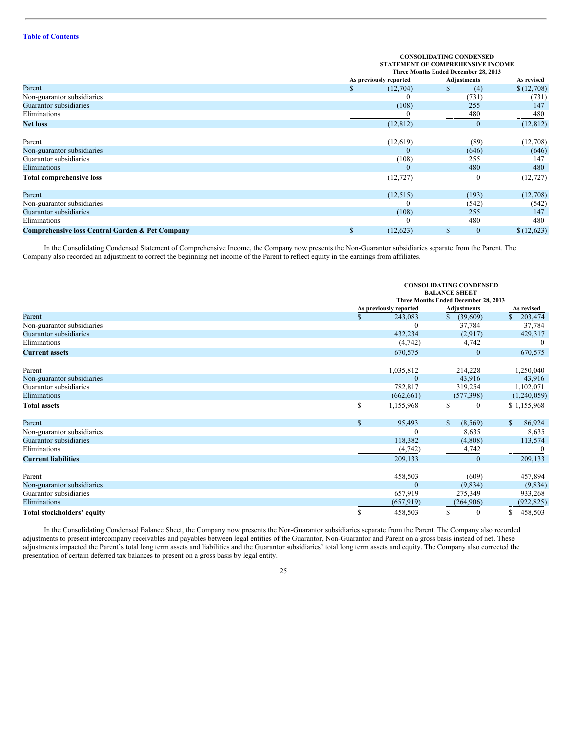**Table of Contents**

| | CONSOLIDATING CONDENSED STATEMENT OF COMPREHENSIVE INCOME Three Months Ended December 28, 2013 | | |
|---|---|---|---|
| | As previously reported | Adjustments | As revised |
| Parent | $ (12,704) | $ (4) | $ (12,708) |
| Non-guarantor subsidiaries | 0 | (731) | (731) |
| Guarantor subsidiaries | (108) | 255 | 147 |
| Eliminations | 0 | 480 | 480 |
| **Net loss** | (12,812) | 0 | (12,812) |
| | | | |
| Parent | (12,619) | (89) | (12,708) |
| Non-guarantor subsidiaries | 0 | (646) | (646) |
| Guarantor subsidiaries | (108) | 255 | 147 |
| Eliminations | 0 | 480 | 480 |
| **Total comprehensive loss** | (12,727) | 0 | (12,727) |
| | | | |
| Parent | (12,515) | (193) | (12,708) |
| Non-guarantor subsidiaries | 0 | (542) | (542) |
| Guarantor subsidiaries | (108) | 255 | 147 |
| Eliminations | 0 | 480 | 480 |
| **Comprehensive loss Central Garden & Pet Company** | $ (12,623) | $ 0 | $ (12,623) |

In the Consolidating Condensed Statement of Comprehensive Income, the Company now presents the Non-Guarantor subsidiaries separate from the Parent. The Company also recorded an adjustment to correct the beginning net income of the Parent to reflect equity in the earnings from affiliates.

| | CONSOLIDATING CONDENSED BALANCE SHEET Three Months Ended December 28, 2013 | | |
|---|---|---|---|
| | As previously reported | Adjustments | As revised |
| Parent | $ 243,083 | $ (39,609) | $ 203,474 |
| Non-guarantor subsidiaries | 0 | 37,784 | 37,784 |
| Guarantor subsidiaries | 432,234 | (2,917) | 429,317 |
| Eliminations | (4,742) | 4,742 | 0 |
| **Current assets** | 670,575 | 0 | 670,575 |
| | | | |
| Parent | 1,035,812 | 214,228 | 1,250,040 |
| Non-guarantor subsidiaries | 0 | 43,916 | 43,916 |
| Guarantor subsidiaries | 782,817 | 319,254 | 1,102,071 |
| Eliminations | (662,661) | (577,398) | (1,240,059) |
| **Total assets** | $ 1,155,968 | $ 0 | $ 1,155,968 |
| | | | |
| Parent | $ 95,493 | $ (8,569) | $ 86,924 |
| Non-guarantor subsidiaries | 0 | 8,635 | 8,635 |
| Guarantor subsidiaries | 118,382 | (4,808) | 113,574 |
| Eliminations | (4,742) | 4,742 | 0 |
| **Current liabilities** | 209,133 | 0 | 209,133 |
| | | | |
| Parent | 458,503 | (609) | 457,894 |
| Non-guarantor subsidiaries | 0 | (9,834) | (9,834) |
| Guarantor subsidiaries | 657,919 | 275,349 | 933,268 |
| Eliminations | (657,919) | (264,906) | (922,825) |
| **Total stockholders' equity** | $ 458,503 | $ 0 | $ 458,503 |

In the Consolidating Condensed Balance Sheet, the Company now presents the Non-Guarantor subsidiaries separate from the Parent. The Company also recorded adjustments to present intercompany receivables and payables between legal entities of the Guarantor, Non-Guarantor and Parent on a gross basis instead of net. These adjustments impacted the Parent's total long term assets and liabilities and the Guarantor subsidiaries' total long term assets and equity. The Company also corrected the presentation of certain deferred tax balances to present on a gross basis by legal entity.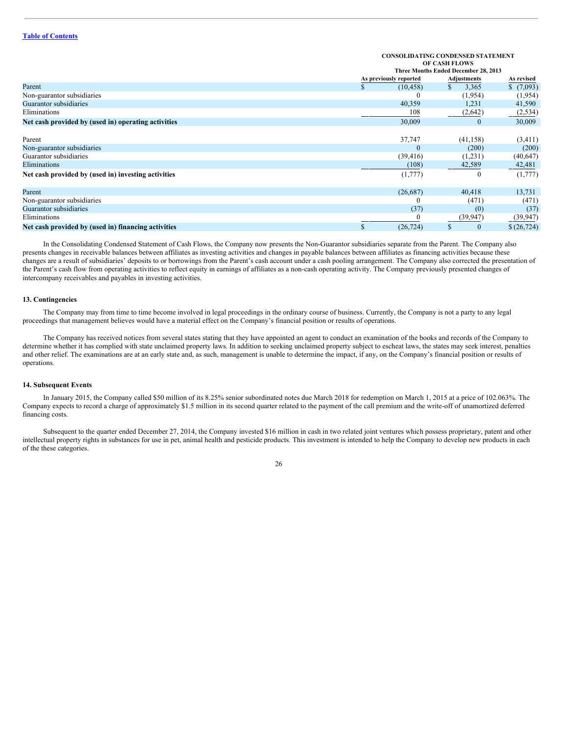| | CONSOLIDATING CONDENSED STATEMENT OF CASH FLOWS Three Months Ended December 28, 2013 | | |
|---|---|---|---|
| | As previously reported | Adjustments | As revised |
| Parent | $ (10,458) | $ 3,365 | $ (7,093) |
| Non-guarantor subsidiaries | 0 | (1,954) | (1,954) |
| Guarantor subsidiaries | 40,359 | 1,231 | 41,590 |
| Eliminations | 108 | (2,642) | (2,534) |
| **Net cash provided by (used in) operating activities** | 30,009 | 0 | 30,009 |
| | | | |
| Parent | 37,747 | (41,158) | (3,411) |
| Non-guarantor subsidiaries | 0 | (200) | (200) |
| Guarantor subsidiaries | (39,416) | (1,231) | (40,647) |
| Eliminations | (108) | 42,589 | 42,481 |
| **Net cash provided by (used in) investing activities** | (1,777) | 0 | (1,777) |
| | | | |
| Parent | (26,687) | 40,418 | 13,731 |
| Non-guarantor subsidiaries | 0 | (471) | (471) |
| Guarantor subsidiaries | (37) | (0) | (37) |
| Eliminations | 0 | (39,947) | (39,947) |
| **Net cash provided by (used in) financing activities** | $ (26,724) | $ 0 | $ (26,724) |

In the Consolidating Condensed Statement of Cash Flows, the Company now presents the Non-Guarantor subsidiaries separate from the Parent. The Company also presents changes in receivable balances between affiliates as investing activities and changes in payable balances between affiliates as financing activities because these changes are a result of subsidiaries' deposits to or borrowings from the Parent's cash account under a cash pooling arrangement. The Company also corrected the presentation of the Parent's cash flow from operating activities to reflect equity in earnings of affiliates as a non-cash operating activity. The Company previously presented changes of intercompany receivables and payables in investing activities.

### 13. Contingencies

The Company may from time to time become involved in legal proceedings in the ordinary course of business. Currently, the Company is not a party to any legal proceedings that management believes would have a material effect on the Company's financial position or results of operations.

The Company has received notices from several states stating that they have appointed an agent to conduct an examination of the books and records of the Company to determine whether it has complied with state unclaimed property laws. In addition to seeking unclaimed property subject to escheat laws, the states may seek interest, penalties and other relief. The examinations are at an early state and, as such, management is unable to determine the impact, if any, on the Company's financial position or results of operations.

### 14. Subsequent Events

In January 2015, the Company called $50 million of its 8.25% senior subordinated notes due March 2018 for redemption on March 1, 2015 at a price of 102.063%. The Company expects to record a charge of approximately $1.5 million in its second quarter related to the payment of the call premium and the write-off of unamortized deferred financing costs.

Subsequent to the quarter ended December 27, 2014, the Company invested $16 million in cash in two related joint ventures which possess proprietary, patent and other intellectual property rights in substances for use in pet, animal health and pesticide products. This investment is intended to help the Company to develop new products in each of the these categories.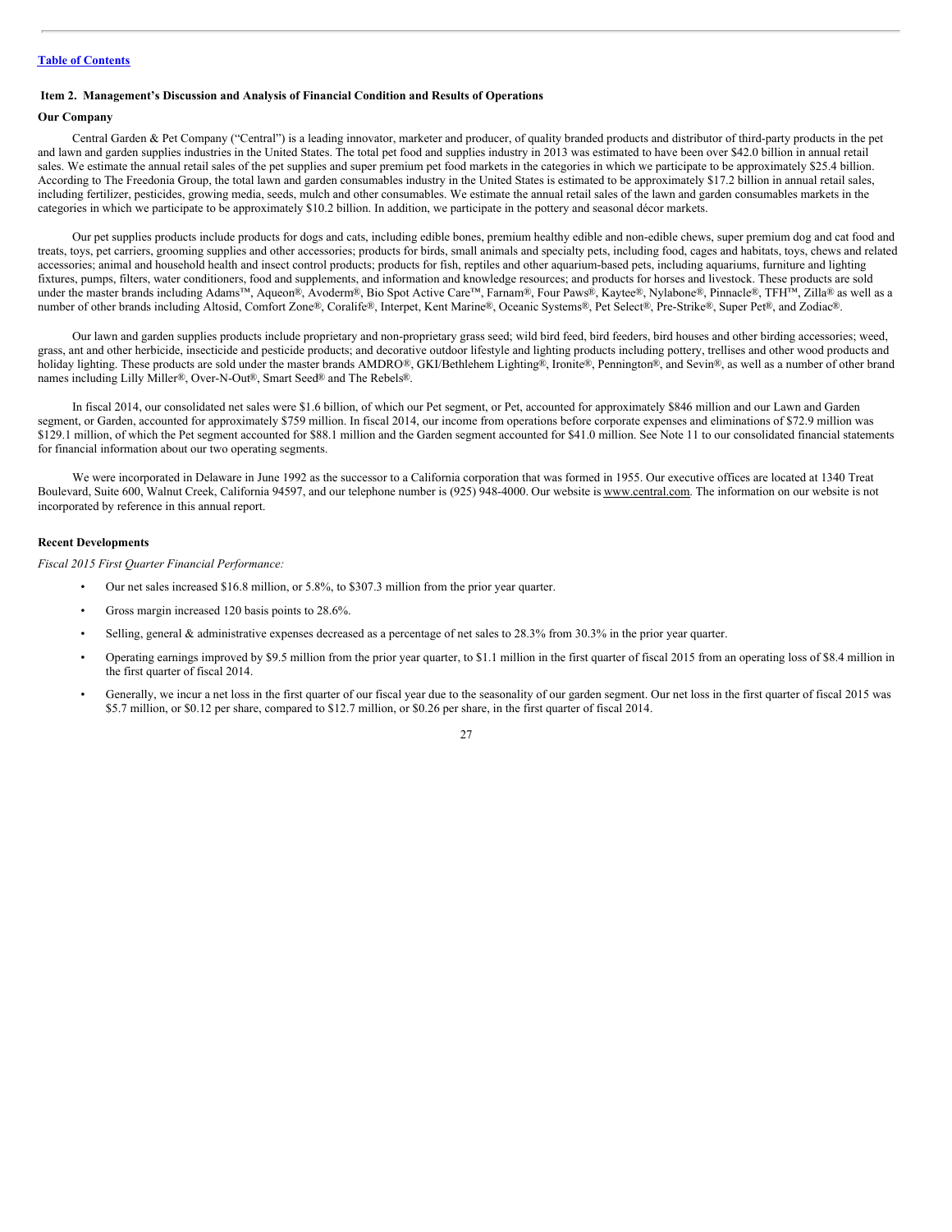[Table of Contents](#)

## Item 2. Management's Discussion and Analysis of Financial Condition and Results of Operations

### Our Company

Central Garden & Pet Company ("Central") is a leading innovator, marketer and producer, of quality branded products and distributor of third-party products in the pet and lawn and garden supplies industries in the United States. The total pet food and supplies industry in 2013 was estimated to have been over $42.0 billion in annual retail sales. We estimate the annual retail sales of the pet supplies and super premium pet food markets in the categories in which we participate to be approximately $25.4 billion. According to The Freedonia Group, the total lawn and garden consumables industry in the United States is estimated to be approximately $17.2 billion in annual retail sales, including fertilizer, pesticides, growing media, seeds, mulch and other consumables. We estimate the annual retail sales of the lawn and garden consumables markets in the categories in which we participate to be approximately $10.2 billion. In addition, we participate in the pottery and seasonal décor markets.

Our pet supplies products include products for dogs and cats, including edible bones, premium healthy edible and non-edible chews, super premium dog and cat food and treats, toys, pet carriers, grooming supplies and other accessories; products for birds, small animals and specialty pets, including food, cages and habitats, toys, chews and related accessories; animal and household health and insect control products; products for fish, reptiles and other aquarium-based pets, including aquariums, furniture and lighting fixtures, pumps, filters, water conditioners, food and supplements, and information and knowledge resources; and products for horses and livestock. These products are sold under the master brands including Adams™, Aqueon®, Avoderm®, Bio Spot Active Care™, Farnam®, Four Paws®, Kaytee®, Nylabone®, Pinnacle®, TFH™, Zilla® as well as a number of other brands including Altosid, Comfort Zone®, Coralife®, Interpet, Kent Marine®, Oceanic Systems®, Pet Select®, Pre-Strike®, Super Pet®, and Zodiac®.

Our lawn and garden supplies products include proprietary and non-proprietary grass seed; wild bird feed, bird feeders, bird houses and other birding accessories; weed, grass, ant and other herbicide, insecticide and pesticide products; and decorative outdoor lifestyle and lighting products including pottery, trellises and other wood products and holiday lighting. These products are sold under the master brands AMDRO®, GKI/Bethlehem Lighting®, Ironite®, Pennington®, and Sevin®, as well as a number of other brand names including Lilly Miller®, Over-N-Out®, Smart Seed® and The Rebels®.

In fiscal 2014, our consolidated net sales were $1.6 billion, of which our Pet segment, or Pet, accounted for approximately $846 million and our Lawn and Garden segment, or Garden, accounted for approximately $759 million. In fiscal 2014, our income from operations before corporate expenses and eliminations of $72.9 million was $129.1 million, of which the Pet segment accounted for $88.1 million and the Garden segment accounted for $41.0 million. See Note 11 to our consolidated financial statements for financial information about our two operating segments.

We were incorporated in Delaware in June 1992 as the successor to a California corporation that was formed in 1955. Our executive offices are located at 1340 Treat Boulevard, Suite 600, Walnut Creek, California 94597, and our telephone number is (925) 948-4000. Our website is www.central.com. The information on our website is not incorporated by reference in this annual report.

### Recent Developments

*Fiscal 2015 First Quarter Financial Performance:*

- Our net sales increased $16.8 million, or 5.8%, to $307.3 million from the prior year quarter.
- Gross margin increased 120 basis points to 28.6%.
- Selling, general & administrative expenses decreased as a percentage of net sales to 28.3% from 30.3% in the prior year quarter.
- Operating earnings improved by $9.5 million from the prior year quarter, to $1.1 million in the first quarter of fiscal 2015 from an operating loss of $8.4 million in the first quarter of fiscal 2014.
- Generally, we incur a net loss in the first quarter of our fiscal year due to the seasonality of our garden segment. Our net loss in the first quarter of fiscal 2015 was $5.7 million, or $0.12 per share, compared to $12.7 million, or $0.26 per share, in the first quarter of fiscal 2014.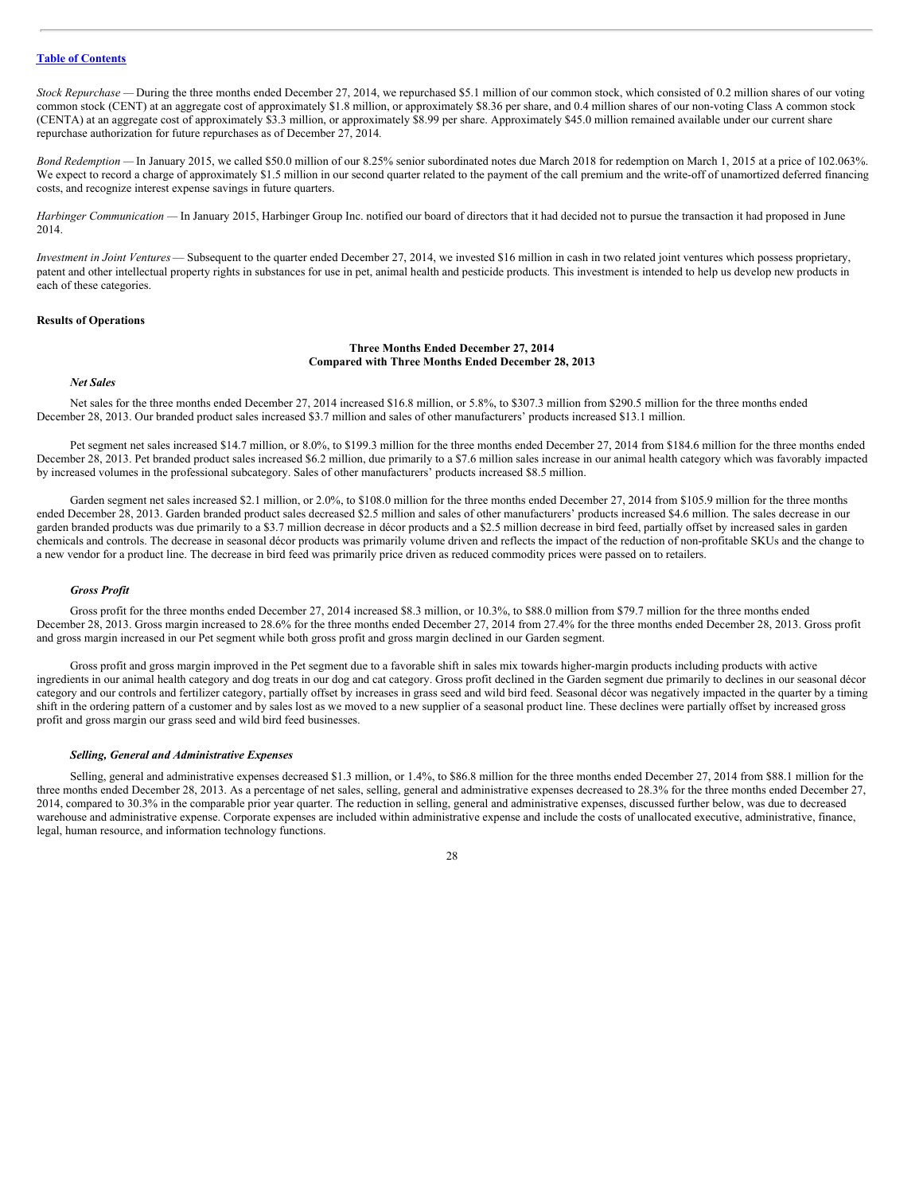*Stock Repurchase* — During the three months ended December 27, 2014, we repurchased $5.1 million of our common stock, which consisted of 0.2 million shares of our voting common stock (CENT) at an aggregate cost of approximately $1.8 million, or approximately $8.36 per share, and 0.4 million shares of our non-voting Class A common stock (CENTA) at an aggregate cost of approximately $3.3 million, or approximately $8.99 per share. Approximately $45.0 million remained available under our current share repurchase authorization for future repurchases as of December 27, 2014.

*Bond Redemption* — In January 2015, we called $50.0 million of our 8.25% senior subordinated notes due March 2018 for redemption on March 1, 2015 at a price of 102.063%. We expect to record a charge of approximately $1.5 million in our second quarter related to the payment of the call premium and the write-off of unamortized deferred financing costs, and recognize interest expense savings in future quarters.

*Harbinger Communication* — In January 2015, Harbinger Group Inc. notified our board of directors that it had decided not to pursue the transaction it had proposed in June 2014.

*Investment in Joint Ventures* — Subsequent to the quarter ended December 27, 2014, we invested $16 million in cash in two related joint ventures which possess proprietary, patent and other intellectual property rights in substances for use in pet, animal health and pesticide products. This investment is intended to help us develop new products in each of these categories.

## Results of Operations

### Three Months Ended December 27, 2014
### Compared with Three Months Ended December 28, 2013

#### *Net Sales*

Net sales for the three months ended December 27, 2014 increased $16.8 million, or 5.8%, to $307.3 million from $290.5 million for the three months ended December 28, 2013. Our branded product sales increased $3.7 million and sales of other manufacturers' products increased $13.1 million.

Pet segment net sales increased $14.7 million, or 8.0%, to $199.3 million for the three months ended December 27, 2014 from $184.6 million for the three months ended December 28, 2013. Pet branded product sales increased $6.2 million, due primarily to a $7.6 million sales increase in our animal health category which was favorably impacted by increased volumes in the professional subcategory. Sales of other manufacturers' products increased $8.5 million.

Garden segment net sales increased $2.1 million, or 2.0%, to $108.0 million for the three months ended December 27, 2014 from $105.9 million for the three months ended December 28, 2013. Garden branded product sales decreased $2.5 million and sales of other manufacturers' products increased $4.6 million. The sales decrease in our garden branded products was due primarily to a $3.7 million decrease in décor products and a $2.5 million decrease in bird feed, partially offset by increased sales in garden chemicals and controls. The decrease in seasonal décor products was primarily volume driven and reflects the impact of the reduction of non-profitable SKUs and the change to a new vendor for a product line. The decrease in bird feed was primarily price driven as reduced commodity prices were passed on to retailers.

#### *Gross Profit*

Gross profit for the three months ended December 27, 2014 increased $8.3 million, or 10.3%, to $88.0 million from $79.7 million for the three months ended December 28, 2013. Gross margin increased to 28.6% for the three months ended December 27, 2014 from 27.4% for the three months ended December 28, 2013. Gross profit and gross margin increased in our Pet segment while both gross profit and gross margin declined in our Garden segment.

Gross profit and gross margin improved in the Pet segment due to a favorable shift in sales mix towards higher-margin products including products with active ingredients in our animal health category and dog treats in our dog and cat category. Gross profit declined in the Garden segment due primarily to declines in our seasonal décor category and our controls and fertilizer category, partially offset by increases in grass seed and wild bird feed. Seasonal décor was negatively impacted in the quarter by a timing shift in the ordering pattern of a customer and by sales lost as we moved to a new supplier of a seasonal product line. These declines were partially offset by increased gross profit and gross margin our grass seed and wild bird feed businesses.

#### *Selling, General and Administrative Expenses*

Selling, general and administrative expenses decreased $1.3 million, or 1.4%, to $86.8 million for the three months ended December 27, 2014 from $88.1 million for the three months ended December 28, 2013. As a percentage of net sales, selling, general and administrative expenses decreased to 28.3% for the three months ended December 27, 2014, compared to 30.3% in the comparable prior year quarter. The reduction in selling, general and administrative expenses, discussed further below, was due to decreased warehouse and administrative expense. Corporate expenses are included within administrative expense and include the costs of unallocated executive, administrative, finance, legal, human resource, and information technology functions.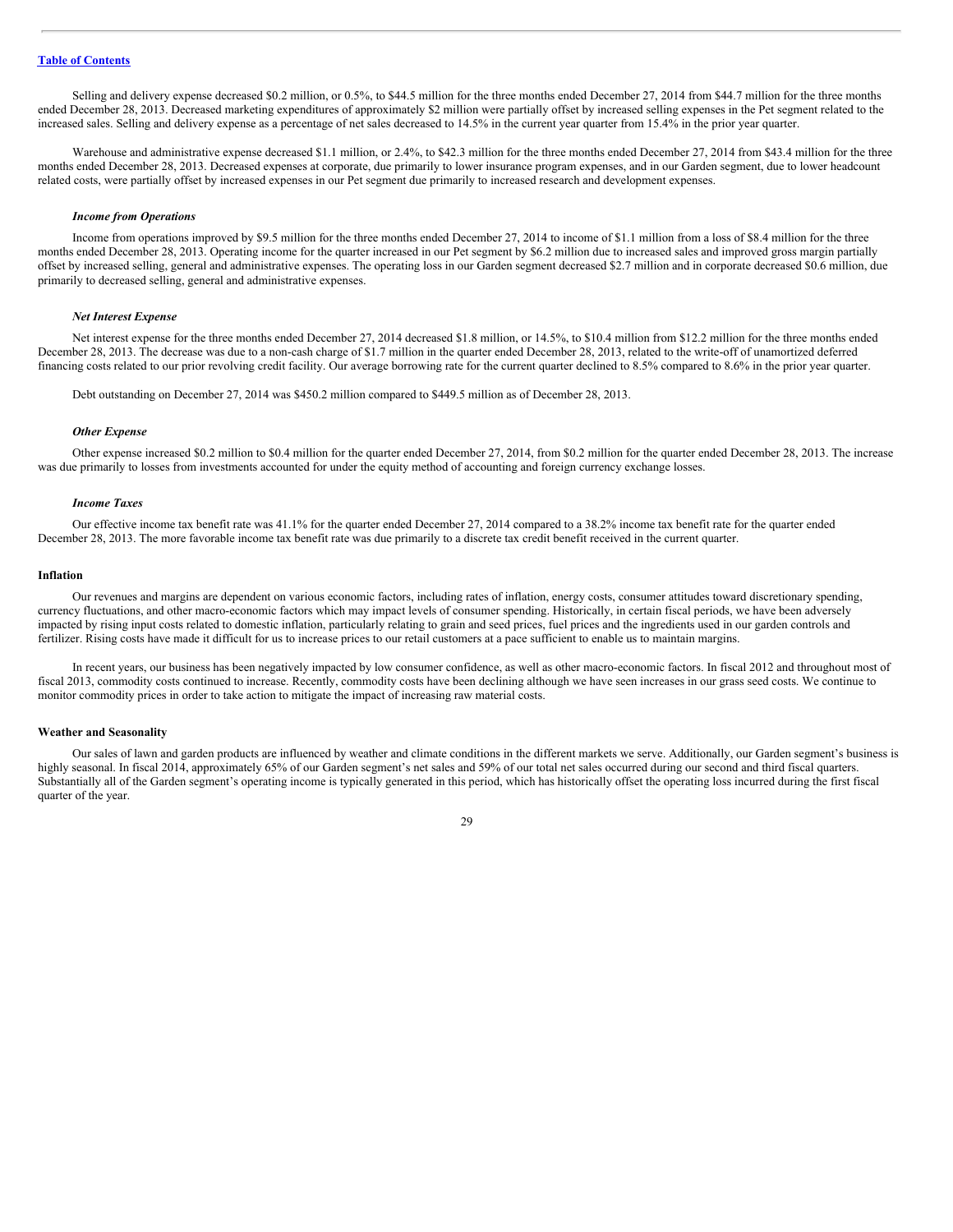Selling and delivery expense decreased $0.2 million, or 0.5%, to $44.5 million for the three months ended December 27, 2014 from $44.7 million for the three months ended December 28, 2013. Decreased marketing expenditures of approximately $2 million were partially offset by increased selling expenses in the Pet segment related to the increased sales. Selling and delivery expense as a percentage of net sales decreased to 14.5% in the current year quarter from 15.4% in the prior year quarter.

Warehouse and administrative expense decreased $1.1 million, or 2.4%, to $42.3 million for the three months ended December 27, 2014 from $43.4 million for the three months ended December 28, 2013. Decreased expenses at corporate, due primarily to lower insurance program expenses, and in our Garden segment, due to lower headcount related costs, were partially offset by increased expenses in our Pet segment due primarily to increased research and development expenses.

#### *Income from Operations*

Income from operations improved by $9.5 million for the three months ended December 27, 2014 to income of $1.1 million from a loss of $8.4 million for the three months ended December 28, 2013. Operating income for the quarter increased in our Pet segment by $6.2 million due to increased sales and improved gross margin partially offset by increased selling, general and administrative expenses. The operating loss in our Garden segment decreased $2.7 million and in corporate decreased $0.6 million, due primarily to decreased selling, general and administrative expenses.

#### *Net Interest Expense*

Net interest expense for the three months ended December 27, 2014 decreased $1.8 million, or 14.5%, to $10.4 million from $12.2 million for the three months ended December 28, 2013. The decrease was due to a non-cash charge of $1.7 million in the quarter ended December 28, 2013, related to the write-off of unamortized deferred financing costs related to our prior revolving credit facility. Our average borrowing rate for the current quarter declined to 8.5% compared to 8.6% in the prior year quarter.

Debt outstanding on December 27, 2014 was $450.2 million compared to $449.5 million as of December 28, 2013.

#### *Other Expense*

Other expense increased $0.2 million to $0.4 million for the quarter ended December 27, 2014, from $0.2 million for the quarter ended December 28, 2013. The increase was due primarily to losses from investments accounted for under the equity method of accounting and foreign currency exchange losses.

#### *Income Taxes*

Our effective income tax benefit rate was 41.1% for the quarter ended December 27, 2014 compared to a 38.2% income tax benefit rate for the quarter ended December 28, 2013. The more favorable income tax benefit rate was due primarily to a discrete tax credit benefit received in the current quarter.

### Inflation

Our revenues and margins are dependent on various economic factors, including rates of inflation, energy costs, consumer attitudes toward discretionary spending, currency fluctuations, and other macro-economic factors which may impact levels of consumer spending. Historically, in certain fiscal periods, we have been adversely impacted by rising input costs related to domestic inflation, particularly relating to grain and seed prices, fuel prices and the ingredients used in our garden controls and fertilizer. Rising costs have made it difficult for us to increase prices to our retail customers at a pace sufficient to enable us to maintain margins.

In recent years, our business has been negatively impacted by low consumer confidence, as well as other macro-economic factors. In fiscal 2012 and throughout most of fiscal 2013, commodity costs continued to increase. Recently, commodity costs have been declining although we have seen increases in our grass seed costs. We continue to monitor commodity prices in order to take action to mitigate the impact of increasing raw material costs.

### Weather and Seasonality

Our sales of lawn and garden products are influenced by weather and climate conditions in the different markets we serve. Additionally, our Garden segment's business is highly seasonal. In fiscal 2014, approximately 65% of our Garden segment's net sales and 59% of our total net sales occurred during our second and third fiscal quarters. Substantially all of the Garden segment's operating income is typically generated in this period, which has historically offset the operating loss incurred during the first fiscal quarter of the year.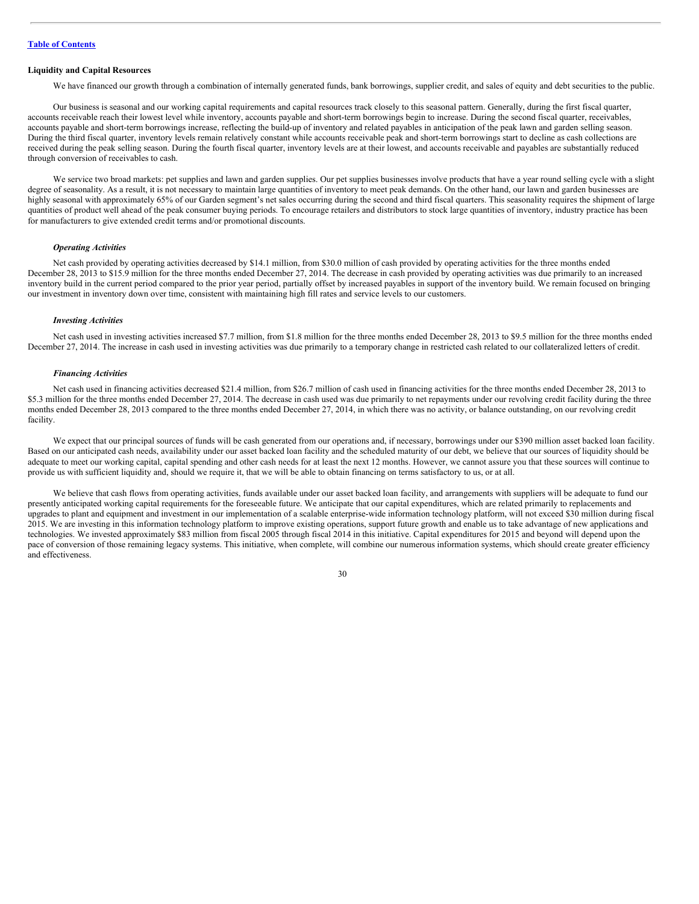[Table of Contents](#)

**Liquidity and Capital Resources**

We have financed our growth through a combination of internally generated funds, bank borrowings, supplier credit, and sales of equity and debt securities to the public.

Our business is seasonal and our working capital requirements and capital resources track closely to this seasonal pattern. Generally, during the first fiscal quarter, accounts receivable reach their lowest level while inventory, accounts payable and short-term borrowings begin to increase. During the second fiscal quarter, receivables, accounts payable and short-term borrowings increase, reflecting the build-up of inventory and related payables in anticipation of the peak lawn and garden selling season. During the third fiscal quarter, inventory levels remain relatively constant while accounts receivable peak and short-term borrowings start to decline as cash collections are received during the peak selling season. During the fourth fiscal quarter, inventory levels are at their lowest, and accounts receivable and payables are substantially reduced through conversion of receivables to cash.

We service two broad markets: pet supplies and lawn and garden supplies. Our pet supplies businesses involve products that have a year round selling cycle with a slight degree of seasonality. As a result, it is not necessary to maintain large quantities of inventory to meet peak demands. On the other hand, our lawn and garden businesses are highly seasonal with approximately 65% of our Garden segment's net sales occurring during the second and third fiscal quarters. This seasonality requires the shipment of large quantities of product well ahead of the peak consumer buying periods. To encourage retailers and distributors to stock large quantities of inventory, industry practice has been for manufacturers to give extended credit terms and/or promotional discounts.

***Operating Activities***

Net cash provided by operating activities decreased by $14.1 million, from $30.0 million of cash provided by operating activities for the three months ended December 28, 2013 to $15.9 million for the three months ended December 27, 2014. The decrease in cash provided by operating activities was due primarily to an increased inventory build in the current period compared to the prior year period, partially offset by increased payables in support of the inventory build. We remain focused on bringing our investment in inventory down over time, consistent with maintaining high fill rates and service levels to our customers.

***Investing Activities***

Net cash used in investing activities increased $7.7 million, from $1.8 million for the three months ended December 28, 2013 to $9.5 million for the three months ended December 27, 2014. The increase in cash used in investing activities was due primarily to a temporary change in restricted cash related to our collateralized letters of credit.

***Financing Activities***

Net cash used in financing activities decreased $21.4 million, from $26.7 million of cash used in financing activities for the three months ended December 28, 2013 to $5.3 million for the three months ended December 27, 2014. The decrease in cash used was due primarily to net repayments under our revolving credit facility during the three months ended December 28, 2013 compared to the three months ended December 27, 2014, in which there was no activity, or balance outstanding, on our revolving credit facility.

We expect that our principal sources of funds will be cash generated from our operations and, if necessary, borrowings under our $390 million asset backed loan facility. Based on our anticipated cash needs, availability under our asset backed loan facility and the scheduled maturity of our debt, we believe that our sources of liquidity should be adequate to meet our working capital, capital spending and other cash needs for at least the next 12 months. However, we cannot assure you that these sources will continue to provide us with sufficient liquidity and, should we require it, that we will be able to obtain financing on terms satisfactory to us, or at all.

We believe that cash flows from operating activities, funds available under our asset backed loan facility, and arrangements with suppliers will be adequate to fund our presently anticipated working capital requirements for the foreseeable future. We anticipate that our capital expenditures, which are related primarily to replacements and upgrades to plant and equipment and investment in our implementation of a scalable enterprise-wide information technology platform, will not exceed $30 million during fiscal 2015. We are investing in this information technology platform to improve existing operations, support future growth and enable us to take advantage of new applications and technologies. We invested approximately $83 million from fiscal 2005 through fiscal 2014 in this initiative. Capital expenditures for 2015 and beyond will depend upon the pace of conversion of those remaining legacy systems. This initiative, when complete, will combine our numerous information systems, which should create greater efficiency and effectiveness.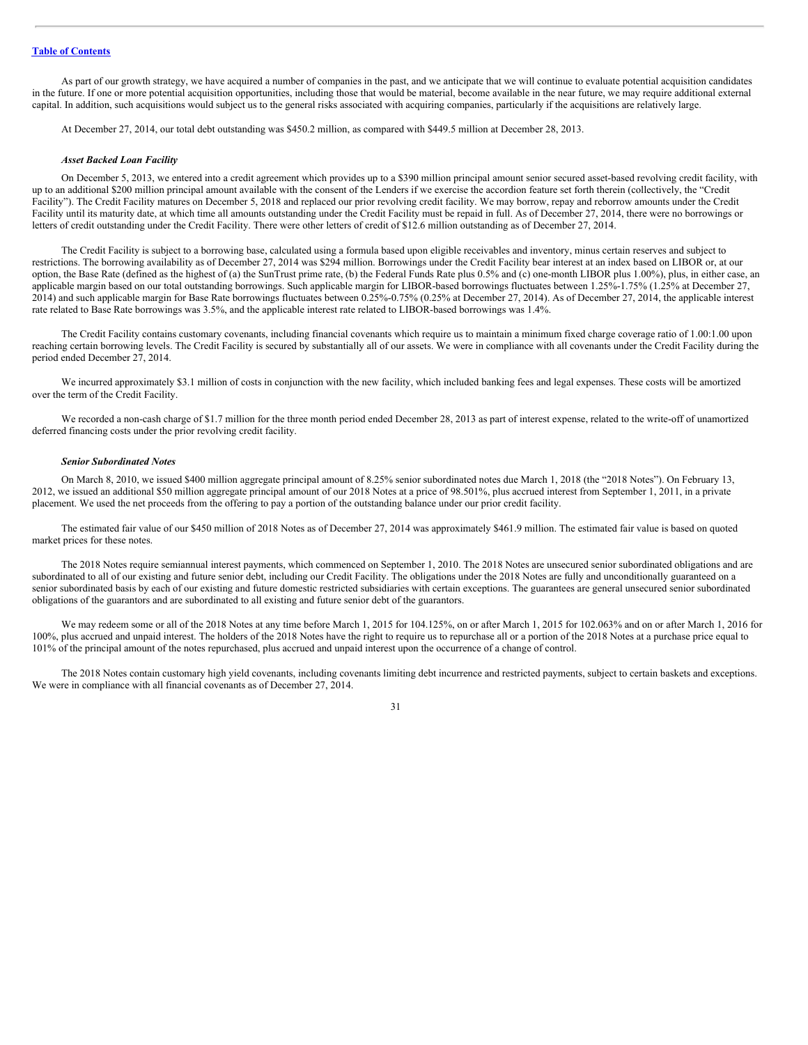As part of our growth strategy, we have acquired a number of companies in the past, and we anticipate that we will continue to evaluate potential acquisition candidates in the future. If one or more potential acquisition opportunities, including those that would be material, become available in the near future, we may require additional external capital. In addition, such acquisitions would subject us to the general risks associated with acquiring companies, particularly if the acquisitions are relatively large.

At December 27, 2014, our total debt outstanding was $450.2 million, as compared with $449.5 million at December 28, 2013.

***Asset Backed Loan Facility***

On December 5, 2013, we entered into a credit agreement which provides up to a $390 million principal amount senior secured asset-based revolving credit facility, with up to an additional $200 million principal amount available with the consent of the Lenders if we exercise the accordion feature set forth therein (collectively, the "Credit Facility"). The Credit Facility matures on December 5, 2018 and replaced our prior revolving credit facility. We may borrow, repay and reborrow amounts under the Credit Facility until its maturity date, at which time all amounts outstanding under the Credit Facility must be repaid in full. As of December 27, 2014, there were no borrowings or letters of credit outstanding under the Credit Facility. There were other letters of credit of $12.6 million outstanding as of December 27, 2014.

The Credit Facility is subject to a borrowing base, calculated using a formula based upon eligible receivables and inventory, minus certain reserves and subject to restrictions. The borrowing availability as of December 27, 2014 was $294 million. Borrowings under the Credit Facility bear interest at an index based on LIBOR or, at our option, the Base Rate (defined as the highest of (a) the SunTrust prime rate, (b) the Federal Funds Rate plus 0.5% and (c) one-month LIBOR plus 1.00%), plus, in either case, an applicable margin based on our total outstanding borrowings. Such applicable margin for LIBOR-based borrowings fluctuates between 1.25%-1.75% (1.25% at December 27, 2014) and such applicable margin for Base Rate borrowings fluctuates between 0.25%-0.75% (0.25% at December 27, 2014). As of December 27, 2014, the applicable interest rate related to Base Rate borrowings was 3.5%, and the applicable interest rate related to LIBOR-based borrowings was 1.4%.

The Credit Facility contains customary covenants, including financial covenants which require us to maintain a minimum fixed charge coverage ratio of 1.00:1.00 upon reaching certain borrowing levels. The Credit Facility is secured by substantially all of our assets. We were in compliance with all covenants under the Credit Facility during the period ended December 27, 2014.

We incurred approximately $3.1 million of costs in conjunction with the new facility, which included banking fees and legal expenses. These costs will be amortized over the term of the Credit Facility.

We recorded a non-cash charge of $1.7 million for the three month period ended December 28, 2013 as part of interest expense, related to the write-off of unamortized deferred financing costs under the prior revolving credit facility.

***Senior Subordinated Notes***

On March 8, 2010, we issued $400 million aggregate principal amount of 8.25% senior subordinated notes due March 1, 2018 (the "2018 Notes"). On February 13, 2012, we issued an additional $50 million aggregate principal amount of our 2018 Notes at a price of 98.501%, plus accrued interest from September 1, 2011, in a private placement. We used the net proceeds from the offering to pay a portion of the outstanding balance under our prior credit facility.

The estimated fair value of our $450 million of 2018 Notes as of December 27, 2014 was approximately $461.9 million. The estimated fair value is based on quoted market prices for these notes.

The 2018 Notes require semiannual interest payments, which commenced on September 1, 2010. The 2018 Notes are unsecured senior subordinated obligations and are subordinated to all of our existing and future senior debt, including our Credit Facility. The obligations under the 2018 Notes are fully and unconditionally guaranteed on a senior subordinated basis by each of our existing and future domestic restricted subsidiaries with certain exceptions. The guarantees are general unsecured senior subordinated obligations of the guarantors and are subordinated to all existing and future senior debt of the guarantors.

We may redeem some or all of the 2018 Notes at any time before March 1, 2015 for 104.125%, on or after March 1, 2015 for 102.063% and on or after March 1, 2016 for 100%, plus accrued and unpaid interest. The holders of the 2018 Notes have the right to require us to repurchase all or a portion of the 2018 Notes at a purchase price equal to 101% of the principal amount of the notes repurchased, plus accrued and unpaid interest upon the occurrence of a change of control.

The 2018 Notes contain customary high yield covenants, including covenants limiting debt incurrence and restricted payments, subject to certain baskets and exceptions. We were in compliance with all financial covenants as of December 27, 2014.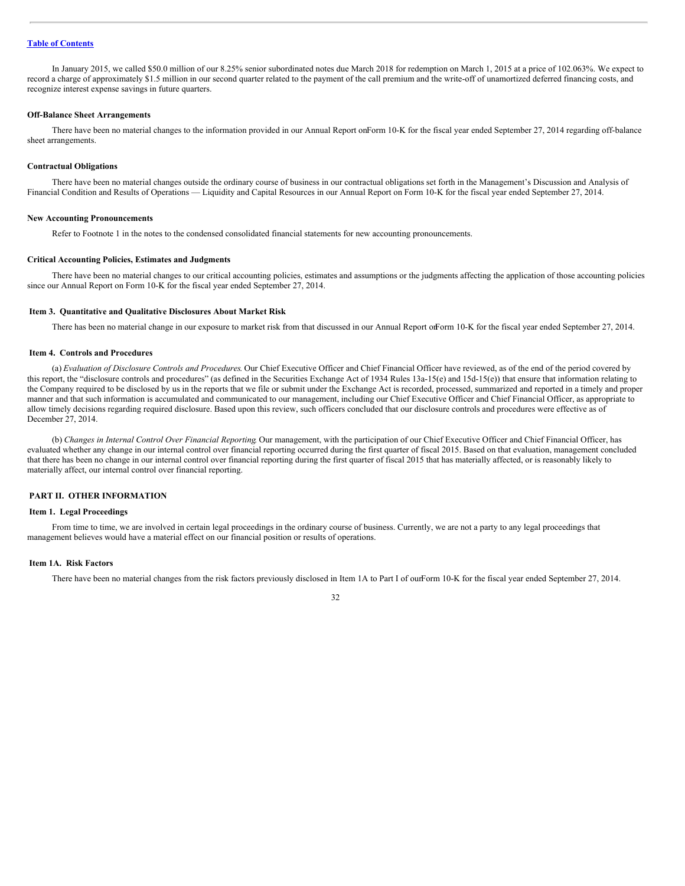In January 2015, we called $50.0 million of our 8.25% senior subordinated notes due March 2018 for redemption on March 1, 2015 at a price of 102.063%. We expect to record a charge of approximately $1.5 million in our second quarter related to the payment of the call premium and the write-off of unamortized deferred financing costs, and recognize interest expense savings in future quarters.

**Off-Balance Sheet Arrangements**

There have been no material changes to the information provided in our Annual Report on Form 10-K for the fiscal year ended September 27, 2014 regarding off-balance sheet arrangements.

**Contractual Obligations**

There have been no material changes outside the ordinary course of business in our contractual obligations set forth in the Management's Discussion and Analysis of Financial Condition and Results of Operations — Liquidity and Capital Resources in our Annual Report on Form 10-K for the fiscal year ended September 27, 2014.

**New Accounting Pronouncements**

Refer to Footnote 1 in the notes to the condensed consolidated financial statements for new accounting pronouncements.

**Critical Accounting Policies, Estimates and Judgments**

There have been no material changes to our critical accounting policies, estimates and assumptions or the judgments affecting the application of those accounting policies since our Annual Report on Form 10-K for the fiscal year ended September 27, 2014.

## Item 3. Quantitative and Qualitative Disclosures About Market Risk

There has been no material change in our exposure to market risk from that discussed in our Annual Report on Form 10-K for the fiscal year ended September 27, 2014.

## Item 4. Controls and Procedures

(a) *Evaluation of Disclosure Controls and Procedures*. Our Chief Executive Officer and Chief Financial Officer have reviewed, as of the end of the period covered by this report, the "disclosure controls and procedures" (as defined in the Securities Exchange Act of 1934 Rules 13a-15(e) and 15d-15(e)) that ensure that information relating to the Company required to be disclosed by us in the reports that we file or submit under the Exchange Act is recorded, processed, summarized and reported in a timely and proper manner and that such information is accumulated and communicated to our management, including our Chief Executive Officer and Chief Financial Officer, as appropriate to allow timely decisions regarding required disclosure. Based upon this review, such officers concluded that our disclosure controls and procedures were effective as of December 27, 2014.

(b) *Changes in Internal Control Over Financial Reporting*. Our management, with the participation of our Chief Executive Officer and Chief Financial Officer, has evaluated whether any change in our internal control over financial reporting occurred during the first quarter of fiscal 2015. Based on that evaluation, management concluded that there has been no change in our internal control over financial reporting during the first quarter of fiscal 2015 that has materially affected, or is reasonably likely to materially affect, our internal control over financial reporting.

# PART II. OTHER INFORMATION

## Item 1. Legal Proceedings

From time to time, we are involved in certain legal proceedings in the ordinary course of business. Currently, we are not a party to any legal proceedings that management believes would have a material effect on our financial position or results of operations.

## Item 1A. Risk Factors

There have been no material changes from the risk factors previously disclosed in Item 1A to Part I of our Form 10-K for the fiscal year ended September 27, 2014.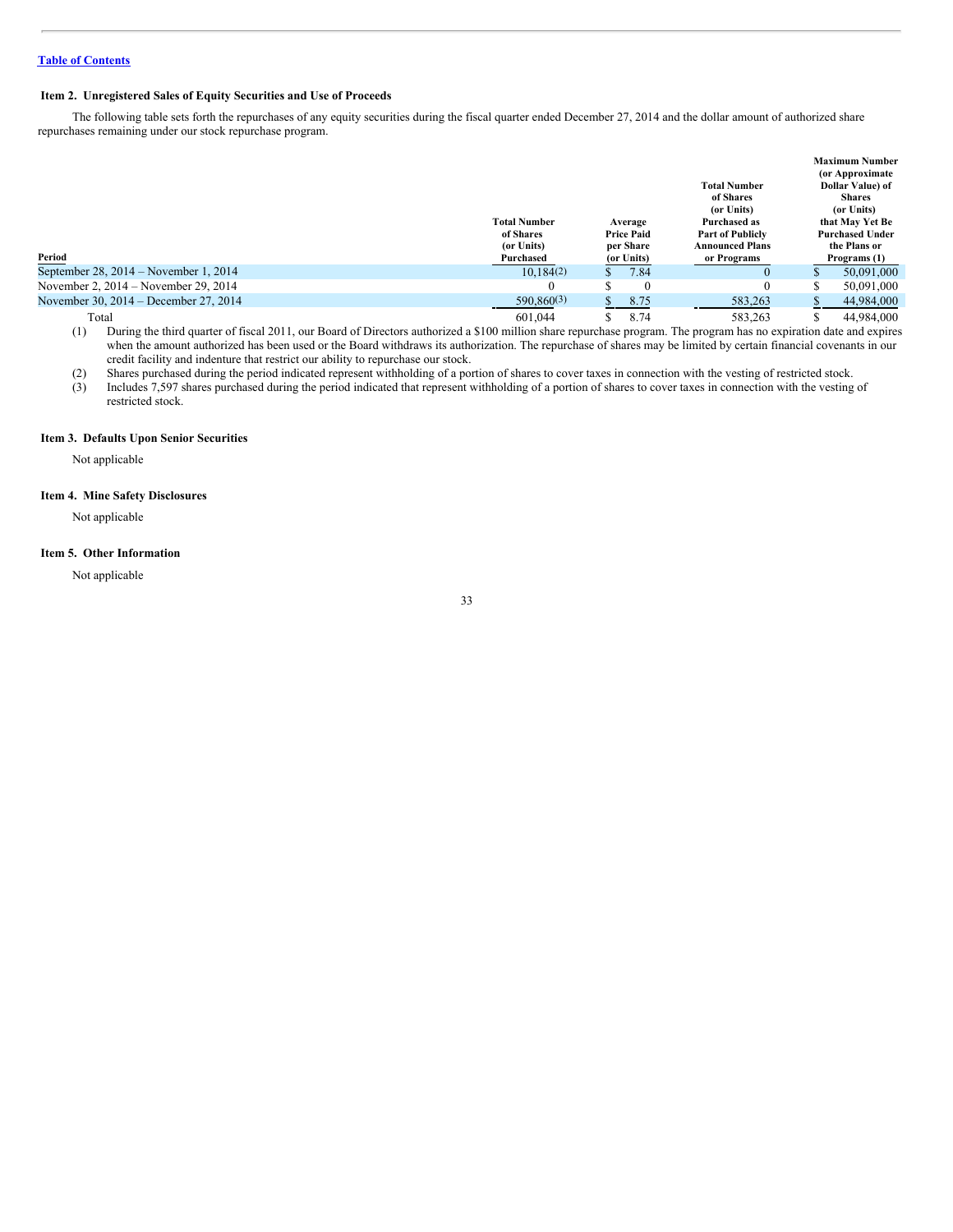Table of Contents

## Item 2. Unregistered Sales of Equity Securities and Use of Proceeds

The following table sets forth the repurchases of any equity securities during the fiscal quarter ended December 27, 2014 and the dollar amount of authorized share repurchases remaining under our stock repurchase program.

| Period | Total Number of Shares (or Units) Purchased | Average Price Paid per Share (or Units) | Total Number of Shares (or Units) Purchased as Part of Publicly Announced Plans or Programs | Maximum Number (or Approximate Dollar Value) of Shares (or Units) that May Yet Be Purchased Under the Plans or Programs (1) |
|---|---|---|---|---|
| September 28, 2014 – November 1, 2014 | 10,184(2) | $ 7.84 | 0 | $ 50,091,000 |
| November 2, 2014 – November 29, 2014 | 0 | $ 0 | 0 | $ 50,091,000 |
| November 30, 2014 – December 27, 2014 | 590,860(3) | $ 8.75 | 583,263 | $ 44,984,000 |
| Total | 601,044 | $ 8.74 | 583,263 | $ 44,984,000 |

(1) During the third quarter of fiscal 2011, our Board of Directors authorized a $100 million share repurchase program. The program has no expiration date and expires when the amount authorized has been used or the Board withdraws its authorization. The repurchase of shares may be limited by certain financial covenants in our credit facility and indenture that restrict our ability to repurchase our stock.

(2) Shares purchased during the period indicated represent withholding of a portion of shares to cover taxes in connection with the vesting of restricted stock.

(3) Includes 7,597 shares purchased during the period indicated that represent withholding of a portion of shares to cover taxes in connection with the vesting of restricted stock.

## Item 3. Defaults Upon Senior Securities

Not applicable

## Item 4. Mine Safety Disclosures

Not applicable

## Item 5. Other Information

Not applicable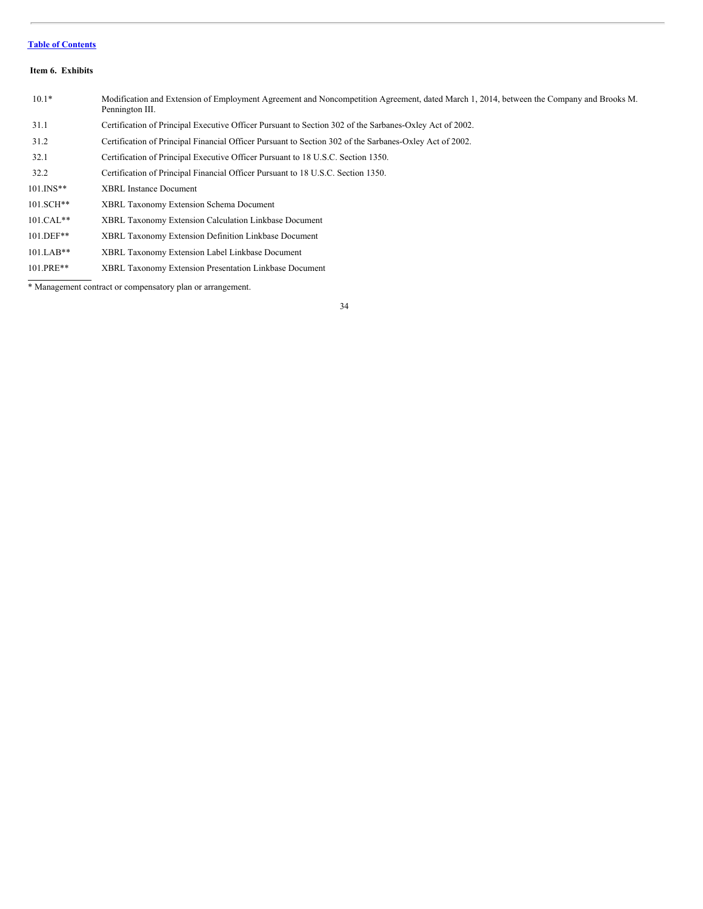[Table of Contents](#)

**Item 6. Exhibits**

| | |
|---|---|
| 10.1* | Modification and Extension of Employment Agreement and Noncompetition Agreement, dated March 1, 2014, between the Company and Brooks M. Pennington III. |
| 31.1 | Certification of Principal Executive Officer Pursuant to Section 302 of the Sarbanes-Oxley Act of 2002. |
| 31.2 | Certification of Principal Financial Officer Pursuant to Section 302 of the Sarbanes-Oxley Act of 2002. |
| 32.1 | Certification of Principal Executive Officer Pursuant to 18 U.S.C. Section 1350. |
| 32.2 | Certification of Principal Financial Officer Pursuant to 18 U.S.C. Section 1350. |
| 101.INS** | XBRL Instance Document |
| 101.SCH** | XBRL Taxonomy Extension Schema Document |
| 101.CAL** | XBRL Taxonomy Extension Calculation Linkbase Document |
| 101.DEF** | XBRL Taxonomy Extension Definition Linkbase Document |
| 101.LAB** | XBRL Taxonomy Extension Label Linkbase Document |
| 101.PRE** | XBRL Taxonomy Extension Presentation Linkbase Document |

* Management contract or compensatory plan or arrangement.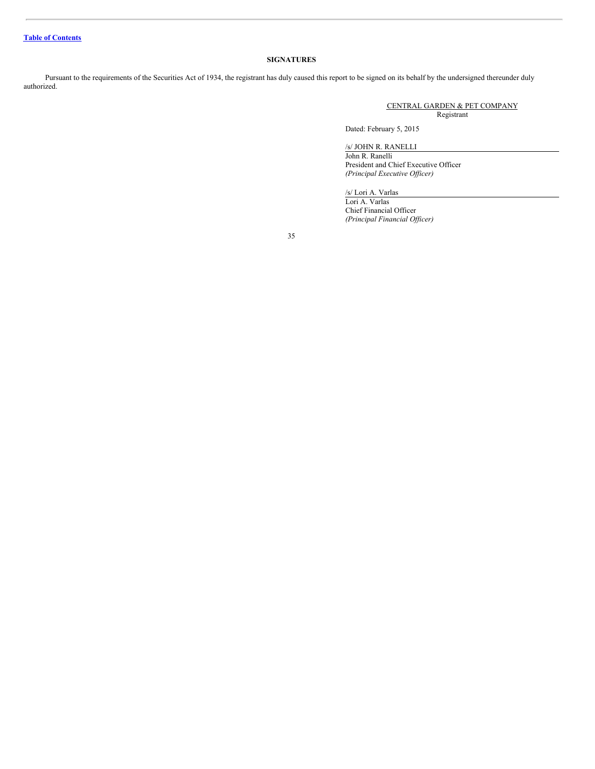[Table of Contents]

## SIGNATURES

Pursuant to the requirements of the Securities Act of 1934, the registrant has duly caused this report to be signed on its behalf by the undersigned thereunder duly authorized.

CENTRAL GARDEN & PET COMPANY
Registrant

Dated: February 5, 2015

/s/ JOHN R. RANELLI
John R. Ranelli
President and Chief Executive Officer
*(Principal Executive Officer)*

/s/ Lori A. Varlas
Lori A. Varlas
Chief Financial Officer
*(Principal Financial Officer)*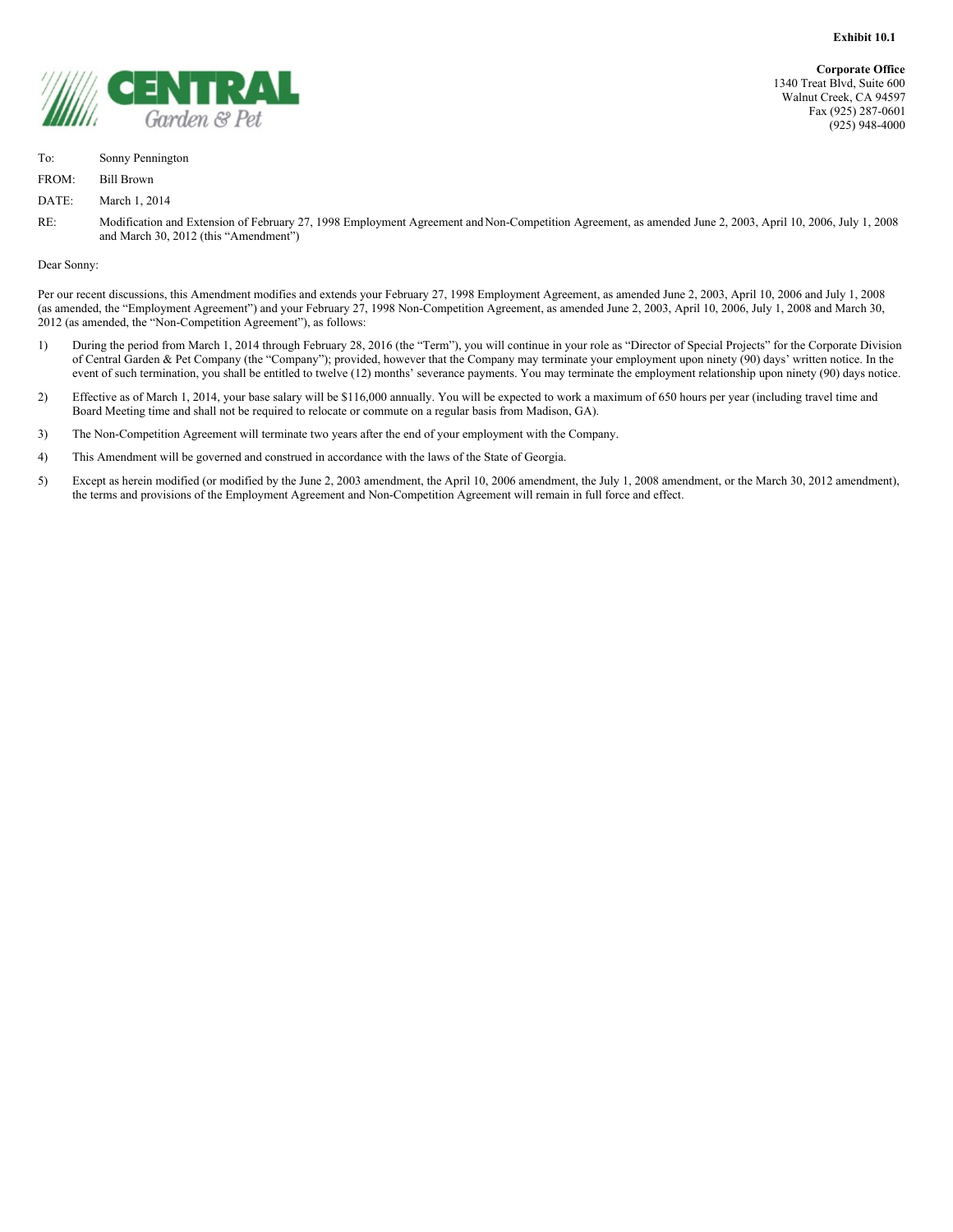**Exhibit 10.1**

CENTRAL Garden & Pet

**Corporate Office**
1340 Treat Blvd, Suite 600
Walnut Creek, CA 94597
Fax (925) 287-0601
(925) 948-4000

To: Sonny Pennington

FROM: Bill Brown

DATE: March 1, 2014

RE: Modification and Extension of February 27, 1998 Employment Agreement and Non-Competition Agreement, as amended June 2, 2003, April 10, 2006, July 1, 2008 and March 30, 2012 (this "Amendment")

Dear Sonny:

Per our recent discussions, this Amendment modifies and extends your February 27, 1998 Employment Agreement, as amended June 2, 2003, April 10, 2006 and July 1, 2008 (as amended, the "Employment Agreement") and your February 27, 1998 Non-Competition Agreement, as amended June 2, 2003, April 10, 2006, July 1, 2008 and March 30, 2012 (as amended, the "Non-Competition Agreement"), as follows:

1) During the period from March 1, 2014 through February 28, 2016 (the "Term"), you will continue in your role as "Director of Special Projects" for the Corporate Division of Central Garden & Pet Company (the "Company"); provided, however that the Company may terminate your employment upon ninety (90) days' written notice. In the event of such termination, you shall be entitled to twelve (12) months' severance payments. You may terminate the employment relationship upon ninety (90) days notice.

2) Effective as of March 1, 2014, your base salary will be $116,000 annually. You will be expected to work a maximum of 650 hours per year (including travel time and Board Meeting time and shall not be required to relocate or commute on a regular basis from Madison, GA).

3) The Non-Competition Agreement will terminate two years after the end of your employment with the Company.

4) This Amendment will be governed and construed in accordance with the laws of the State of Georgia.

5) Except as herein modified (or modified by the June 2, 2003 amendment, the April 10, 2006 amendment, the July 1, 2008 amendment, or the March 30, 2012 amendment), the terms and provisions of the Employment Agreement and Non-Competition Agreement will remain in full force and effect.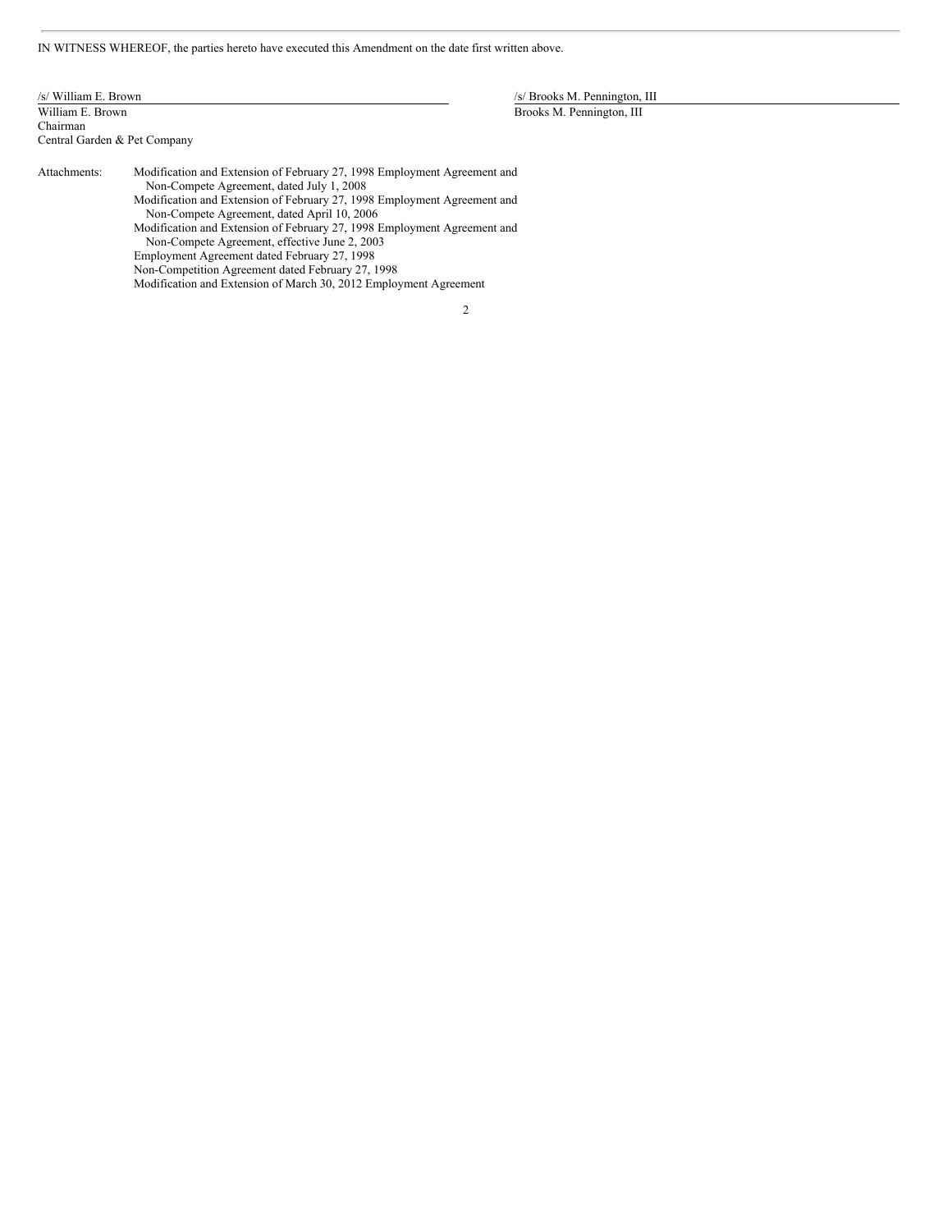IN WITNESS WHEREOF, the parties hereto have executed this Amendment on the date first written above.

| | |
|---|---|
| /s/ William E. Brown | /s/ Brooks M. Pennington, III |
| William E. Brown | Brooks M. Pennington, III |
| Chairman | |
| Central Garden & Pet Company | |

Attachments:

- Modification and Extension of February 27, 1998 Employment Agreement and Non-Compete Agreement, dated July 1, 2008
- Modification and Extension of February 27, 1998 Employment Agreement and Non-Compete Agreement, dated April 10, 2006
- Modification and Extension of February 27, 1998 Employment Agreement and Non-Compete Agreement, effective June 2, 2003
- Employment Agreement dated February 27, 1998
- Non-Competition Agreement dated February 27, 1998
- Modification and Extension of March 30, 2012 Employment Agreement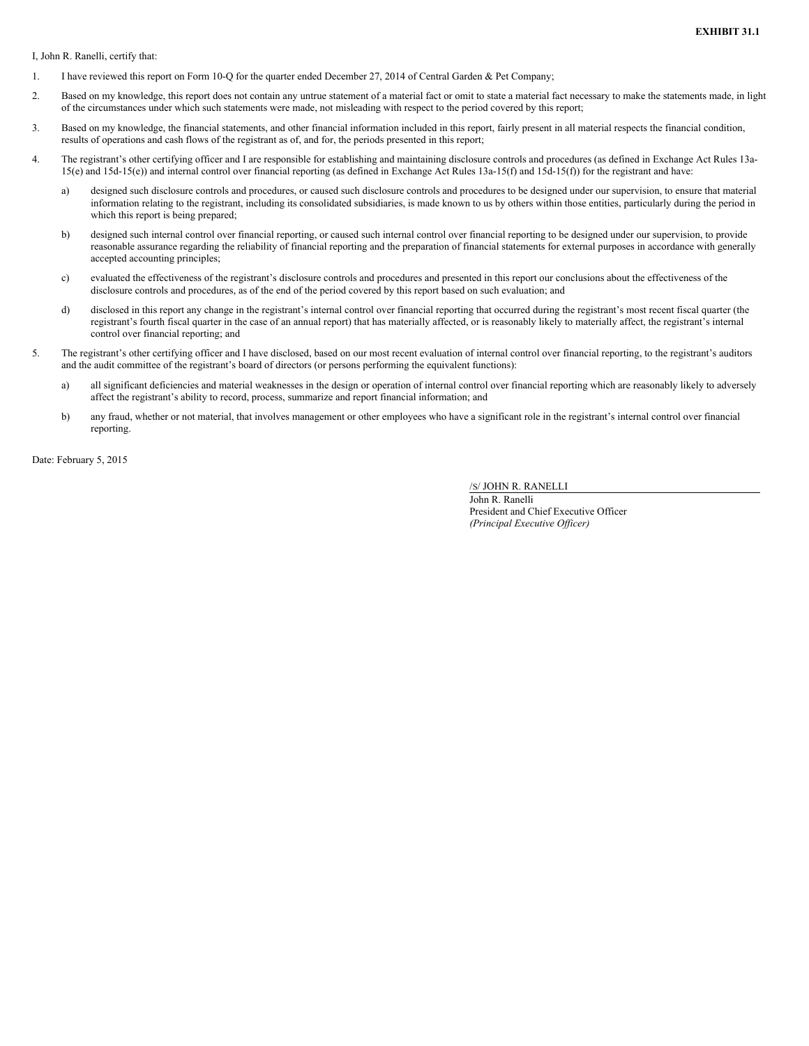**EXHIBIT 31.1**

I, John R. Ranelli, certify that:

1. I have reviewed this report on Form 10-Q for the quarter ended December 27, 2014 of Central Garden & Pet Company;

2. Based on my knowledge, this report does not contain any untrue statement of a material fact or omit to state a material fact necessary to make the statements made, in light of the circumstances under which such statements were made, not misleading with respect to the period covered by this report;

3. Based on my knowledge, the financial statements, and other financial information included in this report, fairly present in all material respects the financial condition, results of operations and cash flows of the registrant as of, and for, the periods presented in this report;

4. The registrant's other certifying officer and I are responsible for establishing and maintaining disclosure controls and procedures (as defined in Exchange Act Rules 13a-15(e) and 15d-15(e)) and internal control over financial reporting (as defined in Exchange Act Rules 13a-15(f) and 15d-15(f)) for the registrant and have:

   a) designed such disclosure controls and procedures, or caused such disclosure controls and procedures to be designed under our supervision, to ensure that material information relating to the registrant, including its consolidated subsidiaries, is made known to us by others within those entities, particularly during the period in which this report is being prepared;

   b) designed such internal control over financial reporting, or caused such internal control over financial reporting to be designed under our supervision, to provide reasonable assurance regarding the reliability of financial reporting and the preparation of financial statements for external purposes in accordance with generally accepted accounting principles;

   c) evaluated the effectiveness of the registrant's disclosure controls and procedures and presented in this report our conclusions about the effectiveness of the disclosure controls and procedures, as of the end of the period covered by this report based on such evaluation; and

   d) disclosed in this report any change in the registrant's internal control over financial reporting that occurred during the registrant's most recent fiscal quarter (the registrant's fourth fiscal quarter in the case of an annual report) that has materially affected, or is reasonably likely to materially affect, the registrant's internal control over financial reporting; and

5. The registrant's other certifying officer and I have disclosed, based on our most recent evaluation of internal control over financial reporting, to the registrant's auditors and the audit committee of the registrant's board of directors (or persons performing the equivalent functions):

   a) all significant deficiencies and material weaknesses in the design or operation of internal control over financial reporting which are reasonably likely to adversely affect the registrant's ability to record, process, summarize and report financial information; and

   b) any fraud, whether or not material, that involves management or other employees who have a significant role in the registrant's internal control over financial reporting.

Date: February 5, 2015

/S/ JOHN R. RANELLI

John R. Ranelli
President and Chief Executive Officer
*(Principal Executive Officer)*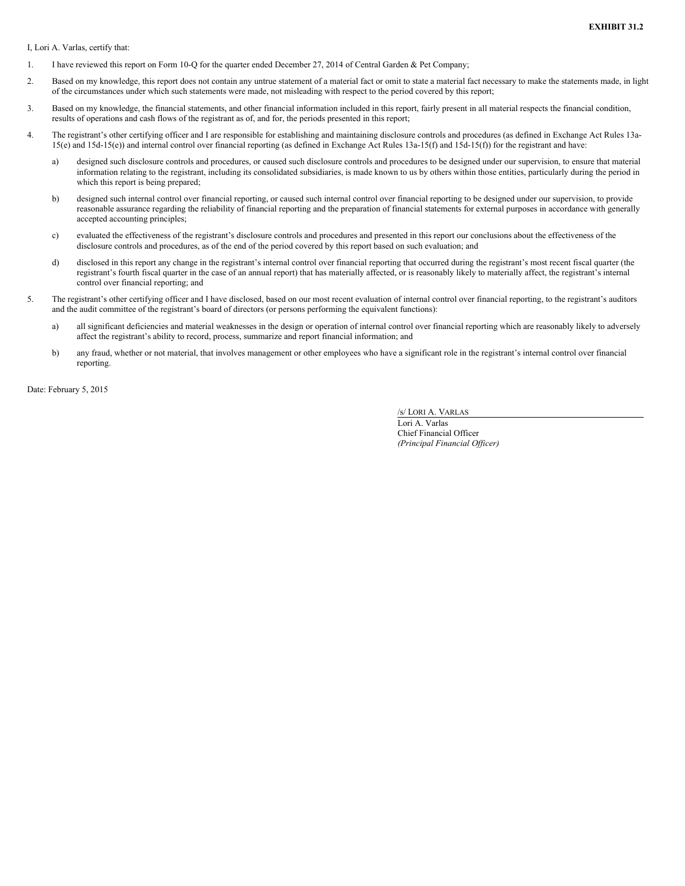**EXHIBIT 31.2**

I, Lori A. Varlas, certify that:

1. I have reviewed this report on Form 10-Q for the quarter ended December 27, 2014 of Central Garden & Pet Company;
2. Based on my knowledge, this report does not contain any untrue statement of a material fact or omit to state a material fact necessary to make the statements made, in light of the circumstances under which such statements were made, not misleading with respect to the period covered by this report;
3. Based on my knowledge, the financial statements, and other financial information included in this report, fairly present in all material respects the financial condition, results of operations and cash flows of the registrant as of, and for, the periods presented in this report;
4. The registrant's other certifying officer and I are responsible for establishing and maintaining disclosure controls and procedures (as defined in Exchange Act Rules 13a-15(e) and 15d-15(e)) and internal control over financial reporting (as defined in Exchange Act Rules 13a-15(f) and 15d-15(f)) for the registrant and have:
   a) designed such disclosure controls and procedures, or caused such disclosure controls and procedures to be designed under our supervision, to ensure that material information relating to the registrant, including its consolidated subsidiaries, is made known to us by others within those entities, particularly during the period in which this report is being prepared;
   b) designed such internal control over financial reporting, or caused such internal control over financial reporting to be designed under our supervision, to provide reasonable assurance regarding the reliability of financial reporting and the preparation of financial statements for external purposes in accordance with generally accepted accounting principles;
   c) evaluated the effectiveness of the registrant's disclosure controls and procedures and presented in this report our conclusions about the effectiveness of the disclosure controls and procedures, as of the end of the period covered by this report based on such evaluation; and
   d) disclosed in this report any change in the registrant's internal control over financial reporting that occurred during the registrant's most recent fiscal quarter (the registrant's fourth fiscal quarter in the case of an annual report) that has materially affected, or is reasonably likely to materially affect, the registrant's internal control over financial reporting; and
5. The registrant's other certifying officer and I have disclosed, based on our most recent evaluation of internal control over financial reporting, to the registrant's auditors and the audit committee of the registrant's board of directors (or persons performing the equivalent functions):
   a) all significant deficiencies and material weaknesses in the design or operation of internal control over financial reporting which are reasonably likely to adversely affect the registrant's ability to record, process, summarize and report financial information; and
   b) any fraud, whether or not material, that involves management or other employees who have a significant role in the registrant's internal control over financial reporting.

Date: February 5, 2015

/s/ LORI A. VARLAS

Lori A. Varlas
Chief Financial Officer
*(Principal Financial Officer)*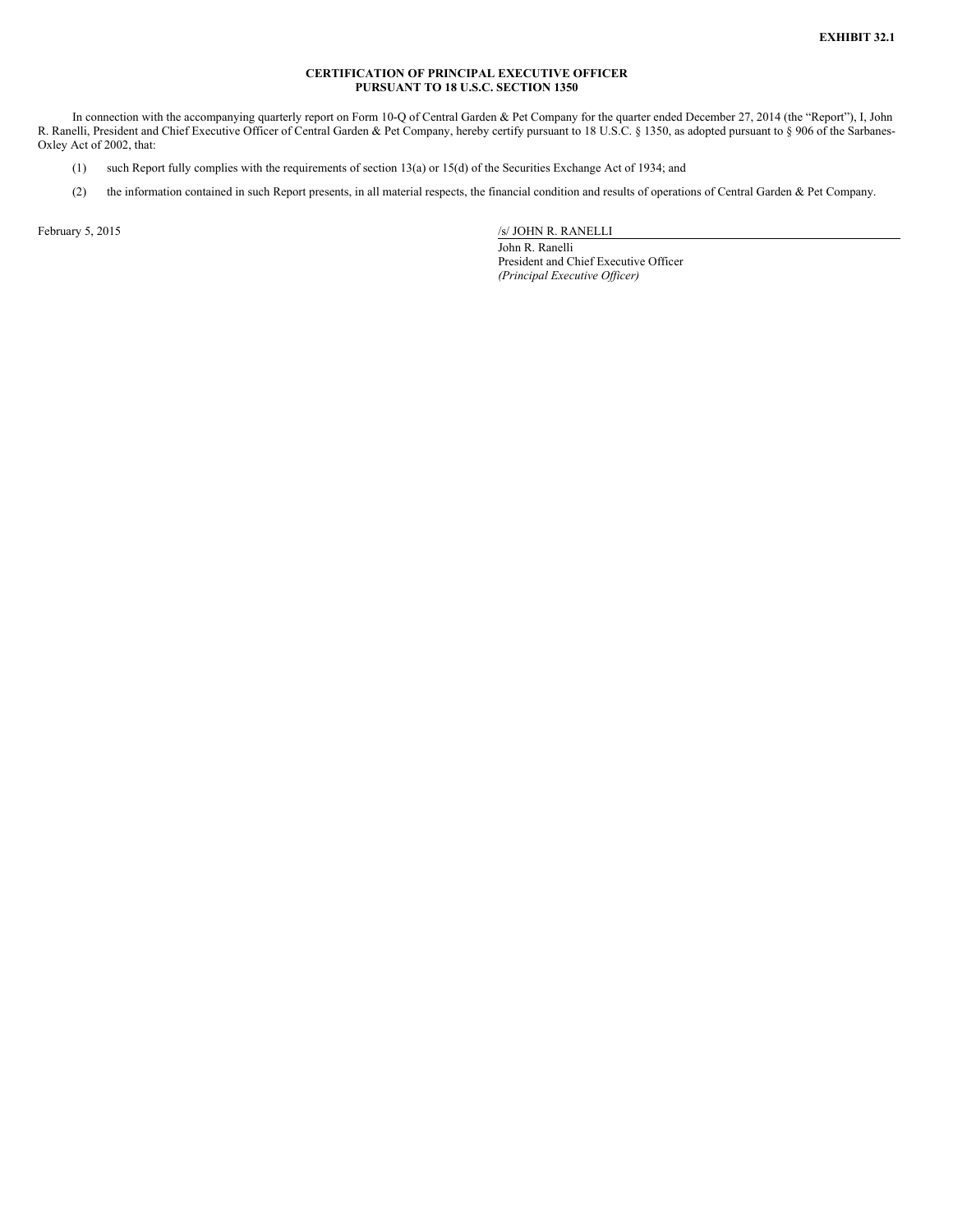**EXHIBIT 32.1**

**CERTIFICATION OF PRINCIPAL EXECUTIVE OFFICER
PURSUANT TO 18 U.S.C. SECTION 1350**

In connection with the accompanying quarterly report on Form 10-Q of Central Garden & Pet Company for the quarter ended December 27, 2014 (the "Report"), I, John R. Ranelli, President and Chief Executive Officer of Central Garden & Pet Company, hereby certify pursuant to 18 U.S.C. § 1350, as adopted pursuant to § 906 of the Sarbanes-Oxley Act of 2002, that:

(1) such Report fully complies with the requirements of section 13(a) or 15(d) of the Securities Exchange Act of 1934; and

(2) the information contained in such Report presents, in all material respects, the financial condition and results of operations of Central Garden & Pet Company.

February 5, 2015

/s/ JOHN R. RANELLI

John R. Ranelli
President and Chief Executive Officer
*(Principal Executive Officer)*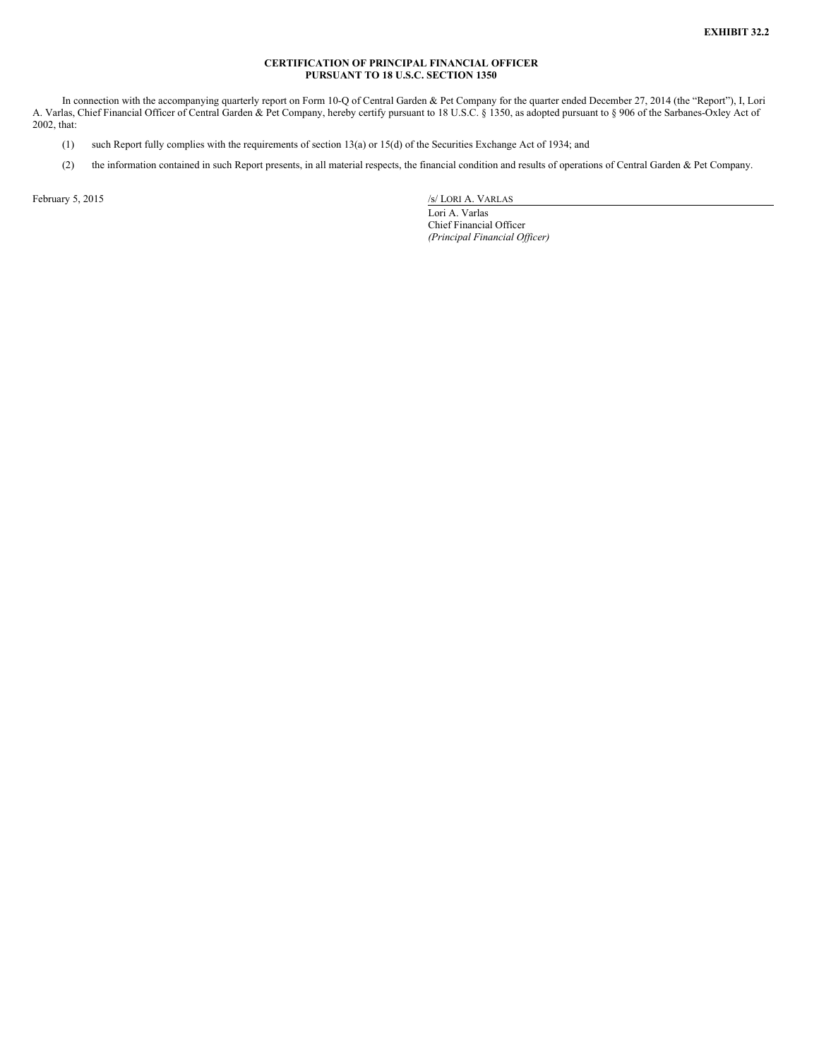**EXHIBIT 32.2**

**CERTIFICATION OF PRINCIPAL FINANCIAL OFFICER PURSUANT TO 18 U.S.C. SECTION 1350**

In connection with the accompanying quarterly report on Form 10-Q of Central Garden & Pet Company for the quarter ended December 27, 2014 (the "Report"), I, Lori A. Varlas, Chief Financial Officer of Central Garden & Pet Company, hereby certify pursuant to 18 U.S.C. § 1350, as adopted pursuant to § 906 of the Sarbanes-Oxley Act of 2002, that:

(1) such Report fully complies with the requirements of section 13(a) or 15(d) of the Securities Exchange Act of 1934; and

(2) the information contained in such Report presents, in all material respects, the financial condition and results of operations of Central Garden & Pet Company.

February 5, 2015

/s/ LORI A. VARLAS

Lori A. Varlas
Chief Financial Officer
*(Principal Financial Officer)*